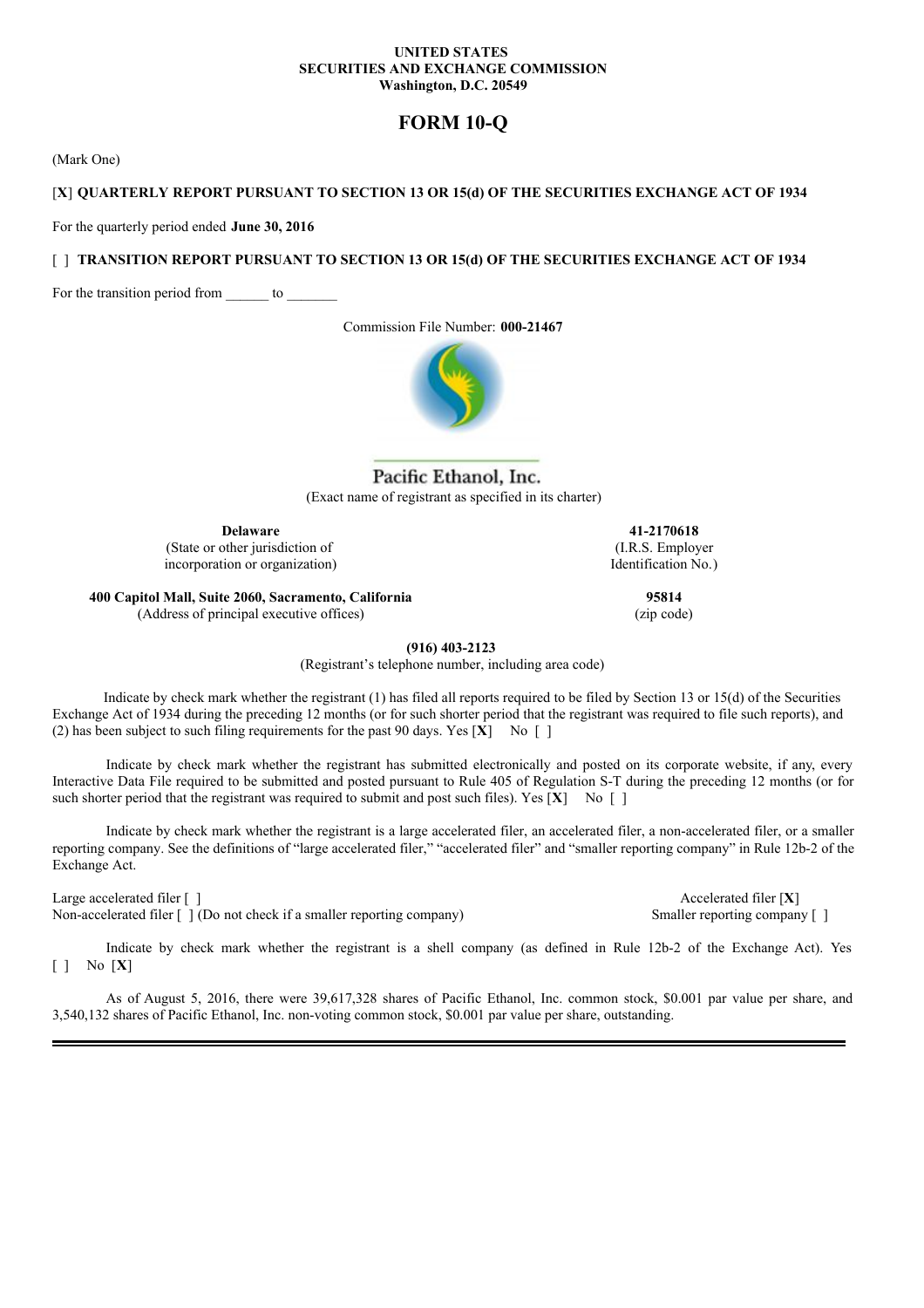**UNITED STATES**
**SECURITIES AND EXCHANGE COMMISSION**
**Washington, D.C. 20549**

# FORM 10-Q

(Mark One)

[**X**] **QUARTERLY REPORT PURSUANT TO SECTION 13 OR 15(d) OF THE SECURITIES EXCHANGE ACT OF 1934**

For the quarterly period ended **June 30, 2016**

[ ] **TRANSITION REPORT PURSUANT TO SECTION 13 OR 15(d) OF THE SECURITIES EXCHANGE ACT OF 1934**

For the transition period from ______ to _______

Commission File Number: **000-21467**

Pacific Ethanol, Inc.
(Exact name of registrant as specified in its charter)

| **Delaware** | **41-2170618** |
|---|---|
| (State or other jurisdiction of incorporation or organization) | (I.R.S. Employer Identification No.) |
| **400 Capitol Mall, Suite 2060, Sacramento, California** | **95814** |
| (Address of principal executive offices) | (zip code) |

**(916) 403-2123**
(Registrant's telephone number, including area code)

Indicate by check mark whether the registrant (1) has filed all reports required to be filed by Section 13 or 15(d) of the Securities Exchange Act of 1934 during the preceding 12 months (or for such shorter period that the registrant was required to file such reports), and (2) has been subject to such filing requirements for the past 90 days. Yes [**X**] No [ ]

Indicate by check mark whether the registrant has submitted electronically and posted on its corporate website, if any, every Interactive Data File required to be submitted and posted pursuant to Rule 405 of Regulation S-T during the preceding 12 months (or for such shorter period that the registrant was required to submit and post such files). Yes [**X**] No [ ]

Indicate by check mark whether the registrant is a large accelerated filer, an accelerated filer, a non-accelerated filer, or a smaller reporting company. See the definitions of "large accelerated filer," "accelerated filer" and "smaller reporting company" in Rule 12b-2 of the Exchange Act.

| | |
|---|---|
| Large accelerated filer [ ] | Accelerated filer [**X**] |
| Non-accelerated filer [ ] (Do not check if a smaller reporting company) | Smaller reporting company [ ] |

Indicate by check mark whether the registrant is a shell company (as defined in Rule 12b-2 of the Exchange Act). Yes [ ] No [**X**]

As of August 5, 2016, there were 39,617,328 shares of Pacific Ethanol, Inc. common stock, $0.001 par value per share, and 3,540,132 shares of Pacific Ethanol, Inc. non-voting common stock, $0.001 par value per share, outstanding.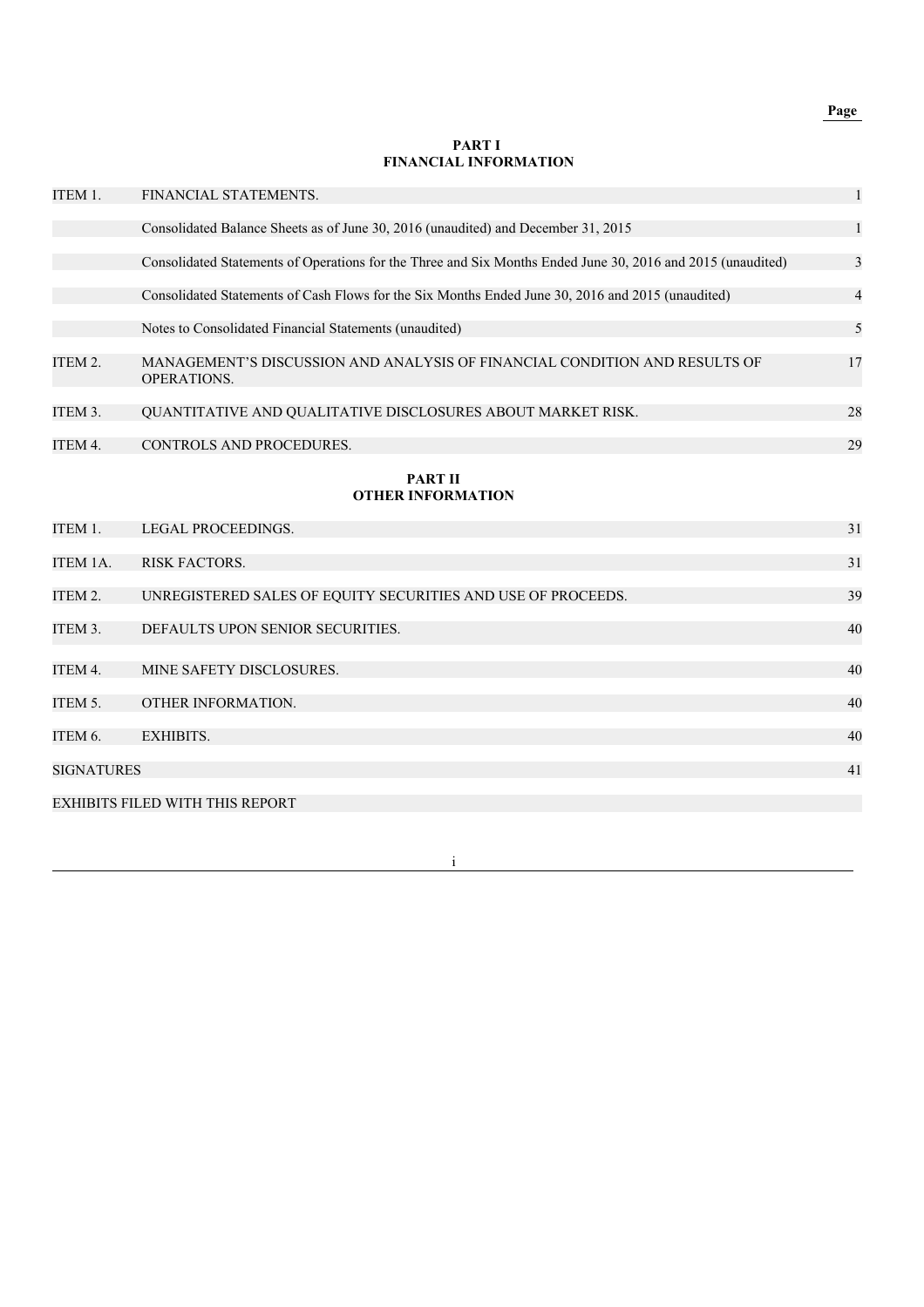| | | Page |
|---|---|---|
| | **PART I** **FINANCIAL INFORMATION** | |
| ITEM 1. | FINANCIAL STATEMENTS. | 1 |
| | Consolidated Balance Sheets as of June 30, 2016 (unaudited) and December 31, 2015 | 1 |
| | Consolidated Statements of Operations for the Three and Six Months Ended June 30, 2016 and 2015 (unaudited) | 3 |
| | Consolidated Statements of Cash Flows for the Six Months Ended June 30, 2016 and 2015 (unaudited) | 4 |
| | Notes to Consolidated Financial Statements (unaudited) | 5 |
| ITEM 2. | MANAGEMENT'S DISCUSSION AND ANALYSIS OF FINANCIAL CONDITION AND RESULTS OF OPERATIONS. | 17 |
| ITEM 3. | QUANTITATIVE AND QUALITATIVE DISCLOSURES ABOUT MARKET RISK. | 28 |
| ITEM 4. | CONTROLS AND PROCEDURES. | 29 |
| | **PART II** **OTHER INFORMATION** | |
| ITEM 1. | LEGAL PROCEEDINGS. | 31 |
| ITEM 1A. | RISK FACTORS. | 31 |
| ITEM 2. | UNREGISTERED SALES OF EQUITY SECURITIES AND USE OF PROCEEDS. | 39 |
| ITEM 3. | DEFAULTS UPON SENIOR SECURITIES. | 40 |
| ITEM 4. | MINE SAFETY DISCLOSURES. | 40 |
| ITEM 5. | OTHER INFORMATION. | 40 |
| ITEM 6. | EXHIBITS. | 40 |
| SIGNATURES | | 41 |
| EXHIBITS FILED WITH THIS REPORT | | |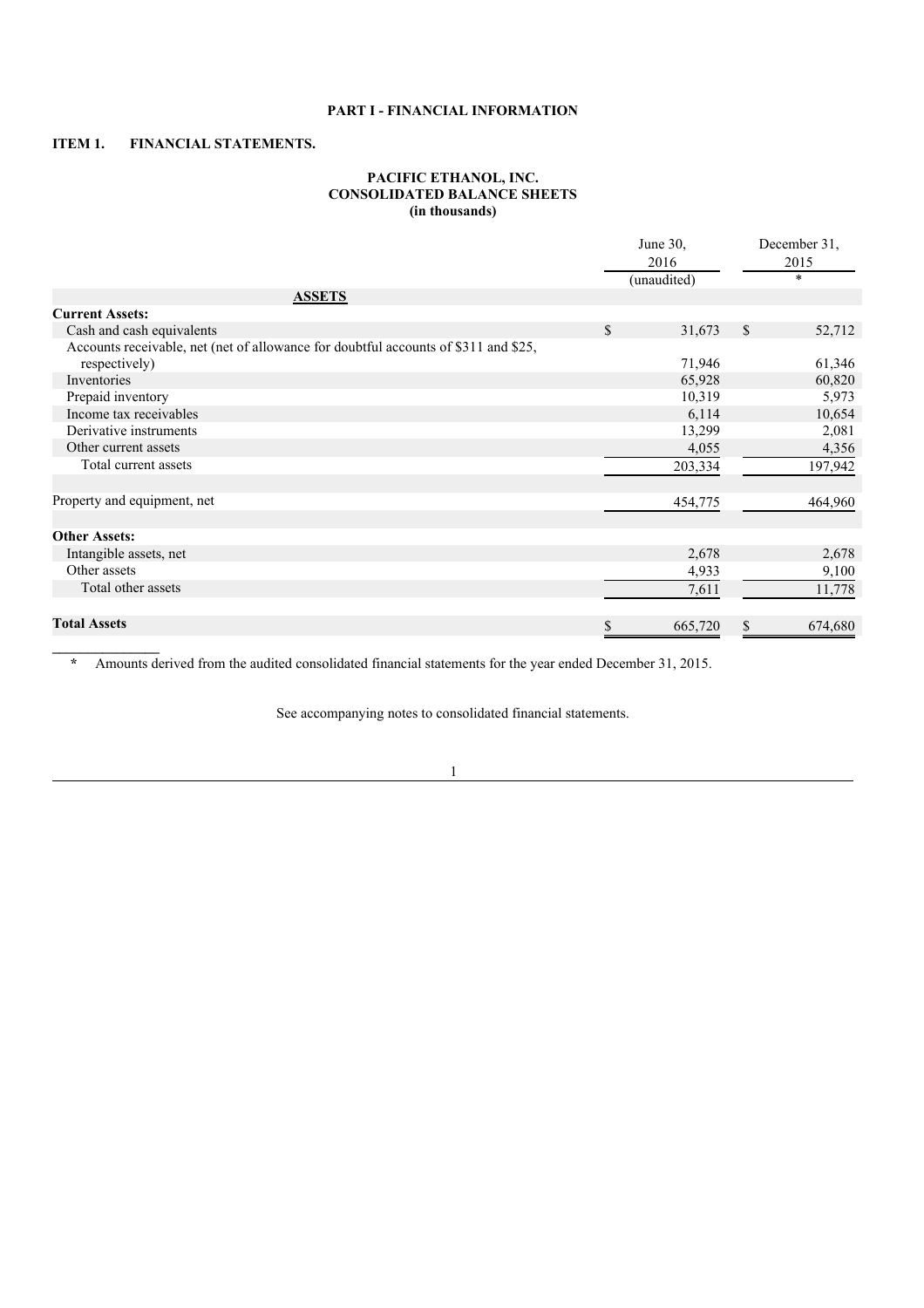## PART I - FINANCIAL INFORMATION

## ITEM 1. FINANCIAL STATEMENTS.

### PACIFIC ETHANOL, INC.
### CONSOLIDATED BALANCE SHEETS
### (in thousands)

| | June 30, 2016 (unaudited) | December 31, 2015 * |
|---|---|---|
| **ASSETS** | | |
| **Current Assets:** | | |
| Cash and cash equivalents | $ 31,673 | $ 52,712 |
| Accounts receivable, net (net of allowance for doubtful accounts of $311 and $25, respectively) | 71,946 | 61,346 |
| Inventories | 65,928 | 60,820 |
| Prepaid inventory | 10,319 | 5,973 |
| Income tax receivables | 6,114 | 10,654 |
| Derivative instruments | 13,299 | 2,081 |
| Other current assets | 4,055 | 4,356 |
| Total current assets | 203,334 | 197,942 |
| | | |
| Property and equipment, net | 454,775 | 464,960 |
| | | |
| **Other Assets:** | | |
| Intangible assets, net | 2,678 | 2,678 |
| Other assets | 4,933 | 9,100 |
| Total other assets | 7,611 | 11,778 |
| | | |
| **Total Assets** | $ 665,720 | $ 674,680 |

\* Amounts derived from the audited consolidated financial statements for the year ended December 31, 2015.

See accompanying notes to consolidated financial statements.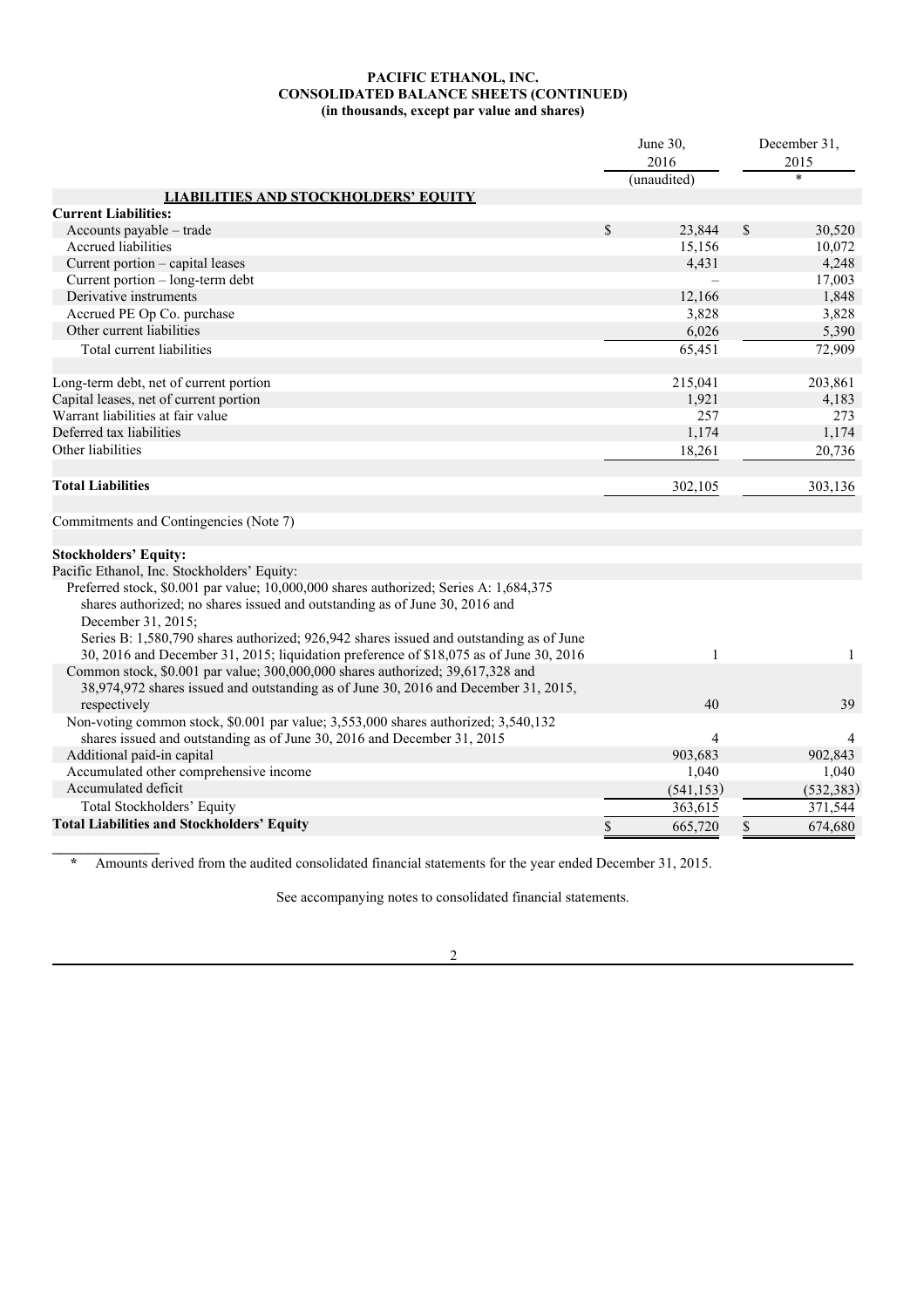**PACIFIC ETHANOL, INC.**
**CONSOLIDATED BALANCE SHEETS (CONTINUED)**
**(in thousands, except par value and shares)**

| | June 30, 2016 (unaudited) | December 31, 2015 * |
|---|---|---|
| **LIABILITIES AND STOCKHOLDERS' EQUITY** | | |
| **Current Liabilities:** | | |
| Accounts payable – trade | $ 23,844 | $ 30,520 |
| Accrued liabilities | 15,156 | 10,072 |
| Current portion – capital leases | 4,431 | 4,248 |
| Current portion – long-term debt | – | 17,003 |
| Derivative instruments | 12,166 | 1,848 |
| Accrued PE Op Co. purchase | 3,828 | 3,828 |
| Other current liabilities | 6,026 | 5,390 |
| Total current liabilities | 65,451 | 72,909 |
| | | |
| Long-term debt, net of current portion | 215,041 | 203,861 |
| Capital leases, net of current portion | 1,921 | 4,183 |
| Warrant liabilities at fair value | 257 | 273 |
| Deferred tax liabilities | 1,174 | 1,174 |
| Other liabilities | 18,261 | 20,736 |
| | | |
| **Total Liabilities** | 302,105 | 303,136 |
| | | |
| Commitments and Contingencies (Note 7) | | |
| | | |
| **Stockholders' Equity:** | | |
| Pacific Ethanol, Inc. Stockholders' Equity: | | |
| Preferred stock, $0.001 par value; 10,000,000 shares authorized; Series A: 1,684,375 shares authorized; no shares issued and outstanding as of June 30, 2016 and December 31, 2015; | | |
| Series B: 1,580,790 shares authorized; 926,942 shares issued and outstanding as of June 30, 2016 and December 31, 2015; liquidation preference of $18,075 as of June 30, 2016 | 1 | 1 |
| Common stock, $0.001 par value; 300,000,000 shares authorized; 39,617,328 and 38,974,972 shares issued and outstanding as of June 30, 2016 and December 31, 2015, respectively | 40 | 39 |
| Non-voting common stock, $0.001 par value; 3,553,000 shares authorized; 3,540,132 shares issued and outstanding as of June 30, 2016 and December 31, 2015 | 4 | 4 |
| Additional paid-in capital | 903,683 | 902,843 |
| Accumulated other comprehensive income | 1,040 | 1,040 |
| Accumulated deficit | (541,153) | (532,383) |
| Total Stockholders' Equity | 363,615 | 371,544 |
| **Total Liabilities and Stockholders' Equity** | $ 665,720 | $ 674,680 |

\* Amounts derived from the audited consolidated financial statements for the year ended December 31, 2015.

See accompanying notes to consolidated financial statements.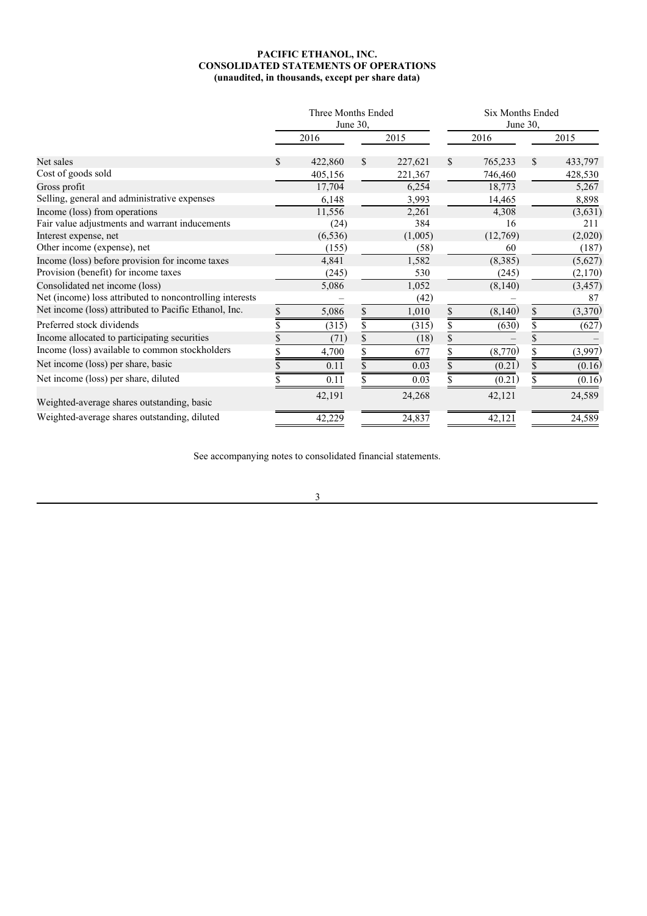**PACIFIC ETHANOL, INC.**
**CONSOLIDATED STATEMENTS OF OPERATIONS**
**(unaudited, in thousands, except per share data)**

| | Three Months Ended June 30, | | Six Months Ended June 30, | |
|---|---|---|---|---|
| | 2016 | 2015 | 2016 | 2015 |
| Net sales | $ 422,860 | $ 227,621 | $ 765,233 | $ 433,797 |
| Cost of goods sold | 405,156 | 221,367 | 746,460 | 428,530 |
| Gross profit | 17,704 | 6,254 | 18,773 | 5,267 |
| Selling, general and administrative expenses | 6,148 | 3,993 | 14,465 | 8,898 |
| Income (loss) from operations | 11,556 | 2,261 | 4,308 | (3,631) |
| Fair value adjustments and warrant inducements | (24) | 384 | 16 | 211 |
| Interest expense, net | (6,536) | (1,005) | (12,769) | (2,020) |
| Other income (expense), net | (155) | (58) | 60 | (187) |
| Income (loss) before provision for income taxes | 4,841 | 1,582 | (8,385) | (5,627) |
| Provision (benefit) for income taxes | (245) | 530 | (245) | (2,170) |
| Consolidated net income (loss) | 5,086 | 1,052 | (8,140) | (3,457) |
| Net (income) loss attributed to noncontrolling interests | – | (42) | – | 87 |
| Net income (loss) attributed to Pacific Ethanol, Inc. | $ 5,086 | $ 1,010 | $ (8,140) | $ (3,370) |
| Preferred stock dividends | $ (315) | $ (315) | $ (630) | $ (627) |
| Income allocated to participating securities | $ (71) | $ (18) | $ – | $ – |
| Income (loss) available to common stockholders | $ 4,700 | $ 677 | $ (8,770) | $ (3,997) |
| Net income (loss) per share, basic | $ 0.11 | $ 0.03 | $ (0.21) | $ (0.16) |
| Net income (loss) per share, diluted | $ 0.11 | $ 0.03 | $ (0.21) | $ (0.16) |
| Weighted-average shares outstanding, basic | 42,191 | 24,268 | 42,121 | 24,589 |
| Weighted-average shares outstanding, diluted | 42,229 | 24,837 | 42,121 | 24,589 |

See accompanying notes to consolidated financial statements.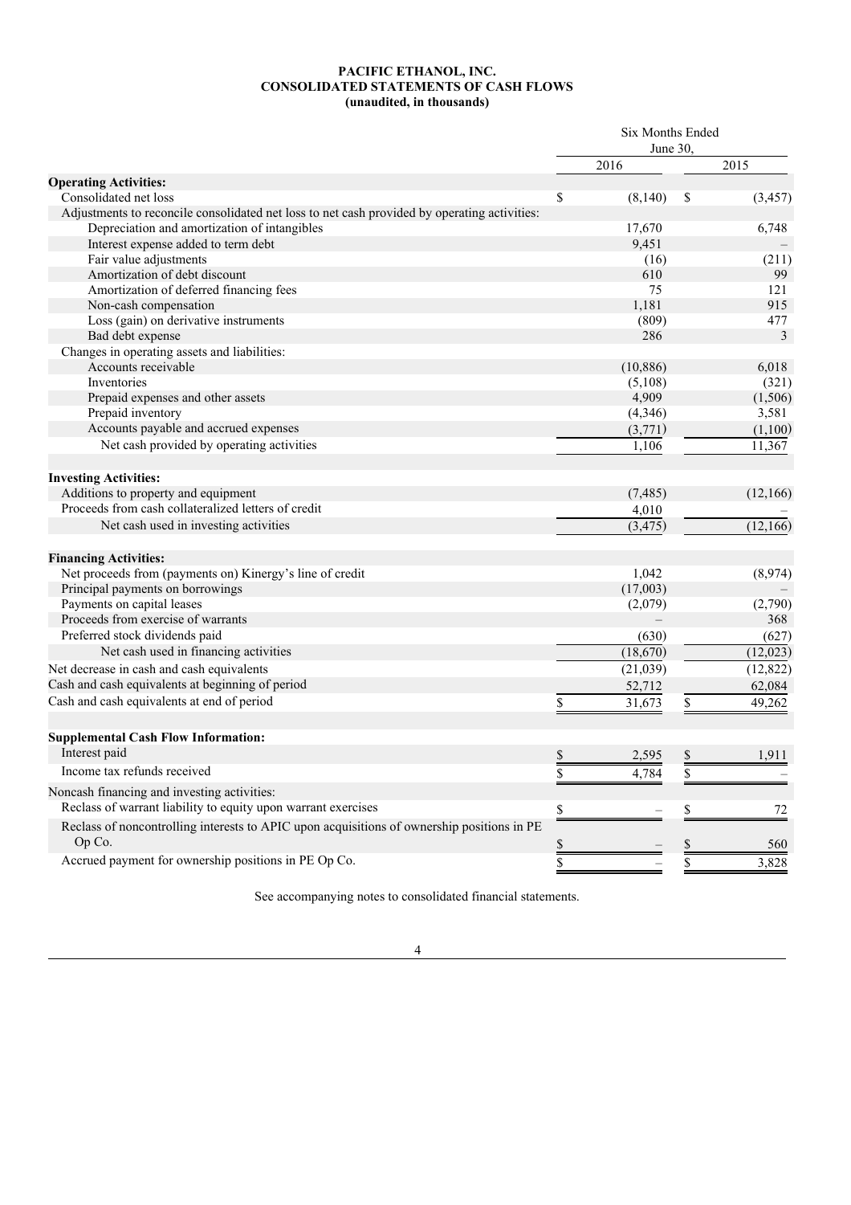**PACIFIC ETHANOL, INC.**
**CONSOLIDATED STATEMENTS OF CASH FLOWS**
**(unaudited, in thousands)**

| | Six Months Ended June 30, | |
|---|---|---|
| | 2016 | 2015 |
| **Operating Activities:** | | |
| Consolidated net loss | $ (8,140) | $ (3,457) |
| Adjustments to reconcile consolidated net loss to net cash provided by operating activities: | | |
| Depreciation and amortization of intangibles | 17,670 | 6,748 |
| Interest expense added to term debt | 9,451 | – |
| Fair value adjustments | (16) | (211) |
| Amortization of debt discount | 610 | 99 |
| Amortization of deferred financing fees | 75 | 121 |
| Non-cash compensation | 1,181 | 915 |
| Loss (gain) on derivative instruments | (809) | 477 |
| Bad debt expense | 286 | 3 |
| Changes in operating assets and liabilities: | | |
| Accounts receivable | (10,886) | 6,018 |
| Inventories | (5,108) | (321) |
| Prepaid expenses and other assets | 4,909 | (1,506) |
| Prepaid inventory | (4,346) | 3,581 |
| Accounts payable and accrued expenses | (3,771) | (1,100) |
| Net cash provided by operating activities | 1,106 | 11,367 |
| | | |
| **Investing Activities:** | | |
| Additions to property and equipment | (7,485) | (12,166) |
| Proceeds from cash collateralized letters of credit | 4,010 | – |
| Net cash used in investing activities | (3,475) | (12,166) |
| | | |
| **Financing Activities:** | | |
| Net proceeds from (payments on) Kinergy's line of credit | 1,042 | (8,974) |
| Principal payments on borrowings | (17,003) | – |
| Payments on capital leases | (2,079) | (2,790) |
| Proceeds from exercise of warrants | – | 368 |
| Preferred stock dividends paid | (630) | (627) |
| Net cash used in financing activities | (18,670) | (12,023) |
| Net decrease in cash and cash equivalents | (21,039) | (12,822) |
| Cash and cash equivalents at beginning of period | 52,712 | 62,084 |
| Cash and cash equivalents at end of period | $ 31,673 | $ 49,262 |
| | | |
| **Supplemental Cash Flow Information:** | | |
| Interest paid | $ 2,595 | $ 1,911 |
| Income tax refunds received | $ 4,784 | $ – |
| Noncash financing and investing activities: | | |
| Reclass of warrant liability to equity upon warrant exercises | $ – | $ 72 |
| Reclass of noncontrolling interests to APIC upon acquisitions of ownership positions in PE Op Co. | $ – | $ 560 |
| Accrued payment for ownership positions in PE Op Co. | $ – | $ 3,828 |

See accompanying notes to consolidated financial statements.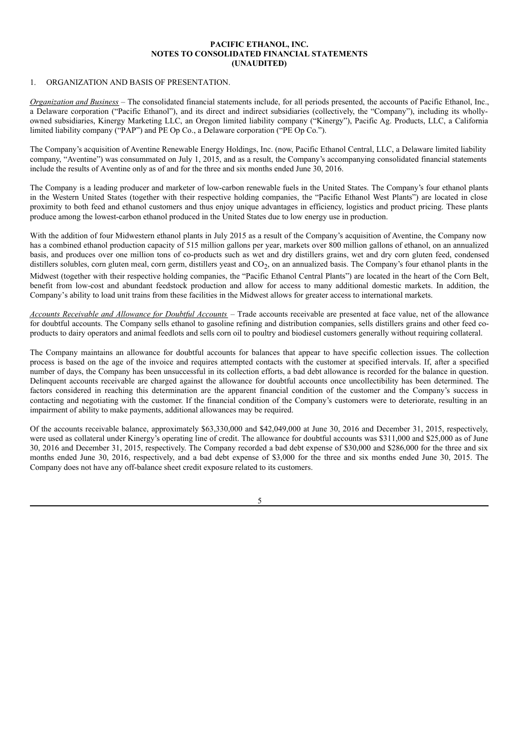**PACIFIC ETHANOL, INC.**
**NOTES TO CONSOLIDATED FINANCIAL STATEMENTS**
**(UNAUDITED)**

1. ORGANIZATION AND BASIS OF PRESENTATION.

*Organization and Business* – The consolidated financial statements include, for all periods presented, the accounts of Pacific Ethanol, Inc., a Delaware corporation ("Pacific Ethanol"), and its direct and indirect subsidiaries (collectively, the "Company"), including its wholly-owned subsidiaries, Kinergy Marketing LLC, an Oregon limited liability company ("Kinergy"), Pacific Ag. Products, LLC, a California limited liability company ("PAP") and PE Op Co., a Delaware corporation ("PE Op Co.").

The Company's acquisition of Aventine Renewable Energy Holdings, Inc. (now, Pacific Ethanol Central, LLC, a Delaware limited liability company, "Aventine") was consummated on July 1, 2015, and as a result, the Company's accompanying consolidated financial statements include the results of Aventine only as of and for the three and six months ended June 30, 2016.

The Company is a leading producer and marketer of low-carbon renewable fuels in the United States. The Company's four ethanol plants in the Western United States (together with their respective holding companies, the "Pacific Ethanol West Plants") are located in close proximity to both feed and ethanol customers and thus enjoy unique advantages in efficiency, logistics and product pricing. These plants produce among the lowest-carbon ethanol produced in the United States due to low energy use in production.

With the addition of four Midwestern ethanol plants in July 2015 as a result of the Company's acquisition of Aventine, the Company now has a combined ethanol production capacity of 515 million gallons per year, markets over 800 million gallons of ethanol, on an annualized basis, and produces over one million tons of co-products such as wet and dry distillers grains, wet and dry corn gluten feed, condensed distillers solubles, corn gluten meal, corn germ, distillers yeast and $CO_2$, on an annualized basis. The Company's four ethanol plants in the Midwest (together with their respective holding companies, the "Pacific Ethanol Central Plants") are located in the heart of the Corn Belt, benefit from low-cost and abundant feedstock production and allow for access to many additional domestic markets. In addition, the Company's ability to load unit trains from these facilities in the Midwest allows for greater access to international markets.

*Accounts Receivable and Allowance for Doubtful Accounts* – Trade accounts receivable are presented at face value, net of the allowance for doubtful accounts. The Company sells ethanol to gasoline refining and distribution companies, sells distillers grains and other feed co-products to dairy operators and animal feedlots and sells corn oil to poultry and biodiesel customers generally without requiring collateral.

The Company maintains an allowance for doubtful accounts for balances that appear to have specific collection issues. The collection process is based on the age of the invoice and requires attempted contacts with the customer at specified intervals. If, after a specified number of days, the Company has been unsuccessful in its collection efforts, a bad debt allowance is recorded for the balance in question. Delinquent accounts receivable are charged against the allowance for doubtful accounts once uncollectibility has been determined. The factors considered in reaching this determination are the apparent financial condition of the customer and the Company's success in contacting and negotiating with the customer. If the financial condition of the Company's customers were to deteriorate, resulting in an impairment of ability to make payments, additional allowances may be required.

Of the accounts receivable balance, approximately $63,330,000 and $42,049,000 at June 30, 2016 and December 31, 2015, respectively, were used as collateral under Kinergy's operating line of credit. The allowance for doubtful accounts was $311,000 and $25,000 as of June 30, 2016 and December 31, 2015, respectively. The Company recorded a bad debt expense of $30,000 and $286,000 for the three and six months ended June 30, 2016, respectively, and a bad debt expense of $3,000 for the three and six months ended June 30, 2015. The Company does not have any off-balance sheet credit exposure related to its customers.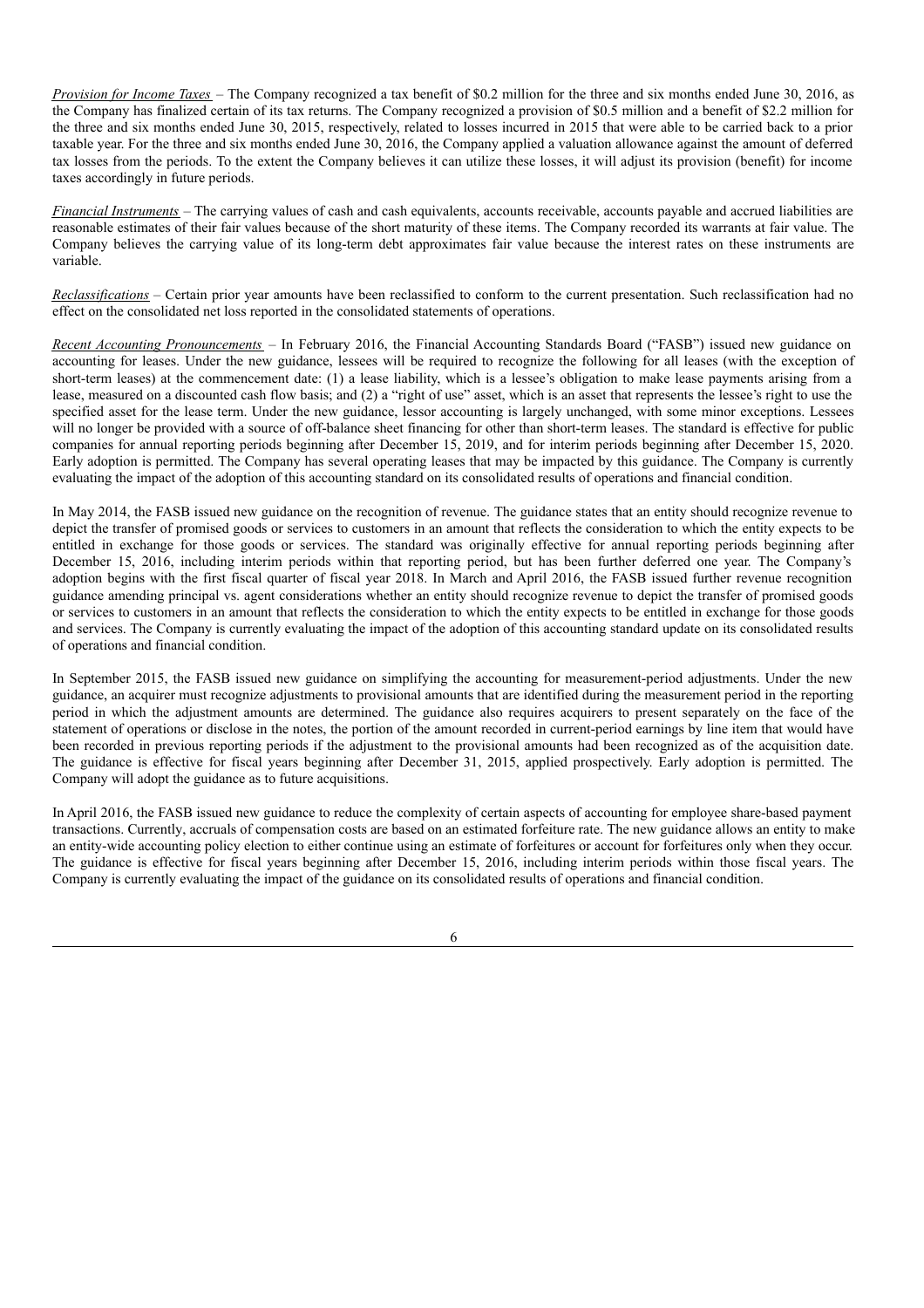*Provision for Income Taxes* – The Company recognized a tax benefit of $0.2 million for the three and six months ended June 30, 2016, as the Company has finalized certain of its tax returns. The Company recognized a provision of $0.5 million and a benefit of $2.2 million for the three and six months ended June 30, 2015, respectively, related to losses incurred in 2015 that were able to be carried back to a prior taxable year. For the three and six months ended June 30, 2016, the Company applied a valuation allowance against the amount of deferred tax losses from the periods. To the extent the Company believes it can utilize these losses, it will adjust its provision (benefit) for income taxes accordingly in future periods.

*Financial Instruments* – The carrying values of cash and cash equivalents, accounts receivable, accounts payable and accrued liabilities are reasonable estimates of their fair values because of the short maturity of these items. The Company recorded its warrants at fair value. The Company believes the carrying value of its long-term debt approximates fair value because the interest rates on these instruments are variable.

*Reclassifications* – Certain prior year amounts have been reclassified to conform to the current presentation. Such reclassification had no effect on the consolidated net loss reported in the consolidated statements of operations.

*Recent Accounting Pronouncements* – In February 2016, the Financial Accounting Standards Board ("FASB") issued new guidance on accounting for leases. Under the new guidance, lessees will be required to recognize the following for all leases (with the exception of short-term leases) at the commencement date: (1) a lease liability, which is a lessee's obligation to make lease payments arising from a lease, measured on a discounted cash flow basis; and (2) a "right of use" asset, which is an asset that represents the lessee's right to use the specified asset for the lease term. Under the new guidance, lessor accounting is largely unchanged, with some minor exceptions. Lessees will no longer be provided with a source of off-balance sheet financing for other than short-term leases. The standard is effective for public companies for annual reporting periods beginning after December 15, 2019, and for interim periods beginning after December 15, 2020. Early adoption is permitted. The Company has several operating leases that may be impacted by this guidance. The Company is currently evaluating the impact of the adoption of this accounting standard on its consolidated results of operations and financial condition.

In May 2014, the FASB issued new guidance on the recognition of revenue. The guidance states that an entity should recognize revenue to depict the transfer of promised goods or services to customers in an amount that reflects the consideration to which the entity expects to be entitled in exchange for those goods or services. The standard was originally effective for annual reporting periods beginning after December 15, 2016, including interim periods within that reporting period, but has been further deferred one year. The Company's adoption begins with the first fiscal quarter of fiscal year 2018. In March and April 2016, the FASB issued further revenue recognition guidance amending principal vs. agent considerations whether an entity should recognize revenue to depict the transfer of promised goods or services to customers in an amount that reflects the consideration to which the entity expects to be entitled in exchange for those goods and services. The Company is currently evaluating the impact of the adoption of this accounting standard update on its consolidated results of operations and financial condition.

In September 2015, the FASB issued new guidance on simplifying the accounting for measurement-period adjustments. Under the new guidance, an acquirer must recognize adjustments to provisional amounts that are identified during the measurement period in the reporting period in which the adjustment amounts are determined. The guidance also requires acquirers to present separately on the face of the statement of operations or disclose in the notes, the portion of the amount recorded in current-period earnings by line item that would have been recorded in previous reporting periods if the adjustment to the provisional amounts had been recognized as of the acquisition date. The guidance is effective for fiscal years beginning after December 31, 2015, applied prospectively. Early adoption is permitted. The Company will adopt the guidance as to future acquisitions.

In April 2016, the FASB issued new guidance to reduce the complexity of certain aspects of accounting for employee share-based payment transactions. Currently, accruals of compensation costs are based on an estimated forfeiture rate. The new guidance allows an entity to make an entity-wide accounting policy election to either continue using an estimate of forfeitures or account for forfeitures only when they occur. The guidance is effective for fiscal years beginning after December 15, 2016, including interim periods within those fiscal years. The Company is currently evaluating the impact of the guidance on its consolidated results of operations and financial condition.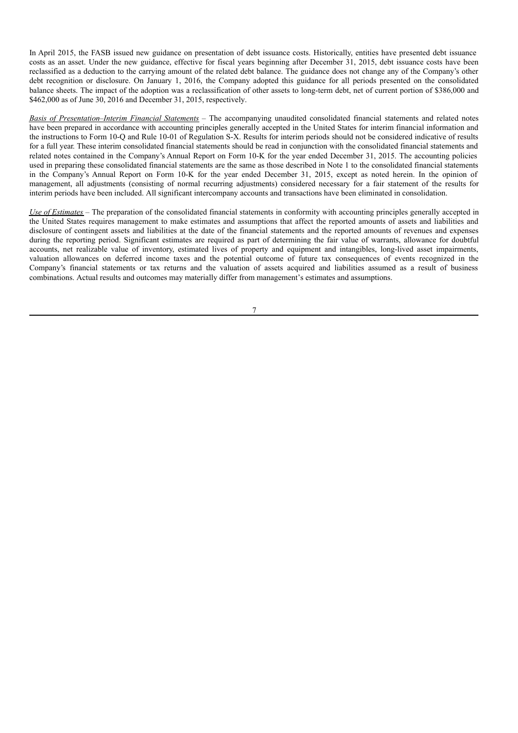In April 2015, the FASB issued new guidance on presentation of debt issuance costs. Historically, entities have presented debt issuance costs as an asset. Under the new guidance, effective for fiscal years beginning after December 31, 2015, debt issuance costs have been reclassified as a deduction to the carrying amount of the related debt balance. The guidance does not change any of the Company's other debt recognition or disclosure. On January 1, 2016, the Company adopted this guidance for all periods presented on the consolidated balance sheets. The impact of the adoption was a reclassification of other assets to long-term debt, net of current portion of $386,000 and $462,000 as of June 30, 2016 and December 31, 2015, respectively.

*Basis of Presentation–Interim Financial Statements* – The accompanying unaudited consolidated financial statements and related notes have been prepared in accordance with accounting principles generally accepted in the United States for interim financial information and the instructions to Form 10-Q and Rule 10-01 of Regulation S-X. Results for interim periods should not be considered indicative of results for a full year. These interim consolidated financial statements should be read in conjunction with the consolidated financial statements and related notes contained in the Company's Annual Report on Form 10-K for the year ended December 31, 2015. The accounting policies used in preparing these consolidated financial statements are the same as those described in Note 1 to the consolidated financial statements in the Company's Annual Report on Form 10-K for the year ended December 31, 2015, except as noted herein. In the opinion of management, all adjustments (consisting of normal recurring adjustments) considered necessary for a fair statement of the results for interim periods have been included. All significant intercompany accounts and transactions have been eliminated in consolidation.

*Use of Estimates* – The preparation of the consolidated financial statements in conformity with accounting principles generally accepted in the United States requires management to make estimates and assumptions that affect the reported amounts of assets and liabilities and disclosure of contingent assets and liabilities at the date of the financial statements and the reported amounts of revenues and expenses during the reporting period. Significant estimates are required as part of determining the fair value of warrants, allowance for doubtful accounts, net realizable value of inventory, estimated lives of property and equipment and intangibles, long-lived asset impairments, valuation allowances on deferred income taxes and the potential outcome of future tax consequences of events recognized in the Company's financial statements or tax returns and the valuation of assets acquired and liabilities assumed as a result of business combinations. Actual results and outcomes may materially differ from management's estimates and assumptions.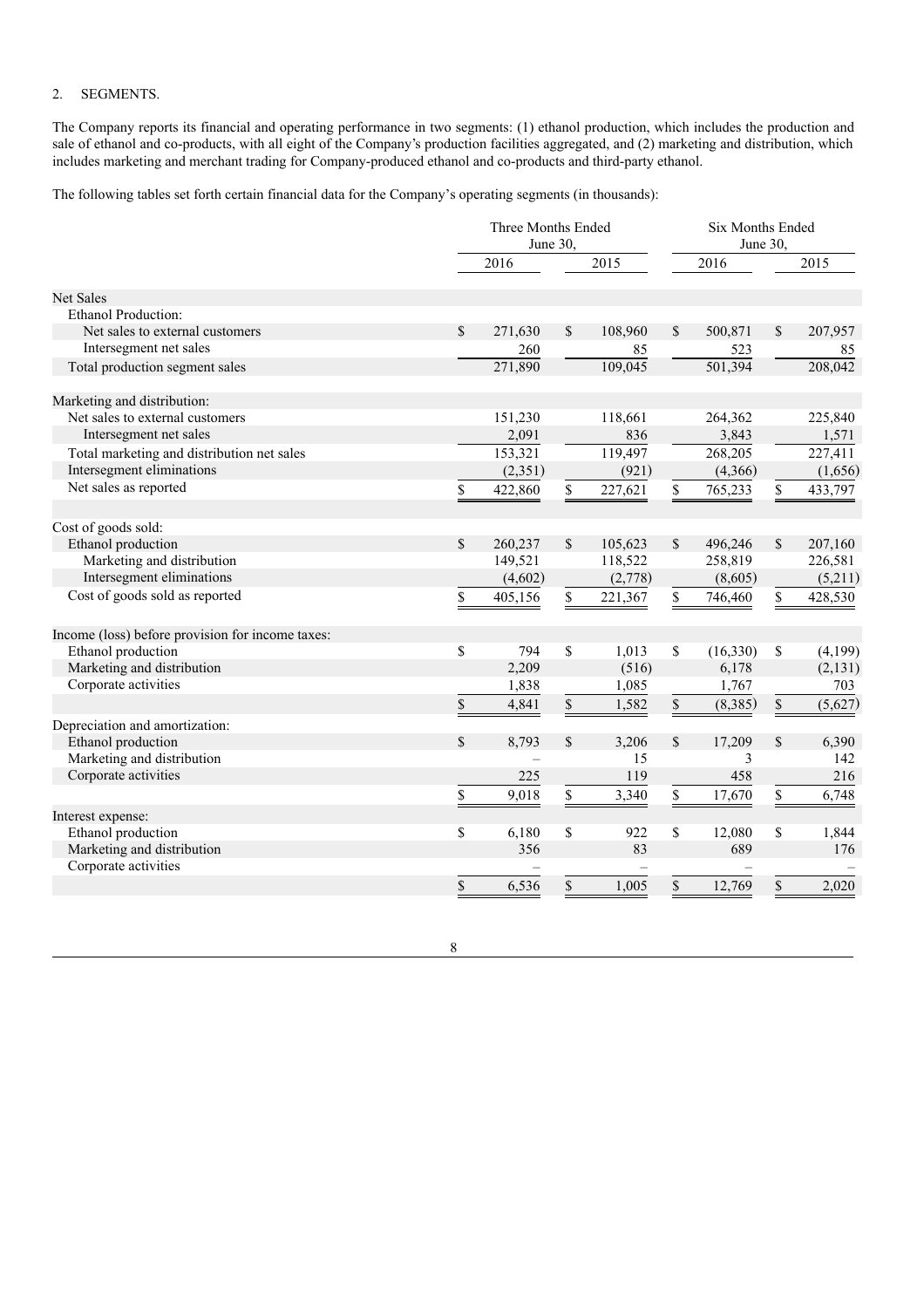2. SEGMENTS.

The Company reports its financial and operating performance in two segments: (1) ethanol production, which includes the production and sale of ethanol and co-products, with all eight of the Company's production facilities aggregated, and (2) marketing and distribution, which includes marketing and merchant trading for Company-produced ethanol and co-products and third-party ethanol.

The following tables set forth certain financial data for the Company's operating segments (in thousands):

| | Three Months Ended June 30, | | Six Months Ended June 30, | |
|---|---|---|---|---|
| | 2016 | 2015 | 2016 | 2015 |
| Net Sales | | | | |
| Ethanol Production: | | | | |
| Net sales to external customers | $ 271,630 | $ 108,960 | $ 500,871 | $ 207,957 |
| Intersegment net sales | 260 | 85 | 523 | 85 |
| Total production segment sales | 271,890 | 109,045 | 501,394 | 208,042 |
| Marketing and distribution: | | | | |
| Net sales to external customers | 151,230 | 118,661 | 264,362 | 225,840 |
| Intersegment net sales | 2,091 | 836 | 3,843 | 1,571 |
| Total marketing and distribution net sales | 153,321 | 119,497 | 268,205 | 227,411 |
| Intersegment eliminations | (2,351) | (921) | (4,366) | (1,656) |
| Net sales as reported | $ 422,860 | $ 227,621 | $ 765,233 | $ 433,797 |
| Cost of goods sold: | | | | |
| Ethanol production | $ 260,237 | $ 105,623 | $ 496,246 | $ 207,160 |
| Marketing and distribution | 149,521 | 118,522 | 258,819 | 226,581 |
| Intersegment eliminations | (4,602) | (2,778) | (8,605) | (5,211) |
| Cost of goods sold as reported | $ 405,156 | $ 221,367 | $ 746,460 | $ 428,530 |
| Income (loss) before provision for income taxes: | | | | |
| Ethanol production | $ 794 | $ 1,013 | $ (16,330) | $ (4,199) |
| Marketing and distribution | 2,209 | (516) | 6,178 | (2,131) |
| Corporate activities | 1,838 | 1,085 | 1,767 | 703 |
| | $ 4,841 | $ 1,582 | $ (8,385) | $ (5,627) |
| Depreciation and amortization: | | | | |
| Ethanol production | $ 8,793 | $ 3,206 | $ 17,209 | $ 6,390 |
| Marketing and distribution | – | 15 | 3 | 142 |
| Corporate activities | 225 | 119 | 458 | 216 |
| | $ 9,018 | $ 3,340 | $ 17,670 | $ 6,748 |
| Interest expense: | | | | |
| Ethanol production | $ 6,180 | $ 922 | $ 12,080 | $ 1,844 |
| Marketing and distribution | 356 | 83 | 689 | 176 |
| Corporate activities | – | – | – | – |
| | $ 6,536 | $ 1,005 | $ 12,769 | $ 2,020 |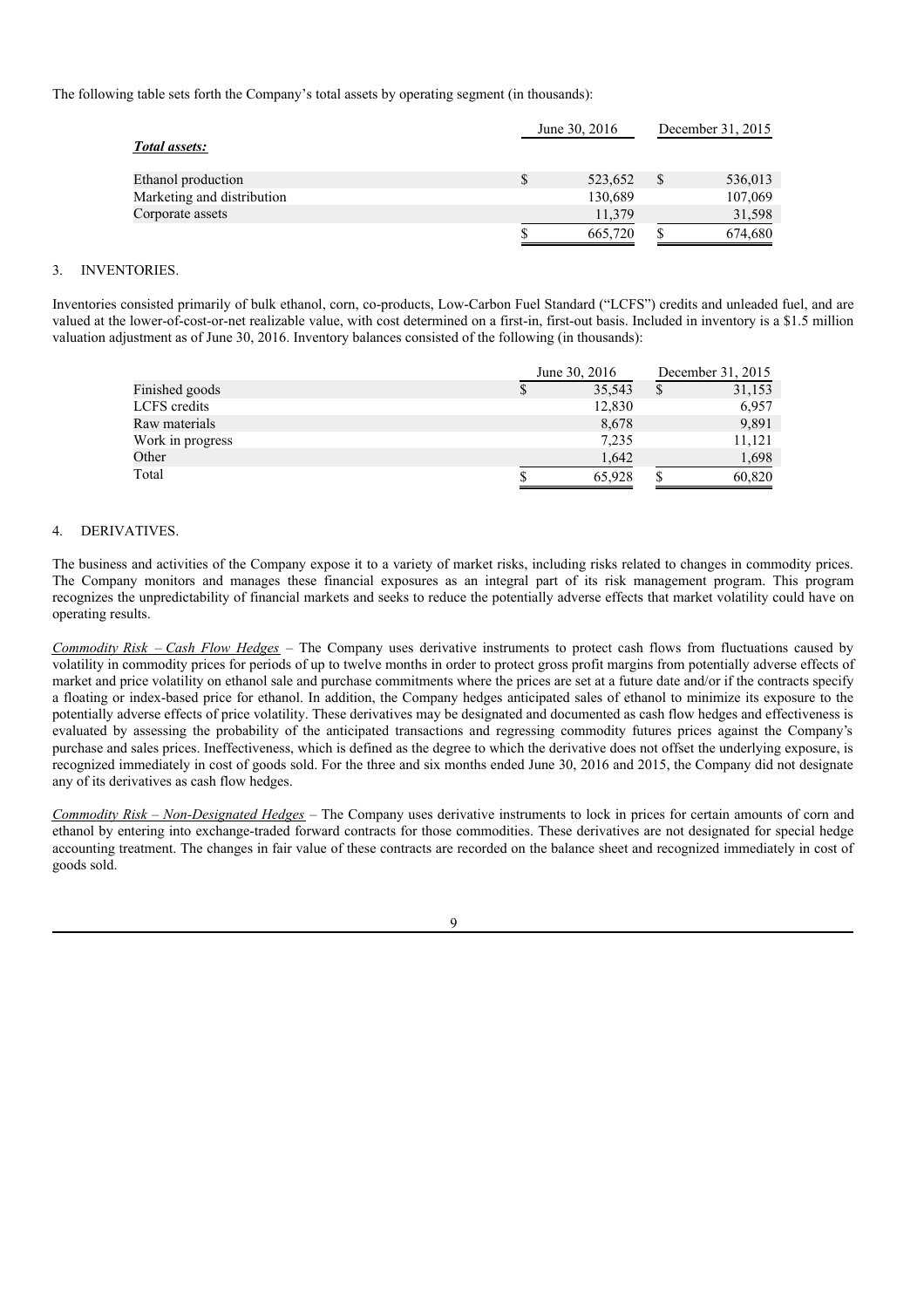The following table sets forth the Company's total assets by operating segment (in thousands):

| | June 30, 2016 | December 31, 2015 |
|---|---|---|
| ***Total assets:*** | | |
| Ethanol production | $ 523,652 | $ 536,013 |
| Marketing and distribution | 130,689 | 107,069 |
| Corporate assets | 11,379 | 31,598 |
| | $ 665,720 | $ 674,680 |

3. INVENTORIES.

Inventories consisted primarily of bulk ethanol, corn, co-products, Low-Carbon Fuel Standard ("LCFS") credits and unleaded fuel, and are valued at the lower-of-cost-or-net realizable value, with cost determined on a first-in, first-out basis. Included in inventory is a $1.5 million valuation adjustment as of June 30, 2016. Inventory balances consisted of the following (in thousands):

| | June 30, 2016 | December 31, 2015 |
|---|---|---|
| Finished goods | $ 35,543 | $ 31,153 |
| LCFS credits | 12,830 | 6,957 |
| Raw materials | 8,678 | 9,891 |
| Work in progress | 7,235 | 11,121 |
| Other | 1,642 | 1,698 |
| Total | $ 65,928 | $ 60,820 |

4. DERIVATIVES.

The business and activities of the Company expose it to a variety of market risks, including risks related to changes in commodity prices. The Company monitors and manages these financial exposures as an integral part of its risk management program. This program recognizes the unpredictability of financial markets and seeks to reduce the potentially adverse effects that market volatility could have on operating results.

*Commodity Risk – Cash Flow Hedges* – The Company uses derivative instruments to protect cash flows from fluctuations caused by volatility in commodity prices for periods of up to twelve months in order to protect gross profit margins from potentially adverse effects of market and price volatility on ethanol sale and purchase commitments where the prices are set at a future date and/or if the contracts specify a floating or index-based price for ethanol. In addition, the Company hedges anticipated sales of ethanol to minimize its exposure to the potentially adverse effects of price volatility. These derivatives may be designated and documented as cash flow hedges and effectiveness is evaluated by assessing the probability of the anticipated transactions and regressing commodity futures prices against the Company's purchase and sales prices. Ineffectiveness, which is defined as the degree to which the derivative does not offset the underlying exposure, is recognized immediately in cost of goods sold. For the three and six months ended June 30, 2016 and 2015, the Company did not designate any of its derivatives as cash flow hedges.

*Commodity Risk – Non-Designated Hedges* – The Company uses derivative instruments to lock in prices for certain amounts of corn and ethanol by entering into exchange-traded forward contracts for those commodities. These derivatives are not designated for special hedge accounting treatment. The changes in fair value of these contracts are recorded on the balance sheet and recognized immediately in cost of goods sold.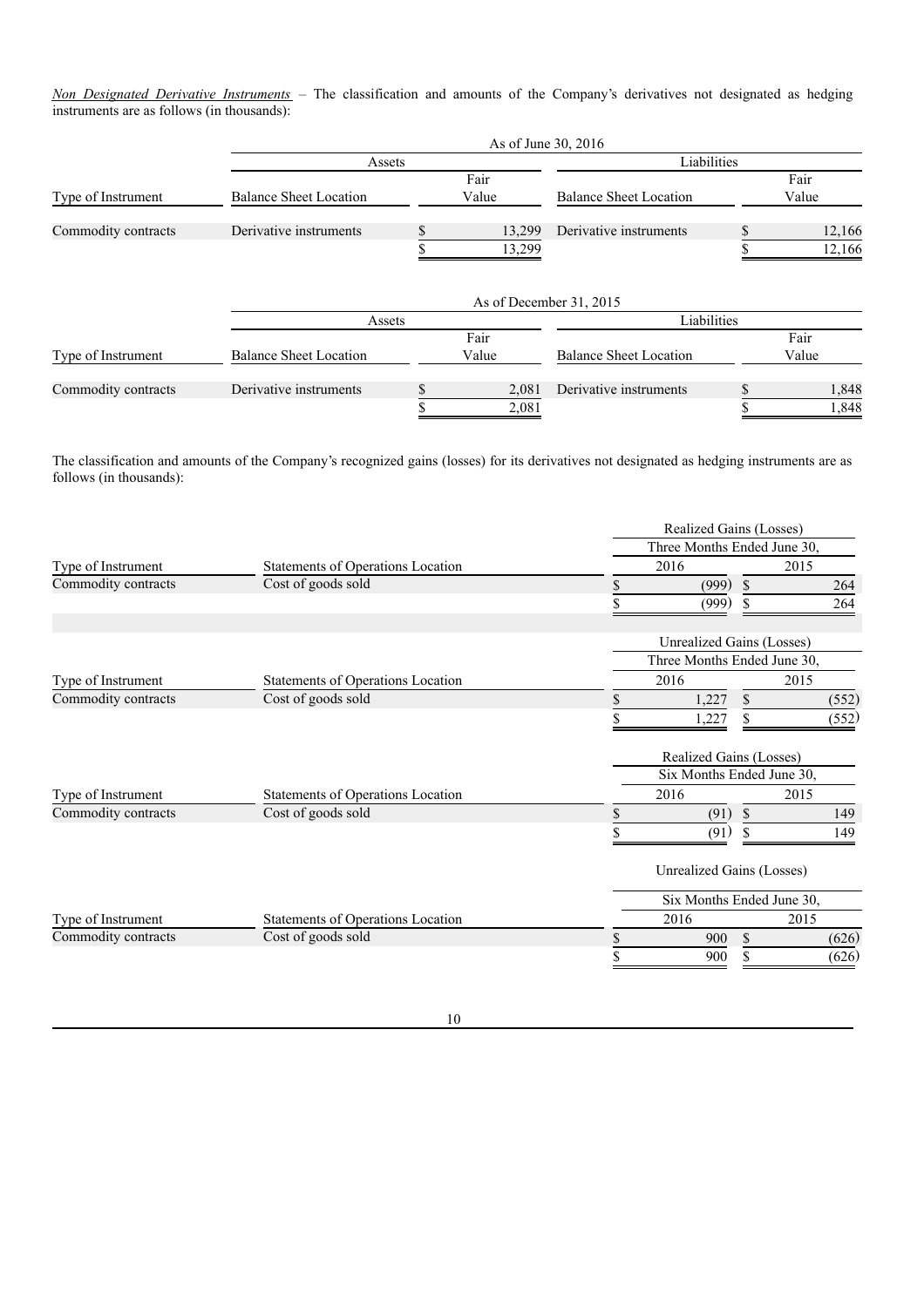*Non Designated Derivative Instruments* – The classification and amounts of the Company's derivatives not designated as hedging instruments are as follows (in thousands):

| | As of June 30, 2016 | | | |
|---|---|---|---|---|
| | Assets | | Liabilities | |
| Type of Instrument | Balance Sheet Location | Fair Value | Balance Sheet Location | Fair Value |
| Commodity contracts | Derivative instruments | $ 13,299 | Derivative instruments | $ 12,166 |
| | | $ 13,299 | | $ 12,166 |

| | As of December 31, 2015 | | | |
|---|---|---|---|---|
| | Assets | | Liabilities | |
| Type of Instrument | Balance Sheet Location | Fair Value | Balance Sheet Location | Fair Value |
| Commodity contracts | Derivative instruments | $ 2,081 | Derivative instruments | $ 1,848 |
| | | $ 2,081 | | $ 1,848 |

The classification and amounts of the Company's recognized gains (losses) for its derivatives not designated as hedging instruments are as follows (in thousands):

| | | Realized Gains (Losses) | |
|---|---|---|---|
| | | Three Months Ended June 30, | |
| Type of Instrument | Statements of Operations Location | 2016 | 2015 |
| Commodity contracts | Cost of goods sold | $ (999) | $ 264 |
| | | $ (999) | $ 264 |

| | | Unrealized Gains (Losses) | |
|---|---|---|---|
| | | Three Months Ended June 30, | |
| Type of Instrument | Statements of Operations Location | 2016 | 2015 |
| Commodity contracts | Cost of goods sold | $ 1,227 | $ (552) |
| | | $ 1,227 | $ (552) |

| | | Realized Gains (Losses) | |
|---|---|---|---|
| | | Six Months Ended June 30, | |
| Type of Instrument | Statements of Operations Location | 2016 | 2015 |
| Commodity contracts | Cost of goods sold | $ (91) | $ 149 |
| | | $ (91) | $ 149 |

| | | Unrealized Gains (Losses) | |
|---|---|---|---|
| | | Six Months Ended June 30, | |
| Type of Instrument | Statements of Operations Location | 2016 | 2015 |
| Commodity contracts | Cost of goods sold | $ 900 | $ (626) |
| | | $ 900 | $ (626) |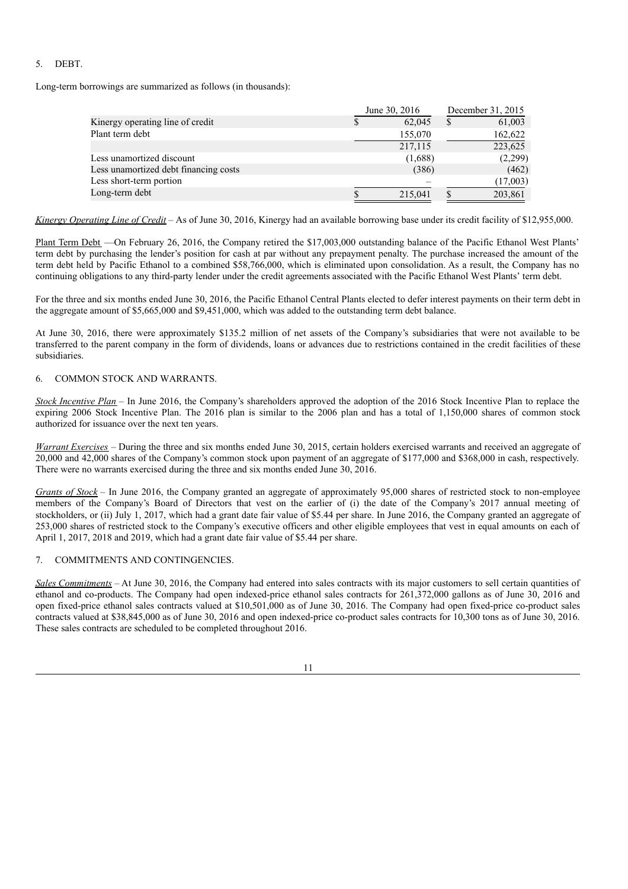5. DEBT.

Long-term borrowings are summarized as follows (in thousands):

| | June 30, 2016 | December 31, 2015 |
|---|---|---|
| Kinergy operating line of credit | $ 62,045 | $ 61,003 |
| Plant term debt | 155,070 | 162,622 |
| | 217,115 | 223,625 |
| Less unamortized discount | (1,688) | (2,299) |
| Less unamortized debt financing costs | (386) | (462) |
| Less short-term portion | – | (17,003) |
| Long-term debt | $ 215,041 | $ 203,861 |

*Kinergy Operating Line of Credit* – As of June 30, 2016, Kinergy had an available borrowing base under its credit facility of $12,955,000.

Plant Term Debt —On February 26, 2016, the Company retired the $17,003,000 outstanding balance of the Pacific Ethanol West Plants' term debt by purchasing the lender's position for cash at par without any prepayment penalty. The purchase increased the amount of the term debt held by Pacific Ethanol to a combined $58,766,000, which is eliminated upon consolidation. As a result, the Company has no continuing obligations to any third-party lender under the credit agreements associated with the Pacific Ethanol West Plants' term debt.

For the three and six months ended June 30, 2016, the Pacific Ethanol Central Plants elected to defer interest payments on their term debt in the aggregate amount of $5,665,000 and $9,451,000, which was added to the outstanding term debt balance.

At June 30, 2016, there were approximately $135.2 million of net assets of the Company's subsidiaries that were not available to be transferred to the parent company in the form of dividends, loans or advances due to restrictions contained in the credit facilities of these subsidiaries.

6. COMMON STOCK AND WARRANTS.

*Stock Incentive Plan* – In June 2016, the Company's shareholders approved the adoption of the 2016 Stock Incentive Plan to replace the expiring 2006 Stock Incentive Plan. The 2016 plan is similar to the 2006 plan and has a total of 1,150,000 shares of common stock authorized for issuance over the next ten years.

*Warrant Exercises* – During the three and six months ended June 30, 2015, certain holders exercised warrants and received an aggregate of 20,000 and 42,000 shares of the Company's common stock upon payment of an aggregate of $177,000 and $368,000 in cash, respectively. There were no warrants exercised during the three and six months ended June 30, 2016.

*Grants of Stock* – In June 2016, the Company granted an aggregate of approximately 95,000 shares of restricted stock to non-employee members of the Company's Board of Directors that vest on the earlier of (i) the date of the Company's 2017 annual meeting of stockholders, or (ii) July 1, 2017, which had a grant date fair value of $5.44 per share. In June 2016, the Company granted an aggregate of 253,000 shares of restricted stock to the Company's executive officers and other eligible employees that vest in equal amounts on each of April 1, 2017, 2018 and 2019, which had a grant date fair value of $5.44 per share.

7. COMMITMENTS AND CONTINGENCIES.

*Sales Commitments* – At June 30, 2016, the Company had entered into sales contracts with its major customers to sell certain quantities of ethanol and co-products. The Company had open indexed-price ethanol sales contracts for 261,372,000 gallons as of June 30, 2016 and open fixed-price ethanol sales contracts valued at $10,501,000 as of June 30, 2016. The Company had open fixed-price co-product sales contracts valued at $38,845,000 as of June 30, 2016 and open indexed-price co-product sales contracts for 10,300 tons as of June 30, 2016. These sales contracts are scheduled to be completed throughout 2016.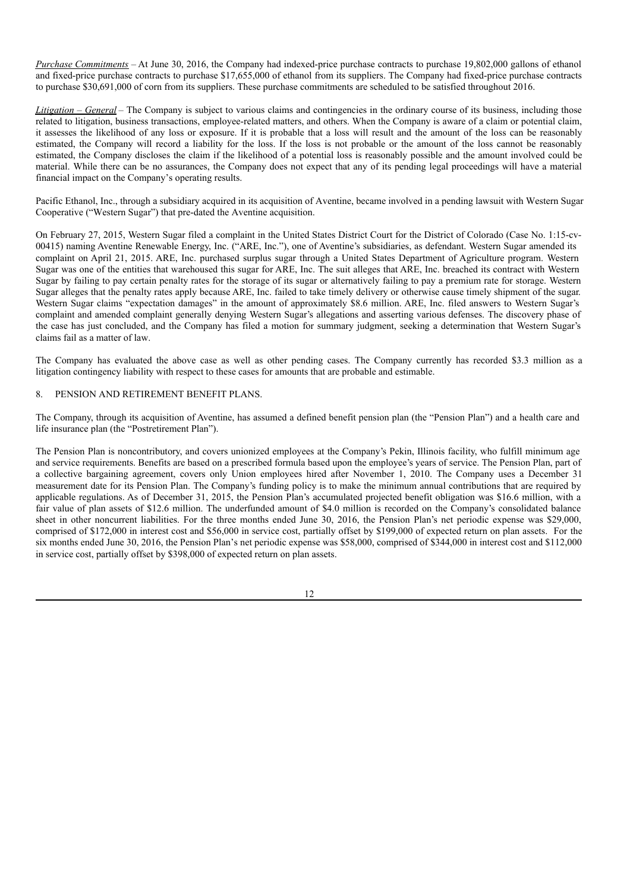*Purchase Commitments* – At June 30, 2016, the Company had indexed-price purchase contracts to purchase 19,802,000 gallons of ethanol and fixed-price purchase contracts to purchase $17,655,000 of ethanol from its suppliers. The Company had fixed-price purchase contracts to purchase $30,691,000 of corn from its suppliers. These purchase commitments are scheduled to be satisfied throughout 2016.

*Litigation – General* – The Company is subject to various claims and contingencies in the ordinary course of its business, including those related to litigation, business transactions, employee-related matters, and others. When the Company is aware of a claim or potential claim, it assesses the likelihood of any loss or exposure. If it is probable that a loss will result and the amount of the loss can be reasonably estimated, the Company will record a liability for the loss. If the loss is not probable or the amount of the loss cannot be reasonably estimated, the Company discloses the claim if the likelihood of a potential loss is reasonably possible and the amount involved could be material. While there can be no assurances, the Company does not expect that any of its pending legal proceedings will have a material financial impact on the Company's operating results.

Pacific Ethanol, Inc., through a subsidiary acquired in its acquisition of Aventine, became involved in a pending lawsuit with Western Sugar Cooperative ("Western Sugar") that pre-dated the Aventine acquisition.

On February 27, 2015, Western Sugar filed a complaint in the United States District Court for the District of Colorado (Case No. 1:15-cv-00415) naming Aventine Renewable Energy, Inc. ("ARE, Inc."), one of Aventine's subsidiaries, as defendant. Western Sugar amended its complaint on April 21, 2015. ARE, Inc. purchased surplus sugar through a United States Department of Agriculture program. Western Sugar was one of the entities that warehoused this sugar for ARE, Inc. The suit alleges that ARE, Inc. breached its contract with Western Sugar by failing to pay certain penalty rates for the storage of its sugar or alternatively failing to pay a premium rate for storage. Western Sugar alleges that the penalty rates apply because ARE, Inc. failed to take timely delivery or otherwise cause timely shipment of the sugar. Western Sugar claims "expectation damages" in the amount of approximately $8.6 million. ARE, Inc. filed answers to Western Sugar's complaint and amended complaint generally denying Western Sugar's allegations and asserting various defenses. The discovery phase of the case has just concluded, and the Company has filed a motion for summary judgment, seeking a determination that Western Sugar's claims fail as a matter of law.

The Company has evaluated the above case as well as other pending cases. The Company currently has recorded $3.3 million as a litigation contingency liability with respect to these cases for amounts that are probable and estimable.

8. PENSION AND RETIREMENT BENEFIT PLANS.

The Company, through its acquisition of Aventine, has assumed a defined benefit pension plan (the "Pension Plan") and a health care and life insurance plan (the "Postretirement Plan").

The Pension Plan is noncontributory, and covers unionized employees at the Company's Pekin, Illinois facility, who fulfill minimum age and service requirements. Benefits are based on a prescribed formula based upon the employee's years of service. The Pension Plan, part of a collective bargaining agreement, covers only Union employees hired after November 1, 2010. The Company uses a December 31 measurement date for its Pension Plan. The Company's funding policy is to make the minimum annual contributions that are required by applicable regulations. As of December 31, 2015, the Pension Plan's accumulated projected benefit obligation was $16.6 million, with a fair value of plan assets of $12.6 million. The underfunded amount of $4.0 million is recorded on the Company's consolidated balance sheet in other noncurrent liabilities. For the three months ended June 30, 2016, the Pension Plan's net periodic expense was $29,000, comprised of $172,000 in interest cost and $56,000 in service cost, partially offset by $199,000 of expected return on plan assets. For the six months ended June 30, 2016, the Pension Plan's net periodic expense was $58,000, comprised of $344,000 in interest cost and $112,000 in service cost, partially offset by $398,000 of expected return on plan assets.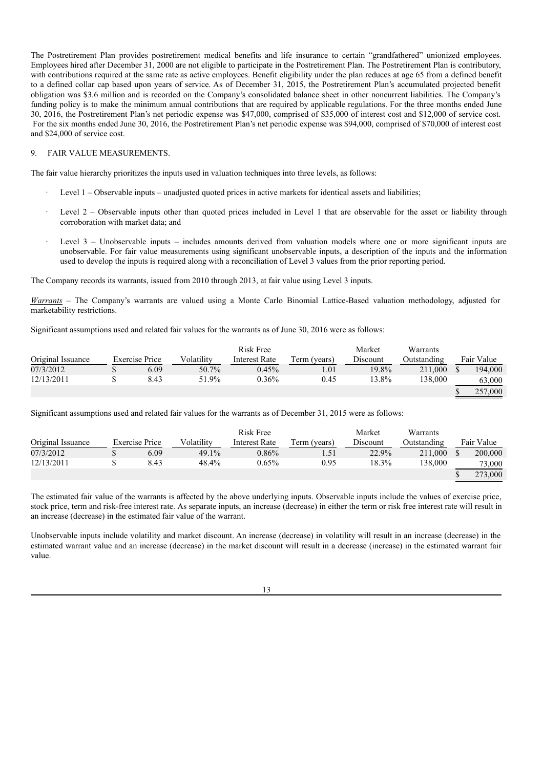The Postretirement Plan provides postretirement medical benefits and life insurance to certain "grandfathered" unionized employees. Employees hired after December 31, 2000 are not eligible to participate in the Postretirement Plan. The Postretirement Plan is contributory, with contributions required at the same rate as active employees. Benefit eligibility under the plan reduces at age 65 from a defined benefit to a defined collar cap based upon years of service. As of December 31, 2015, the Postretirement Plan's accumulated projected benefit obligation was \$3.6 million and is recorded on the Company's consolidated balance sheet in other noncurrent liabilities. The Company's funding policy is to make the minimum annual contributions that are required by applicable regulations. For the three months ended June 30, 2016, the Postretirement Plan's net periodic expense was \$47,000, comprised of \$35,000 of interest cost and \$12,000 of service cost. For the six months ended June 30, 2016, the Postretirement Plan's net periodic expense was \$94,000, comprised of \$70,000 of interest cost and \$24,000 of service cost.

9. FAIR VALUE MEASUREMENTS.

The fair value hierarchy prioritizes the inputs used in valuation techniques into three levels, as follows:

- Level 1 – Observable inputs – unadjusted quoted prices in active markets for identical assets and liabilities;
- Level 2 – Observable inputs other than quoted prices included in Level 1 that are observable for the asset or liability through corroboration with market data; and
- Level 3 – Unobservable inputs – includes amounts derived from valuation models where one or more significant inputs are unobservable. For fair value measurements using significant unobservable inputs, a description of the inputs and the information used to develop the inputs is required along with a reconciliation of Level 3 values from the prior reporting period.

The Company records its warrants, issued from 2010 through 2013, at fair value using Level 3 inputs.

*Warrants* – The Company's warrants are valued using a Monte Carlo Binomial Lattice-Based valuation methodology, adjusted for marketability restrictions.

Significant assumptions used and related fair values for the warrants as of June 30, 2016 were as follows:

| Original Issuance | Exercise Price | Volatility | Risk Free Interest Rate | Term (years) | Market Discount | Warrants Outstanding | Fair Value |
|---|---|---|---|---|---|---|---|
| 07/3/2012 | \$ 6.09 | 50.7% | 0.45% | 1.01 | 19.8% | 211,000 | \$ 194,000 |
| 12/13/2011 | \$ 8.43 | 51.9% | 0.36% | 0.45 | 13.8% | 138,000 | 63,000 |
| | | | | | | | \$ 257,000 |

Significant assumptions used and related fair values for the warrants as of December 31, 2015 were as follows:

| Original Issuance | Exercise Price | Volatility | Risk Free Interest Rate | Term (years) | Market Discount | Warrants Outstanding | Fair Value |
|---|---|---|---|---|---|---|---|
| 07/3/2012 | \$ 6.09 | 49.1% | 0.86% | 1.51 | 22.9% | 211,000 | \$ 200,000 |
| 12/13/2011 | \$ 8.43 | 48.4% | 0.65% | 0.95 | 18.3% | 138,000 | 73,000 |
| | | | | | | | \$ 273,000 |

The estimated fair value of the warrants is affected by the above underlying inputs. Observable inputs include the values of exercise price, stock price, term and risk-free interest rate. As separate inputs, an increase (decrease) in either the term or risk free interest rate will result in an increase (decrease) in the estimated fair value of the warrant.

Unobservable inputs include volatility and market discount. An increase (decrease) in volatility will result in an increase (decrease) in the estimated warrant value and an increase (decrease) in the market discount will result in a decrease (increase) in the estimated warrant fair value.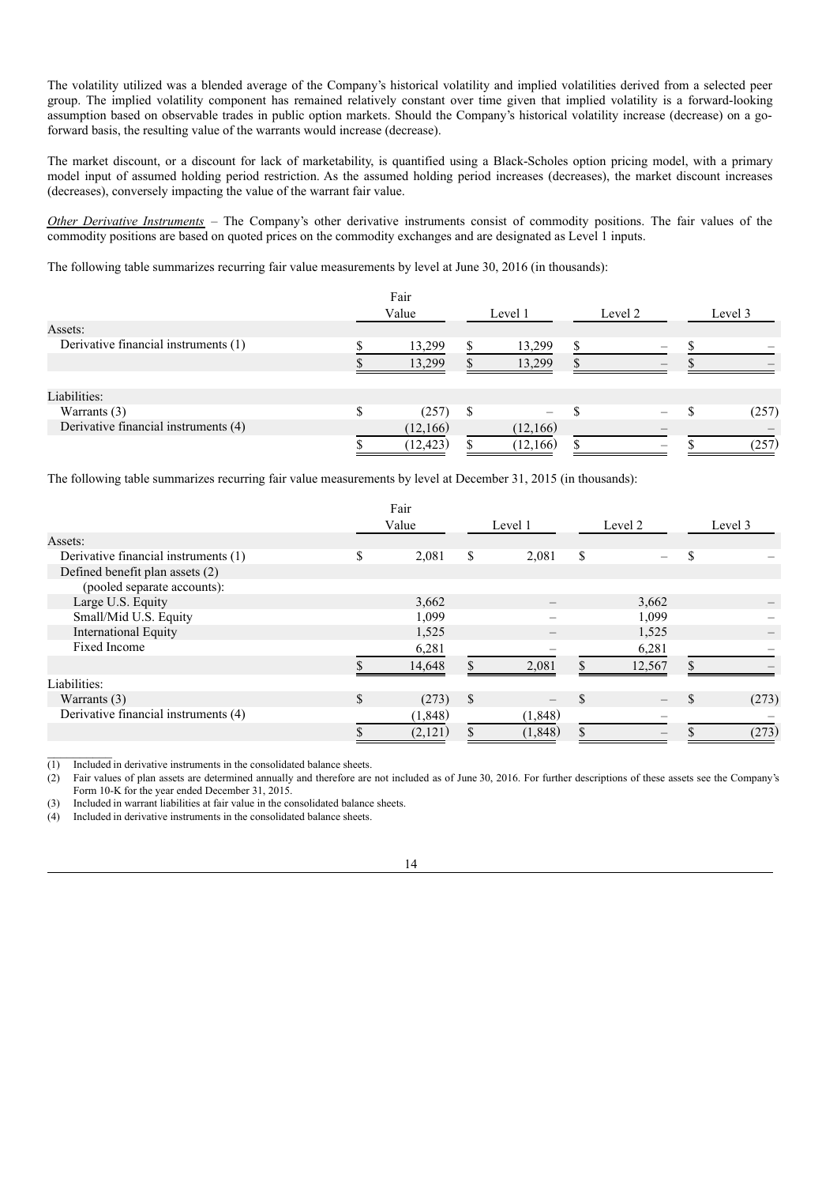The volatility utilized was a blended average of the Company's historical volatility and implied volatilities derived from a selected peer group. The implied volatility component has remained relatively constant over time given that implied volatility is a forward-looking assumption based on observable trades in public option markets. Should the Company's historical volatility increase (decrease) on a go-forward basis, the resulting value of the warrants would increase (decrease).

The market discount, or a discount for lack of marketability, is quantified using a Black-Scholes option pricing model, with a primary model input of assumed holding period restriction. As the assumed holding period increases (decreases), the market discount increases (decreases), conversely impacting the value of the warrant fair value.

*Other Derivative Instruments* – The Company's other derivative instruments consist of commodity positions. The fair values of the commodity positions are based on quoted prices on the commodity exchanges and are designated as Level 1 inputs.

The following table summarizes recurring fair value measurements by level at June 30, 2016 (in thousands):

| | Fair Value | Level 1 | Level 2 | Level 3 |
|---|---|---|---|---|
| Assets: | | | | |
| Derivative financial instruments (1) | $ 13,299 | $ 13,299 | $ – | $ – |
| | $ 13,299 | $ 13,299 | $ – | $ – |
| Liabilities: | | | | |
| Warrants (3) | $ (257) | $ – | $ – | $ (257) |
| Derivative financial instruments (4) | (12,166) | (12,166) | – | – |
| | $ (12,423) | $ (12,166) | $ – | $ (257) |

The following table summarizes recurring fair value measurements by level at December 31, 2015 (in thousands):

| | Fair Value | Level 1 | Level 2 | Level 3 |
|---|---|---|---|---|
| Assets: | | | | |
| Derivative financial instruments (1) | $ 2,081 | $ 2,081 | $ – | $ – |
| Defined benefit plan assets (2) (pooled separate accounts): | | | | |
| Large U.S. Equity | 3,662 | – | 3,662 | – |
| Small/Mid U.S. Equity | 1,099 | – | 1,099 | – |
| International Equity | 1,525 | – | 1,525 | – |
| Fixed Income | 6,281 | – | 6,281 | – |
| | $ 14,648 | $ 2,081 | $ 12,567 | $ – |
| Liabilities: | | | | |
| Warrants (3) | $ (273) | $ – | $ – | $ (273) |
| Derivative financial instruments (4) | (1,848) | (1,848) | – | – |
| | $ (2,121) | $ (1,848) | $ – | $ (273) |

(1) Included in derivative instruments in the consolidated balance sheets.
(2) Fair values of plan assets are determined annually and therefore are not included as of June 30, 2016. For further descriptions of these assets see the Company's Form 10-K for the year ended December 31, 2015.
(3) Included in warrant liabilities at fair value in the consolidated balance sheets.
(4) Included in derivative instruments in the consolidated balance sheets.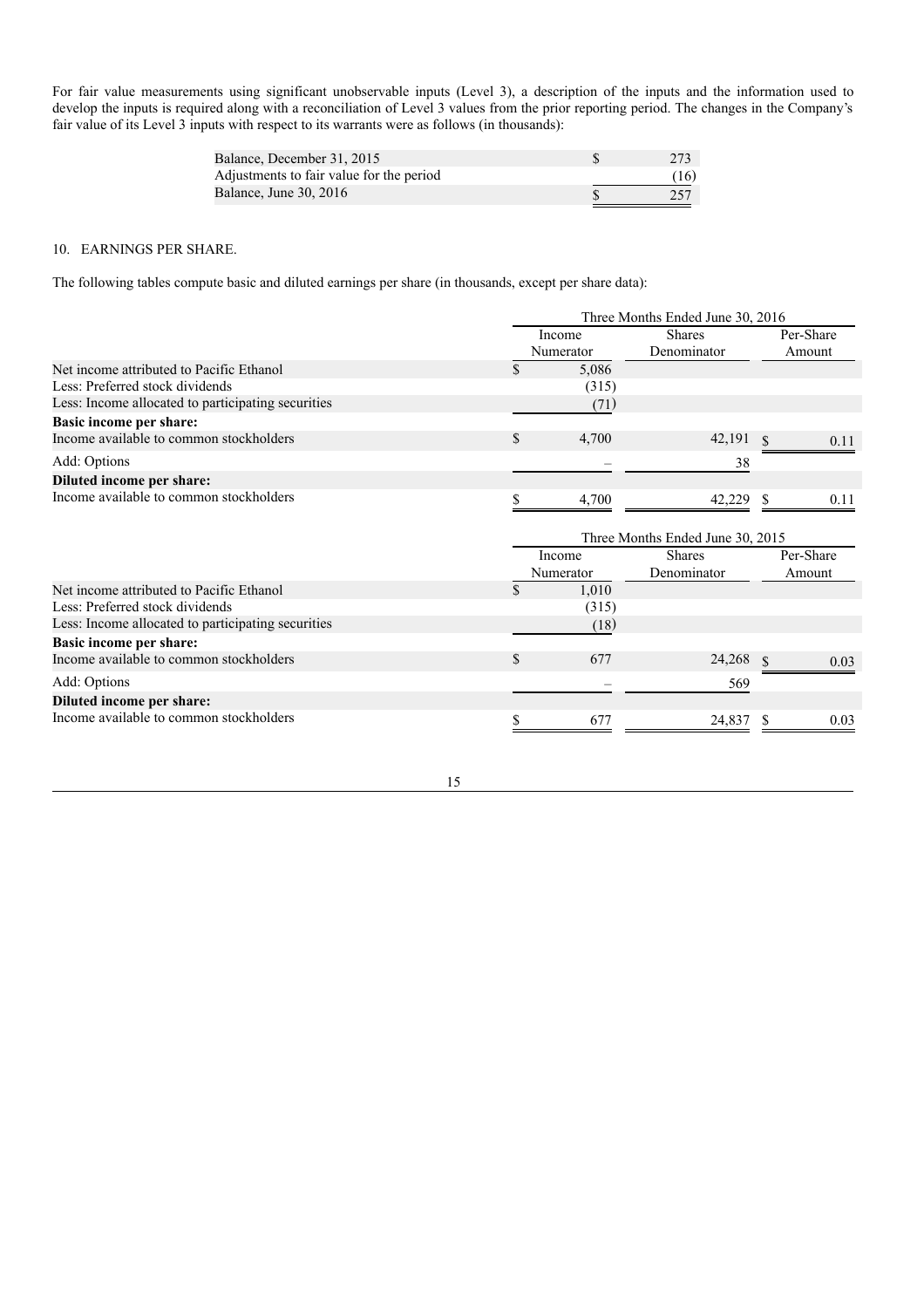For fair value measurements using significant unobservable inputs (Level 3), a description of the inputs and the information used to develop the inputs is required along with a reconciliation of Level 3 values from the prior reporting period. The changes in the Company's fair value of its Level 3 inputs with respect to its warrants were as follows (in thousands):

| | |
|---|---|
| Balance, December 31, 2015 | $ 273 |
| Adjustments to fair value for the period | (16) |
| Balance, June 30, 2016 | $ 257 |

10. EARNINGS PER SHARE.

The following tables compute basic and diluted earnings per share (in thousands, except per share data):

| | Three Months Ended June 30, 2016 | | |
|---|---|---|---|
| | Income Numerator | Shares Denominator | Per-Share Amount |
| Net income attributed to Pacific Ethanol | $ 5,086 | | |
| Less: Preferred stock dividends | (315) | | |
| Less: Income allocated to participating securities | (71) | | |
| **Basic income per share:** | | | |
| Income available to common stockholders | $ 4,700 | 42,191 | $ 0.11 |
| Add: Options | – | 38 | |
| **Diluted income per share:** | | | |
| Income available to common stockholders | $ 4,700 | 42,229 | $ 0.11 |

| | Three Months Ended June 30, 2015 | | |
|---|---|---|---|
| | Income Numerator | Shares Denominator | Per-Share Amount |
| Net income attributed to Pacific Ethanol | $ 1,010 | | |
| Less: Preferred stock dividends | (315) | | |
| Less: Income allocated to participating securities | (18) | | |
| **Basic income per share:** | | | |
| Income available to common stockholders | $ 677 | 24,268 | $ 0.03 |
| Add: Options | – | 569 | |
| **Diluted income per share:** | | | |
| Income available to common stockholders | $ 677 | 24,837 | $ 0.03 |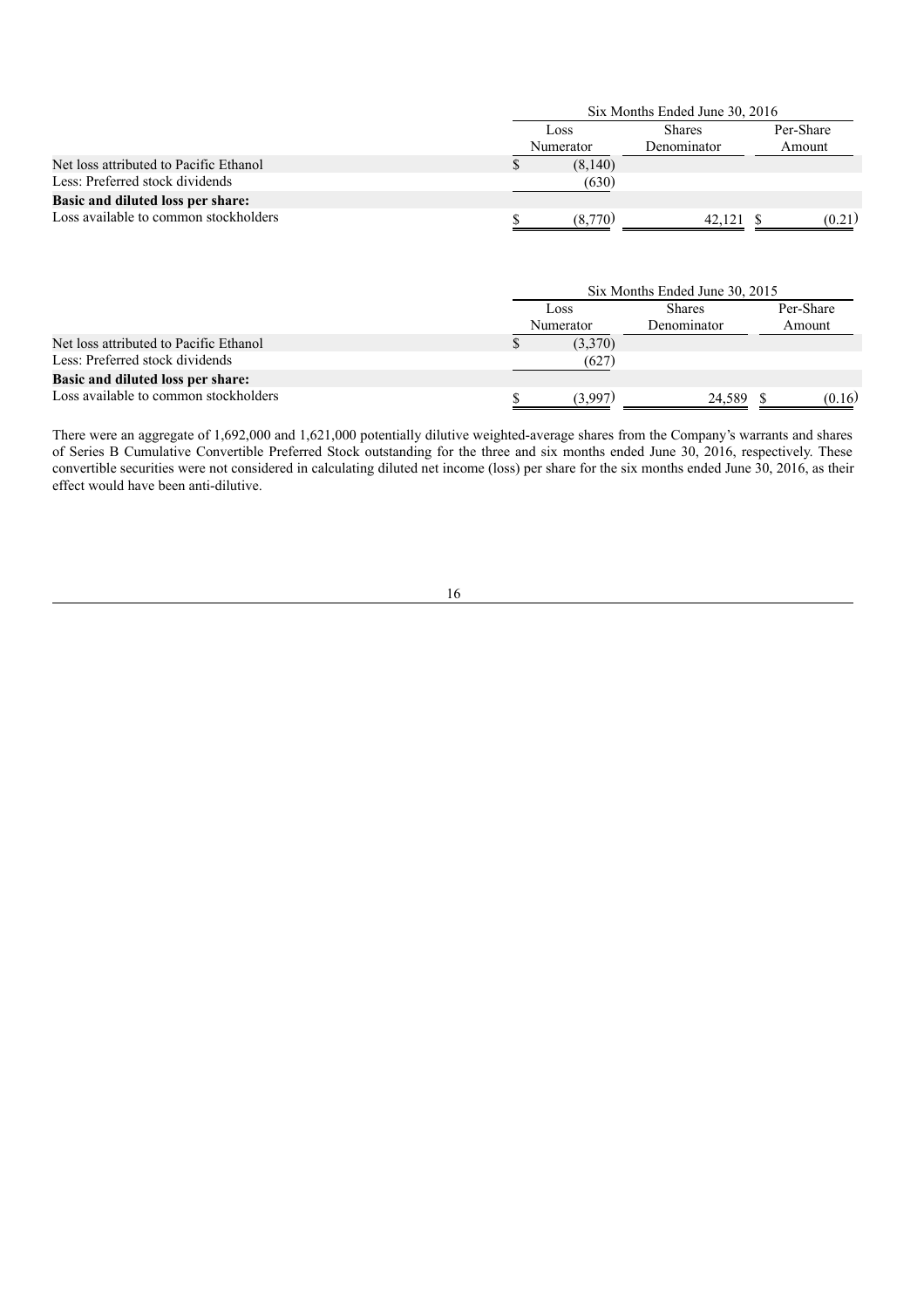| | Six Months Ended June 30, 2016 | | |
|---|---|---|---|
| | Loss Numerator | Shares Denominator | Per-Share Amount |
| Net loss attributed to Pacific Ethanol | $ (8,140) | | |
| Less: Preferred stock dividends | (630) | | |
| **Basic and diluted loss per share:** | | | |
| Loss available to common stockholders | $ (8,770) | 42,121 | $ (0.21) |

| | Six Months Ended June 30, 2015 | | |
|---|---|---|---|
| | Loss Numerator | Shares Denominator | Per-Share Amount |
| Net loss attributed to Pacific Ethanol | $ (3,370) | | |
| Less: Preferred stock dividends | (627) | | |
| **Basic and diluted loss per share:** | | | |
| Loss available to common stockholders | $ (3,997) | 24,589 | $ (0.16) |

There were an aggregate of 1,692,000 and 1,621,000 potentially dilutive weighted-average shares from the Company's warrants and shares of Series B Cumulative Convertible Preferred Stock outstanding for the three and six months ended June 30, 2016, respectively. These convertible securities were not considered in calculating diluted net income (loss) per share for the six months ended June 30, 2016, as their effect would have been anti-dilutive.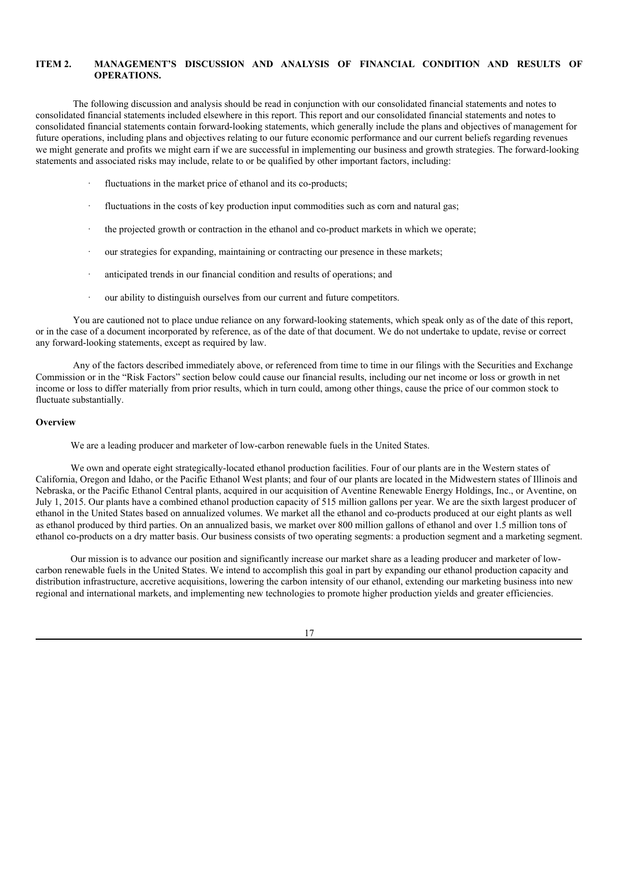## ITEM 2. MANAGEMENT'S DISCUSSION AND ANALYSIS OF FINANCIAL CONDITION AND RESULTS OF OPERATIONS.

The following discussion and analysis should be read in conjunction with our consolidated financial statements and notes to consolidated financial statements included elsewhere in this report. This report and our consolidated financial statements and notes to consolidated financial statements contain forward-looking statements, which generally include the plans and objectives of management for future operations, including plans and objectives relating to our future economic performance and our current beliefs regarding revenues we might generate and profits we might earn if we are successful in implementing our business and growth strategies. The forward-looking statements and associated risks may include, relate to or be qualified by other important factors, including:

- fluctuations in the market price of ethanol and its co-products;
- fluctuations in the costs of key production input commodities such as corn and natural gas;
- the projected growth or contraction in the ethanol and co-product markets in which we operate;
- our strategies for expanding, maintaining or contracting our presence in these markets;
- anticipated trends in our financial condition and results of operations; and
- our ability to distinguish ourselves from our current and future competitors.

You are cautioned not to place undue reliance on any forward-looking statements, which speak only as of the date of this report, or in the case of a document incorporated by reference, as of the date of that document. We do not undertake to update, revise or correct any forward-looking statements, except as required by law.

Any of the factors described immediately above, or referenced from time to time in our filings with the Securities and Exchange Commission or in the "Risk Factors" section below could cause our financial results, including our net income or loss or growth in net income or loss to differ materially from prior results, which in turn could, among other things, cause the price of our common stock to fluctuate substantially.

### Overview

We are a leading producer and marketer of low-carbon renewable fuels in the United States.

We own and operate eight strategically-located ethanol production facilities. Four of our plants are in the Western states of California, Oregon and Idaho, or the Pacific Ethanol West plants; and four of our plants are located in the Midwestern states of Illinois and Nebraska, or the Pacific Ethanol Central plants, acquired in our acquisition of Aventine Renewable Energy Holdings, Inc., or Aventine, on July 1, 2015. Our plants have a combined ethanol production capacity of 515 million gallons per year. We are the sixth largest producer of ethanol in the United States based on annualized volumes. We market all the ethanol and co-products produced at our eight plants as well as ethanol produced by third parties. On an annualized basis, we market over 800 million gallons of ethanol and over 1.5 million tons of ethanol co-products on a dry matter basis. Our business consists of two operating segments: a production segment and a marketing segment.

Our mission is to advance our position and significantly increase our market share as a leading producer and marketer of low-carbon renewable fuels in the United States. We intend to accomplish this goal in part by expanding our ethanol production capacity and distribution infrastructure, accretive acquisitions, lowering the carbon intensity of our ethanol, extending our marketing business into new regional and international markets, and implementing new technologies to promote higher production yields and greater efficiencies.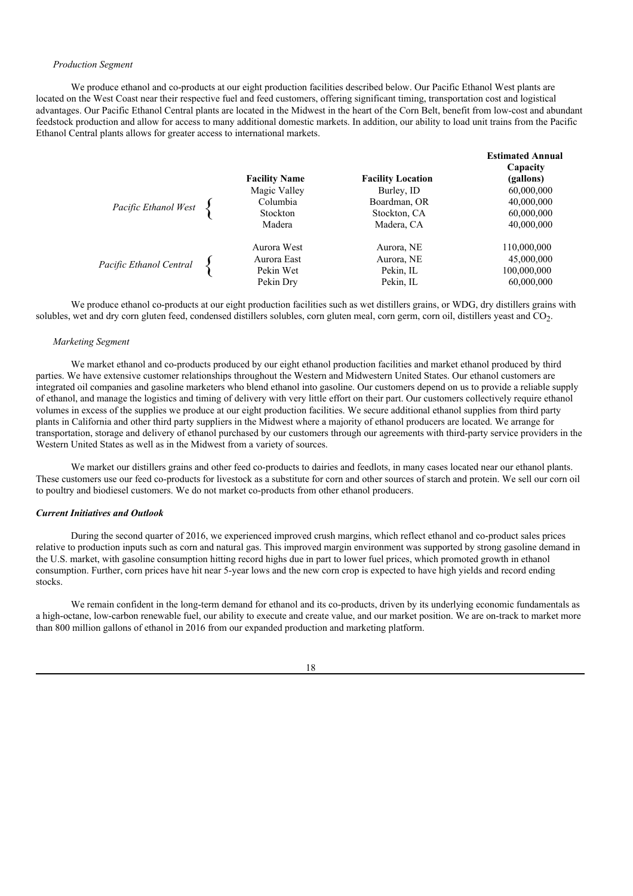*Production Segment*

We produce ethanol and co-products at our eight production facilities described below. Our Pacific Ethanol West plants are located on the West Coast near their respective fuel and feed customers, offering significant timing, transportation cost and logistical advantages. Our Pacific Ethanol Central plants are located in the Midwest in the heart of the Corn Belt, benefit from low-cost and abundant feedstock production and allow for access to many additional domestic markets. In addition, our ability to load unit trains from the Pacific Ethanol Central plants allows for greater access to international markets.

| | **Facility Name** | **Facility Location** | **Estimated Annual Capacity (gallons)** |
|---|---|---|---|
| *Pacific Ethanol West* | Magic Valley | Burley, ID | 60,000,000 |
| | Columbia | Boardman, OR | 40,000,000 |
| | Stockton | Stockton, CA | 60,000,000 |
| | Madera | Madera, CA | 40,000,000 |
| *Pacific Ethanol Central* | Aurora West | Aurora, NE | 110,000,000 |
| | Aurora East | Aurora, NE | 45,000,000 |
| | Pekin Wet | Pekin, IL | 100,000,000 |
| | Pekin Dry | Pekin, IL | 60,000,000 |

We produce ethanol co-products at our eight production facilities such as wet distillers grains, or WDG, dry distillers grains with solubles, wet and dry corn gluten feed, condensed distillers solubles, corn gluten meal, corn germ, corn oil, distillers yeast and $CO_2$.

*Marketing Segment*

We market ethanol and co-products produced by our eight ethanol production facilities and market ethanol produced by third parties. We have extensive customer relationships throughout the Western and Midwestern United States. Our ethanol customers are integrated oil companies and gasoline marketers who blend ethanol into gasoline. Our customers depend on us to provide a reliable supply of ethanol, and manage the logistics and timing of delivery with very little effort on their part. Our customers collectively require ethanol volumes in excess of the supplies we produce at our eight production facilities. We secure additional ethanol supplies from third party plants in California and other third party suppliers in the Midwest where a majority of ethanol producers are located. We arrange for transportation, storage and delivery of ethanol purchased by our customers through our agreements with third-party service providers in the Western United States as well as in the Midwest from a variety of sources.

We market our distillers grains and other feed co-products to dairies and feedlots, in many cases located near our ethanol plants. These customers use our feed co-products for livestock as a substitute for corn and other sources of starch and protein. We sell our corn oil to poultry and biodiesel customers. We do not market co-products from other ethanol producers.

***Current Initiatives and Outlook***

During the second quarter of 2016, we experienced improved crush margins, which reflect ethanol and co-product sales prices relative to production inputs such as corn and natural gas. This improved margin environment was supported by strong gasoline demand in the U.S. market, with gasoline consumption hitting record highs due in part to lower fuel prices, which promoted growth in ethanol consumption. Further, corn prices have hit near 5-year lows and the new corn crop is expected to have high yields and record ending stocks.

We remain confident in the long-term demand for ethanol and its co-products, driven by its underlying economic fundamentals as a high-octane, low-carbon renewable fuel, our ability to execute and create value, and our market position. We are on-track to market more than 800 million gallons of ethanol in 2016 from our expanded production and marketing platform.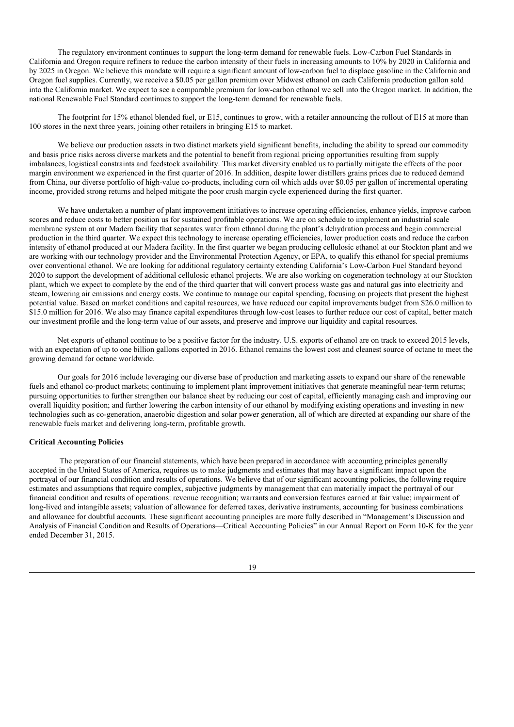The regulatory environment continues to support the long-term demand for renewable fuels. Low-Carbon Fuel Standards in California and Oregon require refiners to reduce the carbon intensity of their fuels in increasing amounts to 10% by 2020 in California and by 2025 in Oregon. We believe this mandate will require a significant amount of low-carbon fuel to displace gasoline in the California and Oregon fuel supplies. Currently, we receive a $0.05 per gallon premium over Midwest ethanol on each California production gallon sold into the California market. We expect to see a comparable premium for low-carbon ethanol we sell into the Oregon market. In addition, the national Renewable Fuel Standard continues to support the long-term demand for renewable fuels.

The footprint for 15% ethanol blended fuel, or E15, continues to grow, with a retailer announcing the rollout of E15 at more than 100 stores in the next three years, joining other retailers in bringing E15 to market.

We believe our production assets in two distinct markets yield significant benefits, including the ability to spread our commodity and basis price risks across diverse markets and the potential to benefit from regional pricing opportunities resulting from supply imbalances, logistical constraints and feedstock availability. This market diversity enabled us to partially mitigate the effects of the poor margin environment we experienced in the first quarter of 2016. In addition, despite lower distillers grains prices due to reduced demand from China, our diverse portfolio of high-value co-products, including corn oil which adds over $0.05 per gallon of incremental operating income, provided strong returns and helped mitigate the poor crush margin cycle experienced during the first quarter.

We have undertaken a number of plant improvement initiatives to increase operating efficiencies, enhance yields, improve carbon scores and reduce costs to better position us for sustained profitable operations. We are on schedule to implement an industrial scale membrane system at our Madera facility that separates water from ethanol during the plant's dehydration process and begin commercial production in the third quarter. We expect this technology to increase operating efficiencies, lower production costs and reduce the carbon intensity of ethanol produced at our Madera facility. In the first quarter we began producing cellulosic ethanol at our Stockton plant and we are working with our technology provider and the Environmental Protection Agency, or EPA, to qualify this ethanol for special premiums over conventional ethanol. We are looking for additional regulatory certainty extending California's Low-Carbon Fuel Standard beyond 2020 to support the development of additional cellulosic ethanol projects. We are also working on cogeneration technology at our Stockton plant, which we expect to complete by the end of the third quarter that will convert process waste gas and natural gas into electricity and steam, lowering air emissions and energy costs. We continue to manage our capital spending, focusing on projects that present the highest potential value. Based on market conditions and capital resources, we have reduced our capital improvements budget from $26.0 million to $15.0 million for 2016. We also may finance capital expenditures through low-cost leases to further reduce our cost of capital, better match our investment profile and the long-term value of our assets, and preserve and improve our liquidity and capital resources.

Net exports of ethanol continue to be a positive factor for the industry. U.S. exports of ethanol are on track to exceed 2015 levels, with an expectation of up to one billion gallons exported in 2016. Ethanol remains the lowest cost and cleanest source of octane to meet the growing demand for octane worldwide.

Our goals for 2016 include leveraging our diverse base of production and marketing assets to expand our share of the renewable fuels and ethanol co-product markets; continuing to implement plant improvement initiatives that generate meaningful near-term returns; pursuing opportunities to further strengthen our balance sheet by reducing our cost of capital, efficiently managing cash and improving our overall liquidity position; and further lowering the carbon intensity of our ethanol by modifying existing operations and investing in new technologies such as co-generation, anaerobic digestion and solar power generation, all of which are directed at expanding our share of the renewable fuels market and delivering long-term, profitable growth.

**Critical Accounting Policies**

The preparation of our financial statements, which have been prepared in accordance with accounting principles generally accepted in the United States of America, requires us to make judgments and estimates that may have a significant impact upon the portrayal of our financial condition and results of operations. We believe that of our significant accounting policies, the following require estimates and assumptions that require complex, subjective judgments by management that can materially impact the portrayal of our financial condition and results of operations: revenue recognition; warrants and conversion features carried at fair value; impairment of long-lived and intangible assets; valuation of allowance for deferred taxes, derivative instruments, accounting for business combinations and allowance for doubtful accounts. These significant accounting principles are more fully described in "Management's Discussion and Analysis of Financial Condition and Results of Operations—Critical Accounting Policies" in our Annual Report on Form 10-K for the year ended December 31, 2015.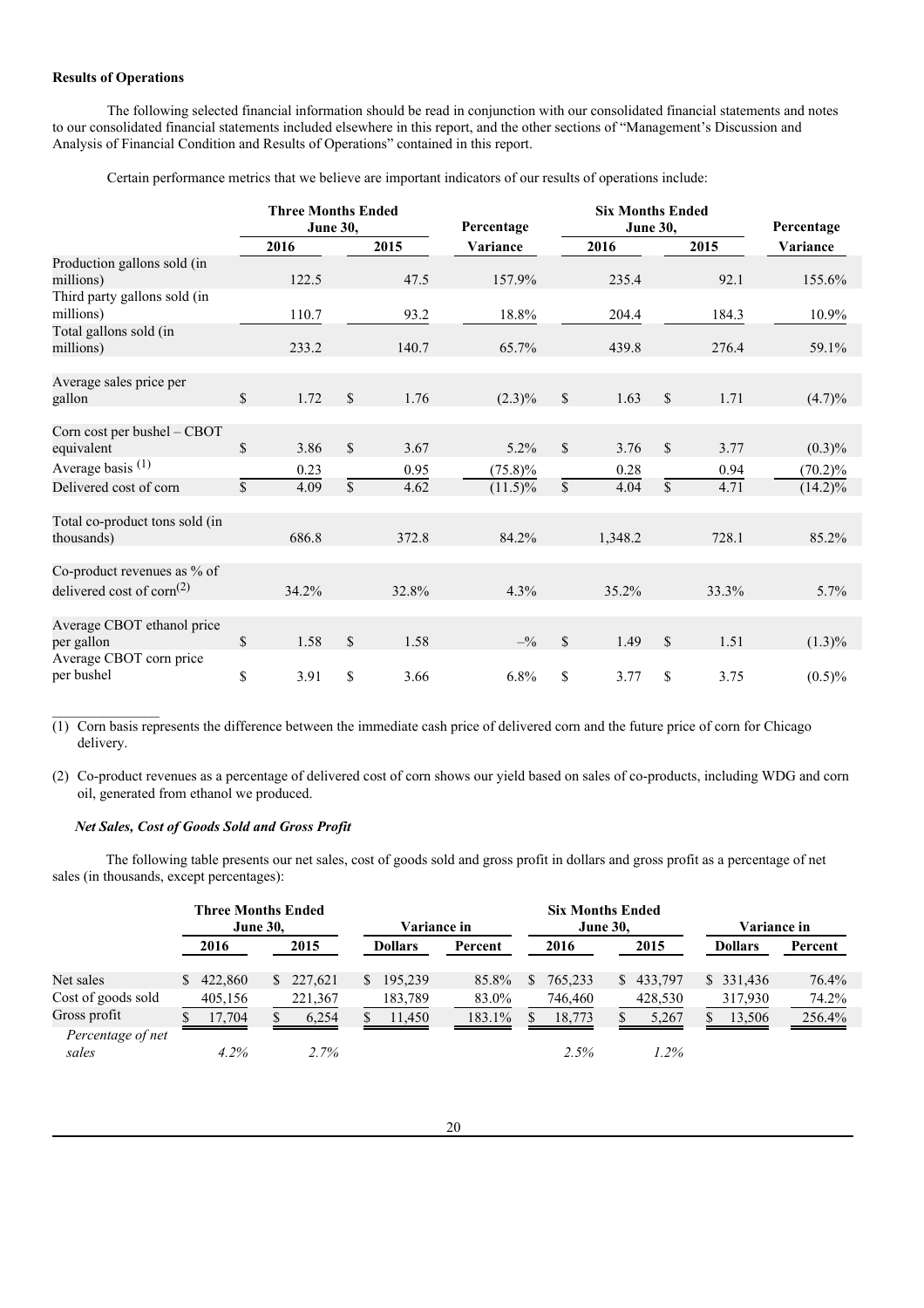**Results of Operations**

The following selected financial information should be read in conjunction with our consolidated financial statements and notes to our consolidated financial statements included elsewhere in this report, and the other sections of "Management's Discussion and Analysis of Financial Condition and Results of Operations" contained in this report.

Certain performance metrics that we believe are important indicators of our results of operations include:

| | Three Months Ended June 30, | | Percentage | Six Months Ended June 30, | | Percentage |
|---|---|---|---|---|---|---|
| | 2016 | 2015 | Variance | 2016 | 2015 | Variance |
| Production gallons sold (in millions) | 122.5 | 47.5 | 157.9% | 235.4 | 92.1 | 155.6% |
| Third party gallons sold (in millions) | 110.7 | 93.2 | 18.8% | 204.4 | 184.3 | 10.9% |
| Total gallons sold (in millions) | 233.2 | 140.7 | 65.7% | 439.8 | 276.4 | 59.1% |
| Average sales price per gallon | $ 1.72 | $ 1.76 | (2.3)% | $ 1.63 | $ 1.71 | (4.7)% |
| Corn cost per bushel – CBOT equivalent | $ 3.86 | $ 3.67 | 5.2% | $ 3.76 | $ 3.77 | (0.3)% |
| Average basis [(1)] | 0.23 | 0.95 | (75.8)% | 0.28 | 0.94 | (70.2)% |
| Delivered cost of corn | $ 4.09 | $ 4.62 | (11.5)% | $ 4.04 | $ 4.71 | (14.2)% |
| Total co-product tons sold (in thousands) | 686.8 | 372.8 | 84.2% | 1,348.2 | 728.1 | 85.2% |
| Co-product revenues as % of delivered cost of corn[(2)] | 34.2% | 32.8% | 4.3% | 35.2% | 33.3% | 5.7% |
| Average CBOT ethanol price per gallon | $ 1.58 | $ 1.58 | –% | $ 1.49 | $ 1.51 | (1.3)% |
| Average CBOT corn price per bushel | $ 3.91 | $ 3.66 | 6.8% | $ 3.77 | $ 3.75 | (0.5)% |

(1) Corn basis represents the difference between the immediate cash price of delivered corn and the future price of corn for Chicago delivery.

(2) Co-product revenues as a percentage of delivered cost of corn shows our yield based on sales of co-products, including WDG and corn oil, generated from ethanol we produced.

***Net Sales, Cost of Goods Sold and Gross Profit***

The following table presents our net sales, cost of goods sold and gross profit in dollars and gross profit as a percentage of net sales (in thousands, except percentages):

| | Three Months Ended June 30, | | Variance in | | Six Months Ended June 30, | | Variance in | |
|---|---|---|---|---|---|---|---|---|
| | 2016 | 2015 | Dollars | Percent | 2016 | 2015 | Dollars | Percent |
| Net sales | $ 422,860 | $ 227,621 | $ 195,239 | 85.8% | $ 765,233 | $ 433,797 | $ 331,436 | 76.4% |
| Cost of goods sold | 405,156 | 221,367 | 183,789 | 83.0% | 746,460 | 428,530 | 317,930 | 74.2% |
| Gross profit | $ 17,704 | $ 6,254 | $ 11,450 | 183.1% | $ 18,773 | $ 5,267 | $ 13,506 | 256.4% |
| *Percentage of net sales* | *4.2%* | *2.7%* | | | *2.5%* | *1.2%* | | |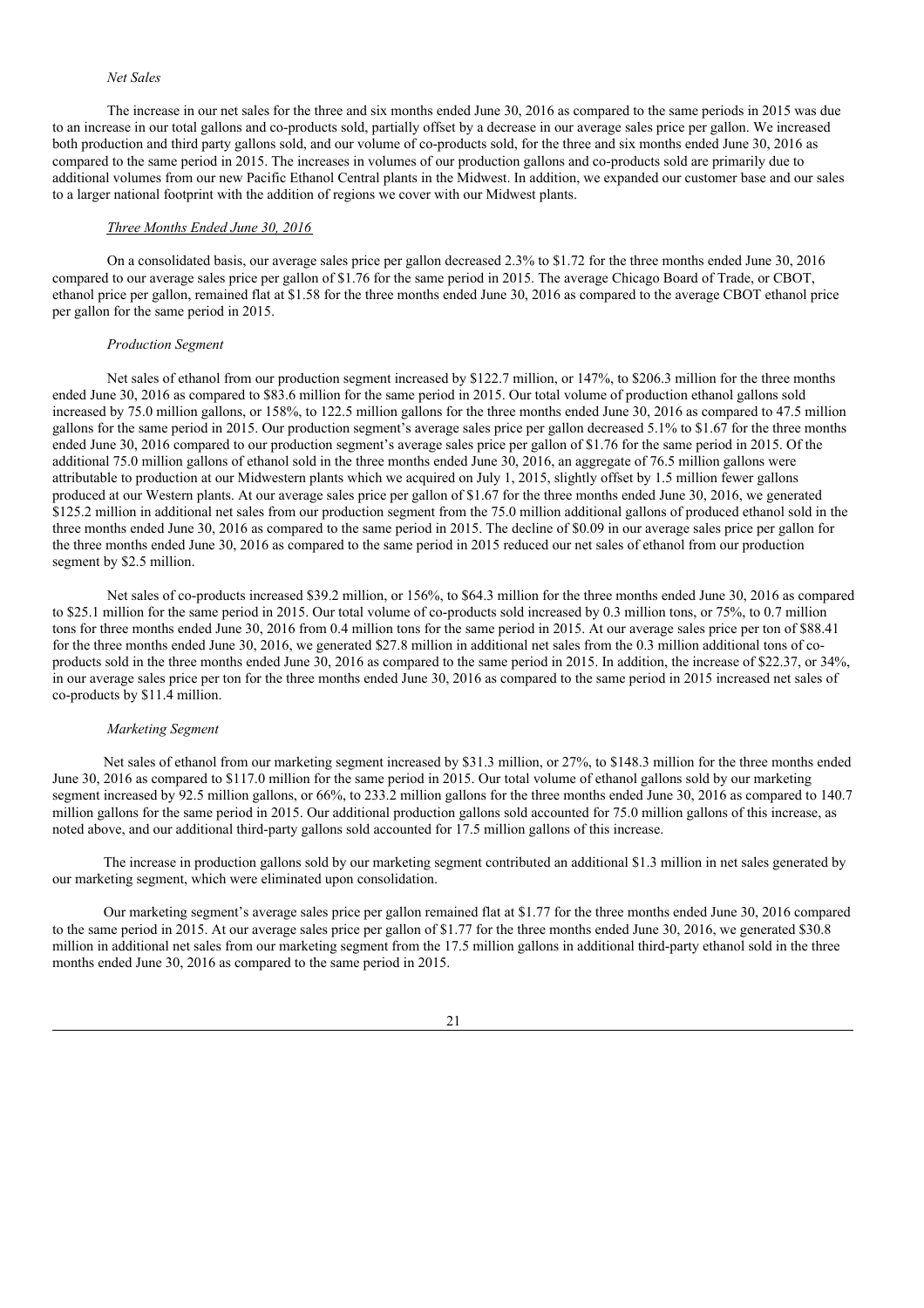*Net Sales*

The increase in our net sales for the three and six months ended June 30, 2016 as compared to the same periods in 2015 was due to an increase in our total gallons and co-products sold, partially offset by a decrease in our average sales price per gallon. We increased both production and third party gallons sold, and our volume of co-products sold, for the three and six months ended June 30, 2016 as compared to the same period in 2015. The increases in volumes of our production gallons and co-products sold are primarily due to additional volumes from our new Pacific Ethanol Central plants in the Midwest. In addition, we expanded our customer base and our sales to a larger national footprint with the addition of regions we cover with our Midwest plants.

*Three Months Ended June 30, 2016*

On a consolidated basis, our average sales price per gallon decreased 2.3% to $1.72 for the three months ended June 30, 2016 compared to our average sales price per gallon of $1.76 for the same period in 2015. The average Chicago Board of Trade, or CBOT, ethanol price per gallon, remained flat at $1.58 for the three months ended June 30, 2016 as compared to the average CBOT ethanol price per gallon for the same period in 2015.

*Production Segment*

Net sales of ethanol from our production segment increased by $122.7 million, or 147%, to $206.3 million for the three months ended June 30, 2016 as compared to $83.6 million for the same period in 2015. Our total volume of production ethanol gallons sold increased by 75.0 million gallons, or 158%, to 122.5 million gallons for the three months ended June 30, 2016 as compared to 47.5 million gallons for the same period in 2015. Our production segment's average sales price per gallon decreased 5.1% to $1.67 for the three months ended June 30, 2016 compared to our production segment's average sales price per gallon of $1.76 for the same period in 2015. Of the additional 75.0 million gallons of ethanol sold in the three months ended June 30, 2016, an aggregate of 76.5 million gallons were attributable to production at our Midwestern plants which we acquired on July 1, 2015, slightly offset by 1.5 million fewer gallons produced at our Western plants. At our average sales price per gallon of $1.67 for the three months ended June 30, 2016, we generated $125.2 million in additional net sales from our production segment from the 75.0 million additional gallons of produced ethanol sold in the three months ended June 30, 2016 as compared to the same period in 2015. The decline of $0.09 in our average sales price per gallon for the three months ended June 30, 2016 as compared to the same period in 2015 reduced our net sales of ethanol from our production segment by $2.5 million.

Net sales of co-products increased $39.2 million, or 156%, to $64.3 million for the three months ended June 30, 2016 as compared to $25.1 million for the same period in 2015. Our total volume of co-products sold increased by 0.3 million tons, or 75%, to 0.7 million tons for three months ended June 30, 2016 from 0.4 million tons for the same period in 2015. At our average sales price per ton of $88.41 for the three months ended June 30, 2016, we generated $27.8 million in additional net sales from the 0.3 million additional tons of co-products sold in the three months ended June 30, 2016 as compared to the same period in 2015. In addition, the increase of $22.37, or 34%, in our average sales price per ton for the three months ended June 30, 2016 as compared to the same period in 2015 increased net sales of co-products by $11.4 million.

*Marketing Segment*

Net sales of ethanol from our marketing segment increased by $31.3 million, or 27%, to $148.3 million for the three months ended June 30, 2016 as compared to $117.0 million for the same period in 2015. Our total volume of ethanol gallons sold by our marketing segment increased by 92.5 million gallons, or 66%, to 233.2 million gallons for the three months ended June 30, 2016 as compared to 140.7 million gallons for the same period in 2015. Our additional production gallons sold accounted for 75.0 million gallons of this increase, as noted above, and our additional third-party gallons sold accounted for 17.5 million gallons of this increase.

The increase in production gallons sold by our marketing segment contributed an additional $1.3 million in net sales generated by our marketing segment, which were eliminated upon consolidation.

Our marketing segment's average sales price per gallon remained flat at $1.77 for the three months ended June 30, 2016 compared to the same period in 2015. At our average sales price per gallon of $1.77 for the three months ended June 30, 2016, we generated $30.8 million in additional net sales from our marketing segment from the 17.5 million gallons in additional third-party ethanol sold in the three months ended June 30, 2016 as compared to the same period in 2015.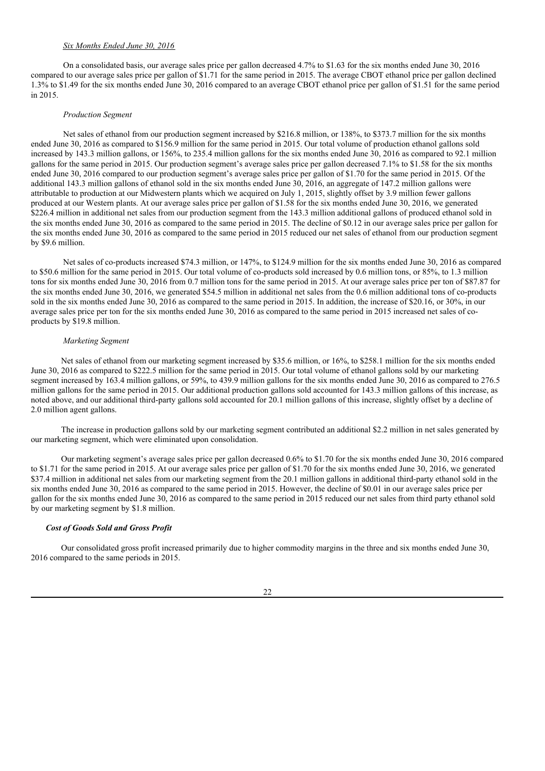*Six Months Ended June 30, 2016*

On a consolidated basis, our average sales price per gallon decreased 4.7% to $1.63 for the six months ended June 30, 2016 compared to our average sales price per gallon of $1.71 for the same period in 2015. The average CBOT ethanol price per gallon declined 1.3% to $1.49 for the six months ended June 30, 2016 compared to an average CBOT ethanol price per gallon of $1.51 for the same period in 2015.

*Production Segment*

Net sales of ethanol from our production segment increased by $216.8 million, or 138%, to $373.7 million for the six months ended June 30, 2016 as compared to $156.9 million for the same period in 2015. Our total volume of production ethanol gallons sold increased by 143.3 million gallons, or 156%, to 235.4 million gallons for the six months ended June 30, 2016 as compared to 92.1 million gallons for the same period in 2015. Our production segment's average sales price per gallon decreased 7.1% to $1.58 for the six months ended June 30, 2016 compared to our production segment's average sales price per gallon of $1.70 for the same period in 2015. Of the additional 143.3 million gallons of ethanol sold in the six months ended June 30, 2016, an aggregate of 147.2 million gallons were attributable to production at our Midwestern plants which we acquired on July 1, 2015, slightly offset by 3.9 million fewer gallons produced at our Western plants. At our average sales price per gallon of $1.58 for the six months ended June 30, 2016, we generated $226.4 million in additional net sales from our production segment from the 143.3 million additional gallons of produced ethanol sold in the six months ended June 30, 2016 as compared to the same period in 2015. The decline of $0.12 in our average sales price per gallon for the six months ended June 30, 2016 as compared to the same period in 2015 reduced our net sales of ethanol from our production segment by $9.6 million.

Net sales of co-products increased $74.3 million, or 147%, to $124.9 million for the six months ended June 30, 2016 as compared to $50.6 million for the same period in 2015. Our total volume of co-products sold increased by 0.6 million tons, or 85%, to 1.3 million tons for six months ended June 30, 2016 from 0.7 million tons for the same period in 2015. At our average sales price per ton of $87.87 for the six months ended June 30, 2016, we generated $54.5 million in additional net sales from the 0.6 million additional tons of co-products sold in the six months ended June 30, 2016 as compared to the same period in 2015. In addition, the increase of $20.16, or 30%, in our average sales price per ton for the six months ended June 30, 2016 as compared to the same period in 2015 increased net sales of co-products by $19.8 million.

*Marketing Segment*

Net sales of ethanol from our marketing segment increased by $35.6 million, or 16%, to $258.1 million for the six months ended June 30, 2016 as compared to $222.5 million for the same period in 2015. Our total volume of ethanol gallons sold by our marketing segment increased by 163.4 million gallons, or 59%, to 439.9 million gallons for the six months ended June 30, 2016 as compared to 276.5 million gallons for the same period in 2015. Our additional production gallons sold accounted for 143.3 million gallons of this increase, as noted above, and our additional third-party gallons sold accounted for 20.1 million gallons of this increase, slightly offset by a decline of 2.0 million agent gallons.

The increase in production gallons sold by our marketing segment contributed an additional $2.2 million in net sales generated by our marketing segment, which were eliminated upon consolidation.

Our marketing segment's average sales price per gallon decreased 0.6% to $1.70 for the six months ended June 30, 2016 compared to $1.71 for the same period in 2015. At our average sales price per gallon of $1.70 for the six months ended June 30, 2016, we generated $37.4 million in additional net sales from our marketing segment from the 20.1 million gallons in additional third-party ethanol sold in the six months ended June 30, 2016 as compared to the same period in 2015. However, the decline of $0.01 in our average sales price per gallon for the six months ended June 30, 2016 as compared to the same period in 2015 reduced our net sales from third party ethanol sold by our marketing segment by $1.8 million.

***Cost of Goods Sold and Gross Profit***

Our consolidated gross profit increased primarily due to higher commodity margins in the three and six months ended June 30, 2016 compared to the same periods in 2015.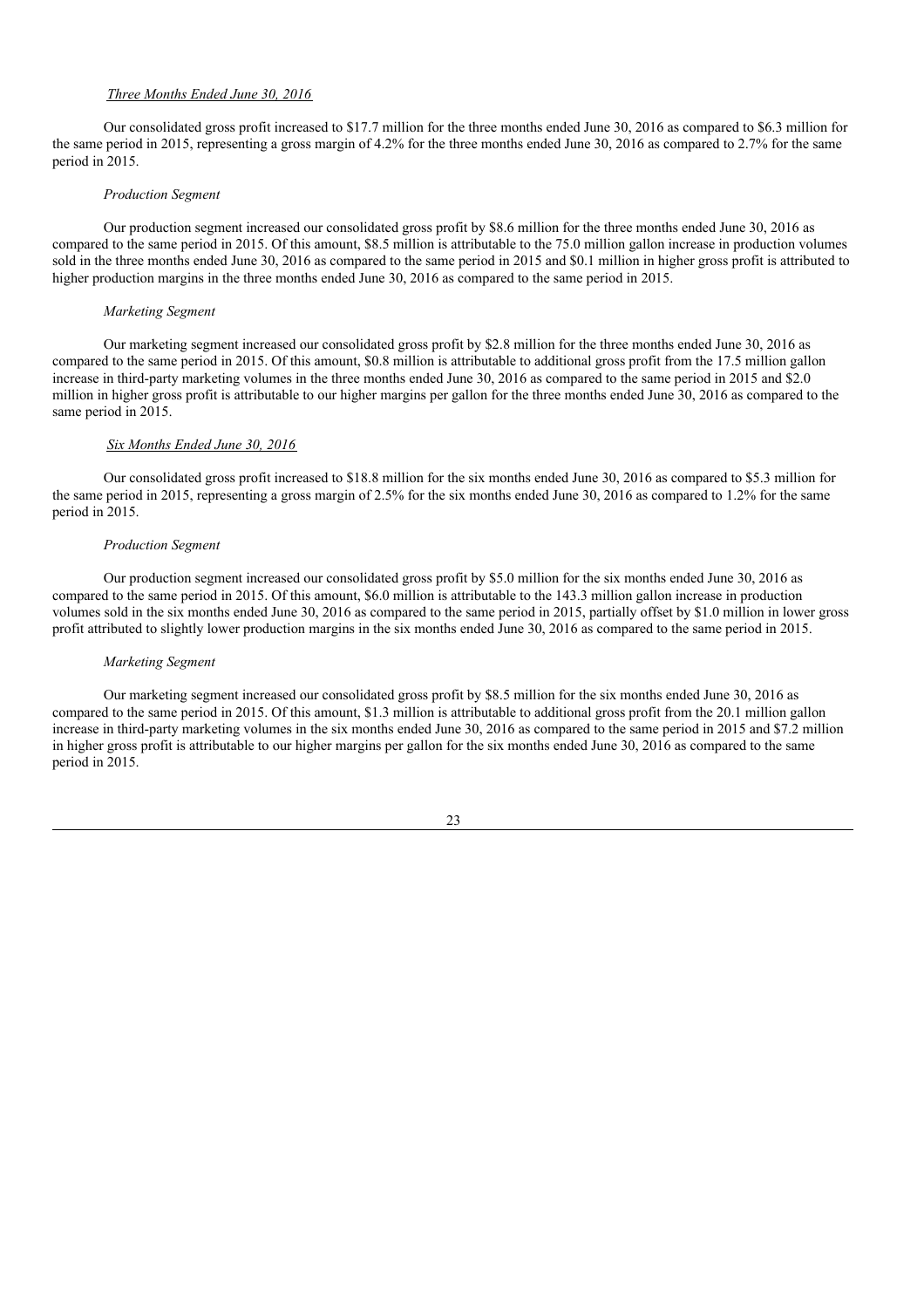*Three Months Ended June 30, 2016*

Our consolidated gross profit increased to $17.7 million for the three months ended June 30, 2016 as compared to $6.3 million for the same period in 2015, representing a gross margin of 4.2% for the three months ended June 30, 2016 as compared to 2.7% for the same period in 2015.

*Production Segment*

Our production segment increased our consolidated gross profit by $8.6 million for the three months ended June 30, 2016 as compared to the same period in 2015. Of this amount, $8.5 million is attributable to the 75.0 million gallon increase in production volumes sold in the three months ended June 30, 2016 as compared to the same period in 2015 and $0.1 million in higher gross profit is attributed to higher production margins in the three months ended June 30, 2016 as compared to the same period in 2015.

*Marketing Segment*

Our marketing segment increased our consolidated gross profit by $2.8 million for the three months ended June 30, 2016 as compared to the same period in 2015. Of this amount, $0.8 million is attributable to additional gross profit from the 17.5 million gallon increase in third-party marketing volumes in the three months ended June 30, 2016 as compared to the same period in 2015 and $2.0 million in higher gross profit is attributable to our higher margins per gallon for the three months ended June 30, 2016 as compared to the same period in 2015.

*Six Months Ended June 30, 2016*

Our consolidated gross profit increased to $18.8 million for the six months ended June 30, 2016 as compared to $5.3 million for the same period in 2015, representing a gross margin of 2.5% for the six months ended June 30, 2016 as compared to 1.2% for the same period in 2015.

*Production Segment*

Our production segment increased our consolidated gross profit by $5.0 million for the six months ended June 30, 2016 as compared to the same period in 2015. Of this amount, $6.0 million is attributable to the 143.3 million gallon increase in production volumes sold in the six months ended June 30, 2016 as compared to the same period in 2015, partially offset by $1.0 million in lower gross profit attributed to slightly lower production margins in the six months ended June 30, 2016 as compared to the same period in 2015.

*Marketing Segment*

Our marketing segment increased our consolidated gross profit by $8.5 million for the six months ended June 30, 2016 as compared to the same period in 2015. Of this amount, $1.3 million is attributable to additional gross profit from the 20.1 million gallon increase in third-party marketing volumes in the six months ended June 30, 2016 as compared to the same period in 2015 and $7.2 million in higher gross profit is attributable to our higher margins per gallon for the six months ended June 30, 2016 as compared to the same period in 2015.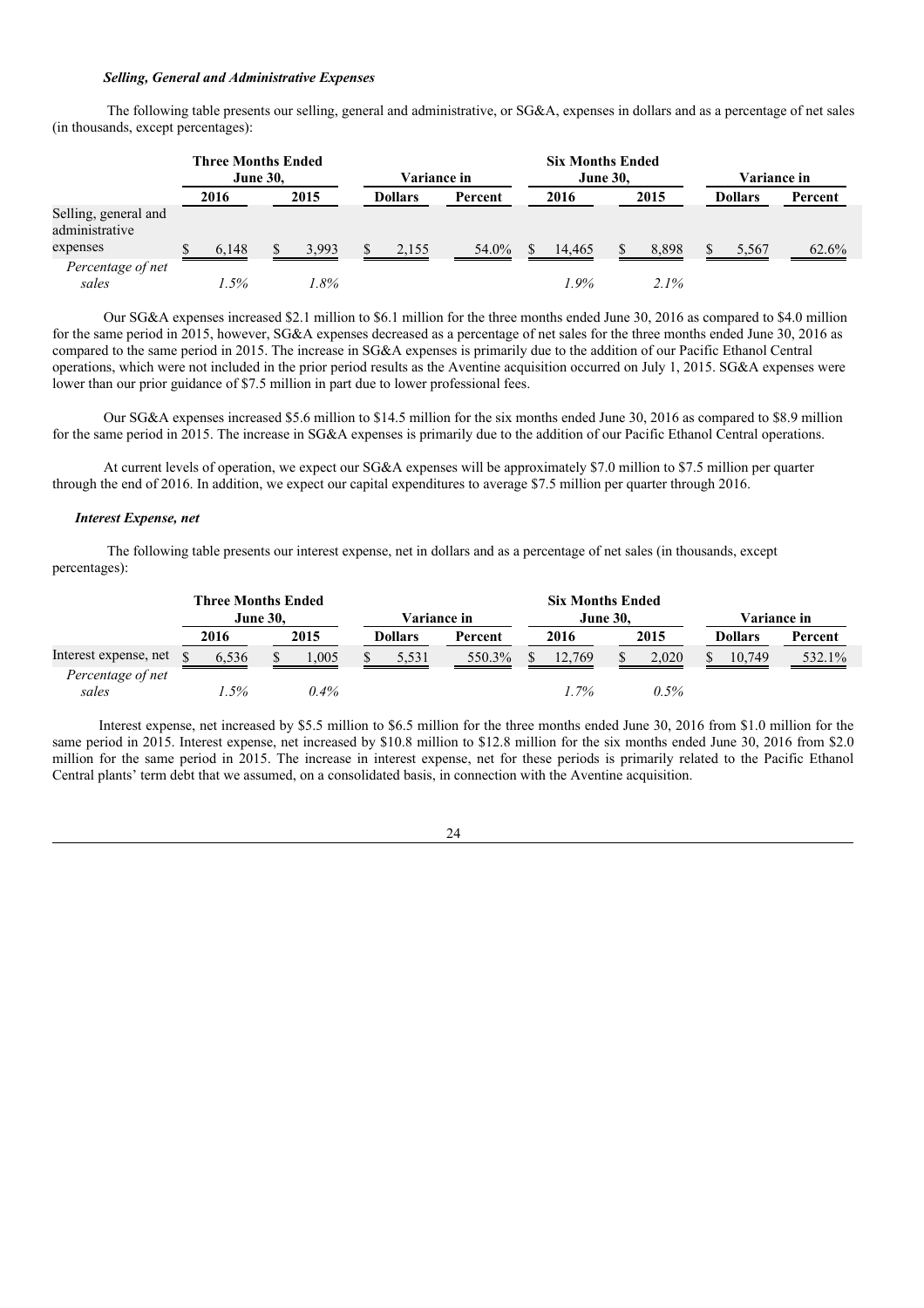### *Selling, General and Administrative Expenses*

The following table presents our selling, general and administrative, or SG&A, expenses in dollars and as a percentage of net sales (in thousands, except percentages):

| | Three Months Ended June 30, | | Variance in | | Six Months Ended June 30, | | Variance in | |
|---|---|---|---|---|---|---|---|---|
| | 2016 | 2015 | Dollars | Percent | 2016 | 2015 | Dollars | Percent |
| Selling, general and administrative expenses | $ 6,148 | $ 3,993 | $ 2,155 | 54.0% | $ 14,465 | $ 8,898 | $ 5,567 | 62.6% |
| *Percentage of net sales* | *1.5%* | *1.8%* | | | *1.9%* | *2.1%* | | |

Our SG&A expenses increased $2.1 million to $6.1 million for the three months ended June 30, 2016 as compared to $4.0 million for the same period in 2015, however, SG&A expenses decreased as a percentage of net sales for the three months ended June 30, 2016 as compared to the same period in 2015. The increase in SG&A expenses is primarily due to the addition of our Pacific Ethanol Central operations, which were not included in the prior period results as the Aventine acquisition occurred on July 1, 2015. SG&A expenses were lower than our prior guidance of $7.5 million in part due to lower professional fees.

Our SG&A expenses increased $5.6 million to $14.5 million for the six months ended June 30, 2016 as compared to $8.9 million for the same period in 2015. The increase in SG&A expenses is primarily due to the addition of our Pacific Ethanol Central operations.

At current levels of operation, we expect our SG&A expenses will be approximately $7.0 million to $7.5 million per quarter through the end of 2016. In addition, we expect our capital expenditures to average $7.5 million per quarter through 2016.

### *Interest Expense, net*

The following table presents our interest expense, net in dollars and as a percentage of net sales (in thousands, except percentages):

| | Three Months Ended June 30, | | Variance in | | Six Months Ended June 30, | | Variance in | |
|---|---|---|---|---|---|---|---|---|
| | 2016 | 2015 | Dollars | Percent | 2016 | 2015 | Dollars | Percent |
| Interest expense, net | $ 6,536 | $ 1,005 | $ 5,531 | 550.3% | $ 12,769 | $ 2,020 | $ 10,749 | 532.1% |
| *Percentage of net sales* | *1.5%* | *0.4%* | | | *1.7%* | *0.5%* | | |

Interest expense, net increased by $5.5 million to $6.5 million for the three months ended June 30, 2016 from $1.0 million for the same period in 2015. Interest expense, net increased by $10.8 million to $12.8 million for the six months ended June 30, 2016 from $2.0 million for the same period in 2015. The increase in interest expense, net for these periods is primarily related to the Pacific Ethanol Central plants' term debt that we assumed, on a consolidated basis, in connection with the Aventine acquisition.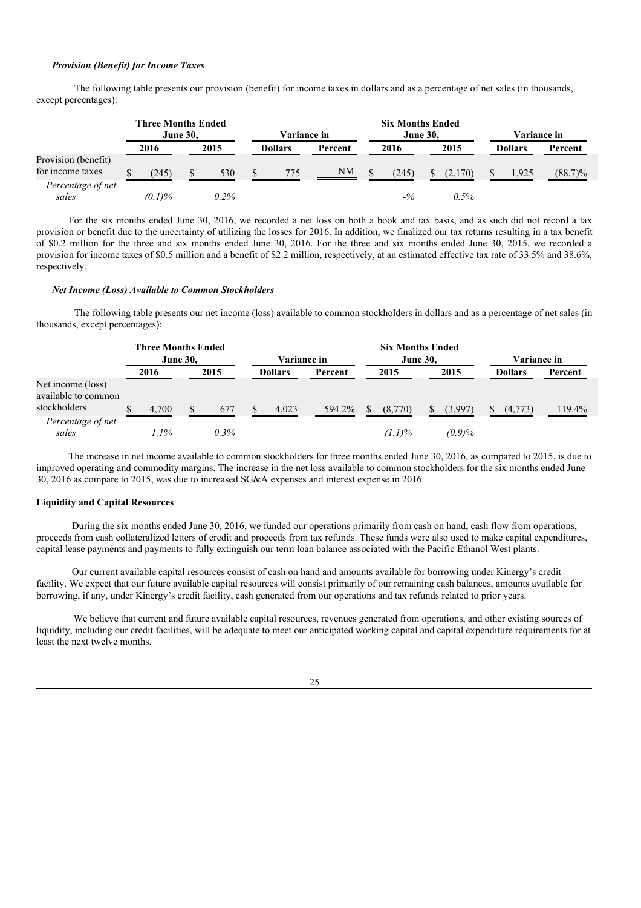### *Provision (Benefit) for Income Taxes*

The following table presents our provision (benefit) for income taxes in dollars and as a percentage of net sales (in thousands, except percentages):

| | Three Months Ended June 30, | | Variance in | | Six Months Ended June 30, | | Variance in | |
|---|---|---|---|---|---|---|---|---|
| | 2016 | 2015 | Dollars | Percent | 2016 | 2015 | Dollars | Percent |
| Provision (benefit) for income taxes | $ (245) | $ 530 | $ 775 | NM | $ (245) | $ (2,170) | $ 1,925 | (88.7)% |
| *Percentage of net sales* | *(0.1)%* | *0.2%* | | | *-%* | *0.5%* | | |

For the six months ended June 30, 2016, we recorded a net loss on both a book and tax basis, and as such did not record a tax provision or benefit due to the uncertainty of utilizing the losses for 2016. In addition, we finalized our tax returns resulting in a tax benefit of $0.2 million for the three and six months ended June 30, 2016. For the three and six months ended June 30, 2015, we recorded a provision for income taxes of $0.5 million and a benefit of $2.2 million, respectively, at an estimated effective tax rate of 33.5% and 38.6%, respectively.

### *Net Income (Loss) Available to Common Stockholders*

The following table presents our net income (loss) available to common stockholders in dollars and as a percentage of net sales (in thousands, except percentages):

| | Three Months Ended June 30, | | Variance in | | Six Months Ended June 30, | | Variance in | |
|---|---|---|---|---|---|---|---|---|
| | 2016 | 2015 | Dollars | Percent | 2015 | 2015 | Dollars | Percent |
| Net income (loss) available to common stockholders | $ 4,700 | $ 677 | $ 4,023 | 594.2% | $ (8,770) | $ (3,997) | $ (4,773) | 119.4% |
| *Percentage of net sales* | *1.1%* | *0.3%* | | | *(1.1)%* | *(0.9)%* | | |

The increase in net income available to common stockholders for three months ended June 30, 2016, as compared to 2015, is due to improved operating and commodity margins. The increase in the net loss available to common stockholders for the six months ended June 30, 2016 as compare to 2015, was due to increased SG&A expenses and interest expense in 2016.

#### **Liquidity and Capital Resources**

During the six months ended June 30, 2016, we funded our operations primarily from cash on hand, cash flow from operations, proceeds from cash collateralized letters of credit and proceeds from tax refunds. These funds were also used to make capital expenditures, capital lease payments and payments to fully extinguish our term loan balance associated with the Pacific Ethanol West plants.

Our current available capital resources consist of cash on hand and amounts available for borrowing under Kinergy's credit facility. We expect that our future available capital resources will consist primarily of our remaining cash balances, amounts available for borrowing, if any, under Kinergy's credit facility, cash generated from our operations and tax refunds related to prior years.

We believe that current and future available capital resources, revenues generated from operations, and other existing sources of liquidity, including our credit facilities, will be adequate to meet our anticipated working capital and capital expenditure requirements for at least the next twelve months.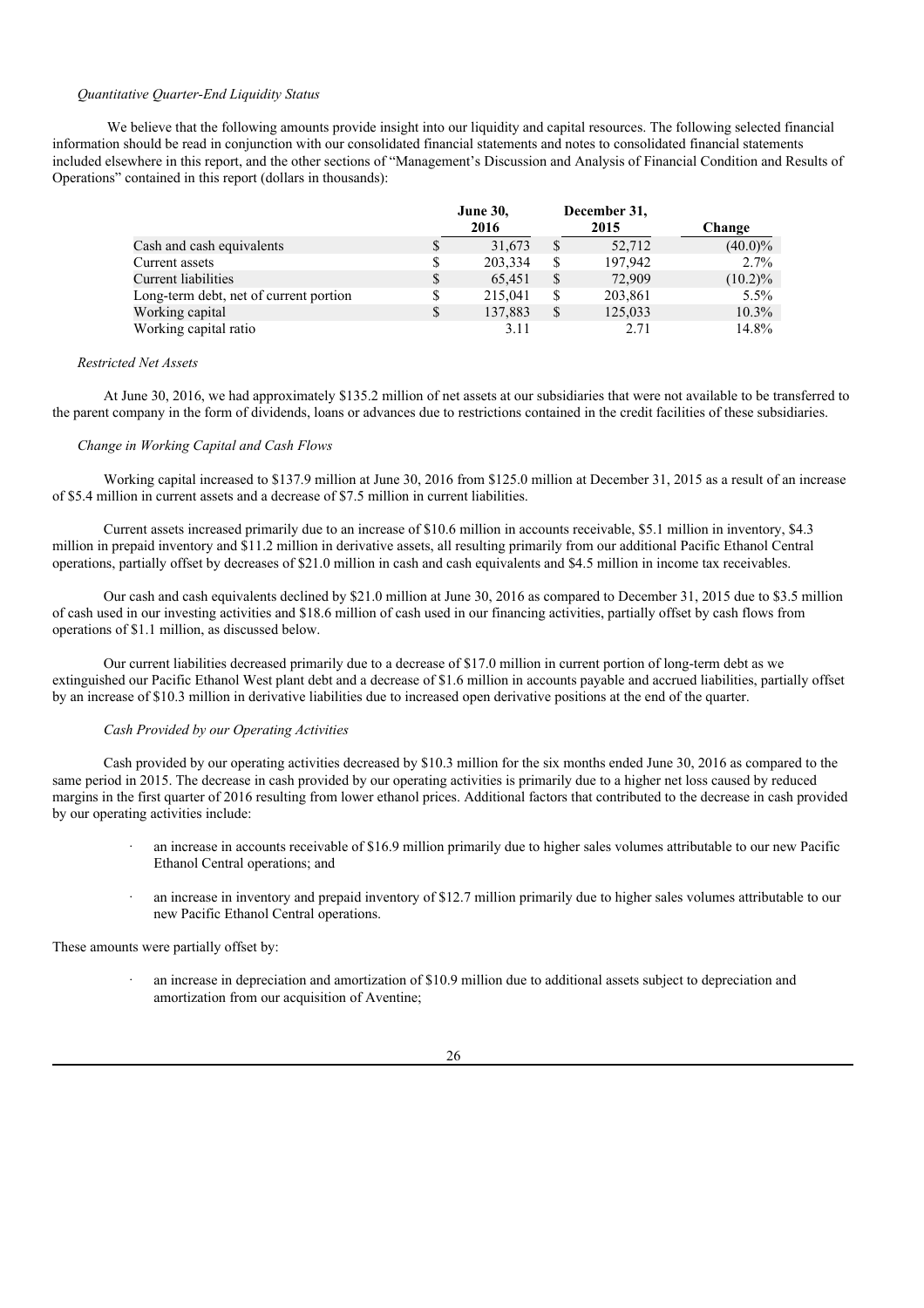*Quantitative Quarter-End Liquidity Status*

We believe that the following amounts provide insight into our liquidity and capital resources. The following selected financial information should be read in conjunction with our consolidated financial statements and notes to consolidated financial statements included elsewhere in this report, and the other sections of "Management's Discussion and Analysis of Financial Condition and Results of Operations" contained in this report (dollars in thousands):

| | June 30, 2016 | December 31, 2015 | Change |
|---|---|---|---|
| Cash and cash equivalents | $ 31,673 | $ 52,712 | (40.0)% |
| Current assets | $ 203,334 | $ 197,942 | 2.7% |
| Current liabilities | $ 65,451 | $ 72,909 | (10.2)% |
| Long-term debt, net of current portion | $ 215,041 | $ 203,861 | 5.5% |
| Working capital | $ 137,883 | $ 125,033 | 10.3% |
| Working capital ratio | 3.11 | 2.71 | 14.8% |

*Restricted Net Assets*

At June 30, 2016, we had approximately $135.2 million of net assets at our subsidiaries that were not available to be transferred to the parent company in the form of dividends, loans or advances due to restrictions contained in the credit facilities of these subsidiaries.

*Change in Working Capital and Cash Flows*

Working capital increased to $137.9 million at June 30, 2016 from $125.0 million at December 31, 2015 as a result of an increase of $5.4 million in current assets and a decrease of $7.5 million in current liabilities.

Current assets increased primarily due to an increase of $10.6 million in accounts receivable, $5.1 million in inventory, $4.3 million in prepaid inventory and $11.2 million in derivative assets, all resulting primarily from our additional Pacific Ethanol Central operations, partially offset by decreases of $21.0 million in cash and cash equivalents and $4.5 million in income tax receivables.

Our cash and cash equivalents declined by $21.0 million at June 30, 2016 as compared to December 31, 2015 due to $3.5 million of cash used in our investing activities and $18.6 million of cash used in our financing activities, partially offset by cash flows from operations of $1.1 million, as discussed below.

Our current liabilities decreased primarily due to a decrease of $17.0 million in current portion of long-term debt as we extinguished our Pacific Ethanol West plant debt and a decrease of $1.6 million in accounts payable and accrued liabilities, partially offset by an increase of $10.3 million in derivative liabilities due to increased open derivative positions at the end of the quarter.

*Cash Provided by our Operating Activities*

Cash provided by our operating activities decreased by $10.3 million for the six months ended June 30, 2016 as compared to the same period in 2015. The decrease in cash provided by our operating activities is primarily due to a higher net loss caused by reduced margins in the first quarter of 2016 resulting from lower ethanol prices. Additional factors that contributed to the decrease in cash provided by our operating activities include:

- an increase in accounts receivable of $16.9 million primarily due to higher sales volumes attributable to our new Pacific Ethanol Central operations; and
- an increase in inventory and prepaid inventory of $12.7 million primarily due to higher sales volumes attributable to our new Pacific Ethanol Central operations.

These amounts were partially offset by:

- an increase in depreciation and amortization of $10.9 million due to additional assets subject to depreciation and amortization from our acquisition of Aventine;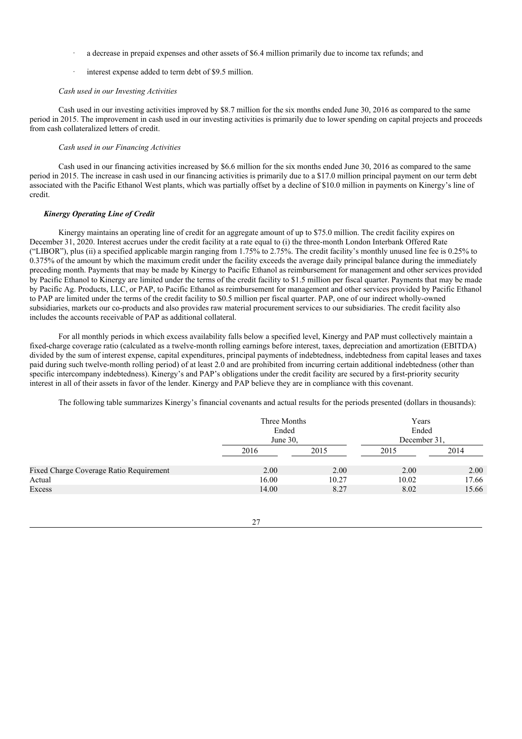- a decrease in prepaid expenses and other assets of $6.4 million primarily due to income tax refunds; and
- interest expense added to term debt of $9.5 million.

*Cash used in our Investing Activities*

Cash used in our investing activities improved by $8.7 million for the six months ended June 30, 2016 as compared to the same period in 2015. The improvement in cash used in our investing activities is primarily due to lower spending on capital projects and proceeds from cash collateralized letters of credit.

*Cash used in our Financing Activities*

Cash used in our financing activities increased by $6.6 million for the six months ended June 30, 2016 as compared to the same period in 2015. The increase in cash used in our financing activities is primarily due to a $17.0 million principal payment on our term debt associated with the Pacific Ethanol West plants, which was partially offset by a decline of $10.0 million in payments on Kinergy's line of credit.

***Kinergy Operating Line of Credit***

Kinergy maintains an operating line of credit for an aggregate amount of up to $75.0 million. The credit facility expires on December 31, 2020. Interest accrues under the credit facility at a rate equal to (i) the three-month London Interbank Offered Rate ("LIBOR"), plus (ii) a specified applicable margin ranging from 1.75% to 2.75%. The credit facility's monthly unused line fee is 0.25% to 0.375% of the amount by which the maximum credit under the facility exceeds the average daily principal balance during the immediately preceding month. Payments that may be made by Kinergy to Pacific Ethanol as reimbursement for management and other services provided by Pacific Ethanol to Kinergy are limited under the terms of the credit facility to $1.5 million per fiscal quarter. Payments that may be made by Pacific Ag. Products, LLC, or PAP, to Pacific Ethanol as reimbursement for management and other services provided by Pacific Ethanol to PAP are limited under the terms of the credit facility to $0.5 million per fiscal quarter. PAP, one of our indirect wholly-owned subsidiaries, markets our co-products and also provides raw material procurement services to our subsidiaries. The credit facility also includes the accounts receivable of PAP as additional collateral.

For all monthly periods in which excess availability falls below a specified level, Kinergy and PAP must collectively maintain a fixed-charge coverage ratio (calculated as a twelve-month rolling earnings before interest, taxes, depreciation and amortization (EBITDA) divided by the sum of interest expense, capital expenditures, principal payments of indebtedness, indebtedness from capital leases and taxes paid during such twelve-month rolling period) of at least 2.0 and are prohibited from incurring certain additional indebtedness (other than specific intercompany indebtedness). Kinergy's and PAP's obligations under the credit facility are secured by a first-priority security interest in all of their assets in favor of the lender. Kinergy and PAP believe they are in compliance with this covenant.

The following table summarizes Kinergy's financial covenants and actual results for the periods presented (dollars in thousands):

| | Three Months Ended June 30, | | Years Ended December 31, | |
|---|---|---|---|---|
| | 2016 | 2015 | 2015 | 2014 |
| Fixed Charge Coverage Ratio Requirement | 2.00 | 2.00 | 2.00 | 2.00 |
| Actual | 16.00 | 10.27 | 10.02 | 17.66 |
| Excess | 14.00 | 8.27 | 8.02 | 15.66 |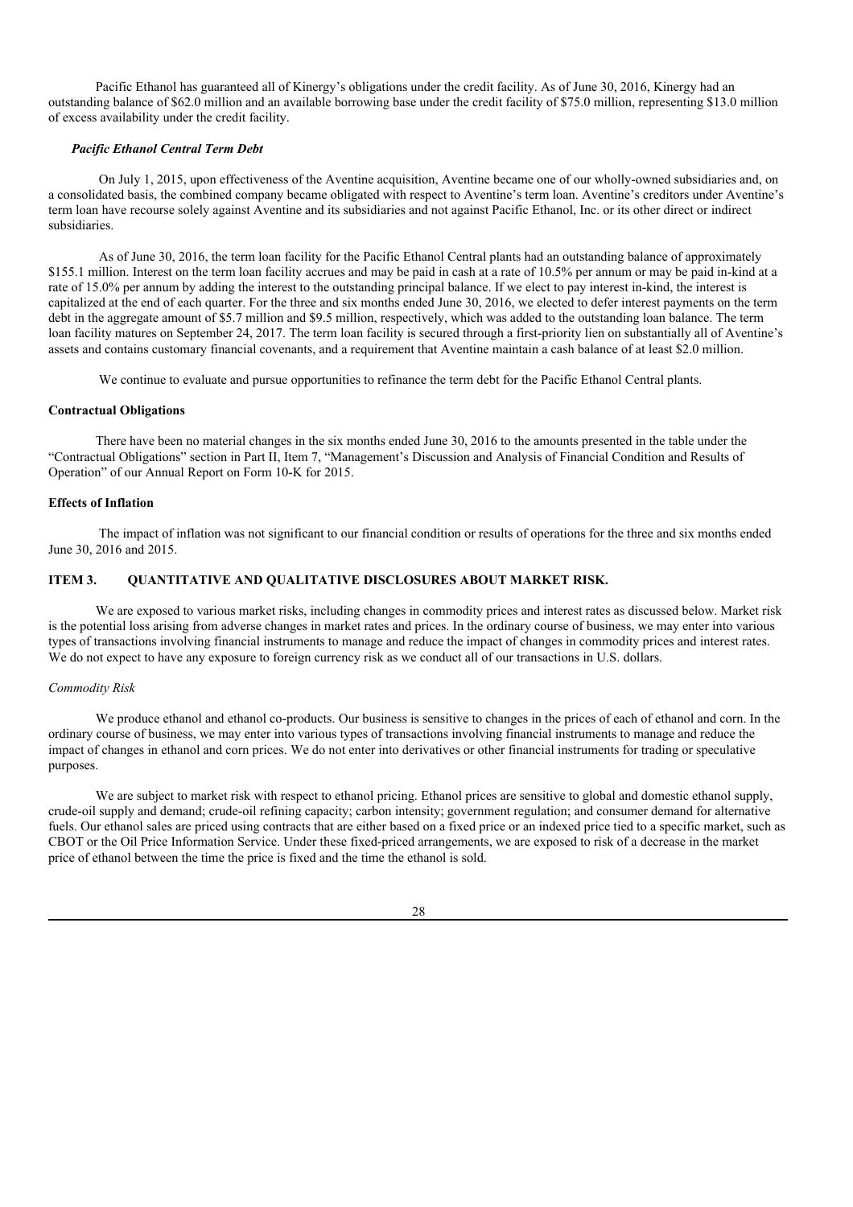Pacific Ethanol has guaranteed all of Kinergy's obligations under the credit facility. As of June 30, 2016, Kinergy had an outstanding balance of $62.0 million and an available borrowing base under the credit facility of $75.0 million, representing $13.0 million of excess availability under the credit facility.

***Pacific Ethanol Central Term Debt***

On July 1, 2015, upon effectiveness of the Aventine acquisition, Aventine became one of our wholly-owned subsidiaries and, on a consolidated basis, the combined company became obligated with respect to Aventine's term loan. Aventine's creditors under Aventine's term loan have recourse solely against Aventine and its subsidiaries and not against Pacific Ethanol, Inc. or its other direct or indirect subsidiaries.

As of June 30, 2016, the term loan facility for the Pacific Ethanol Central plants had an outstanding balance of approximately $155.1 million. Interest on the term loan facility accrues and may be paid in cash at a rate of 10.5% per annum or may be paid in-kind at a rate of 15.0% per annum by adding the interest to the outstanding principal balance. If we elect to pay interest in-kind, the interest is capitalized at the end of each quarter. For the three and six months ended June 30, 2016, we elected to defer interest payments on the term debt in the aggregate amount of $5.7 million and $9.5 million, respectively, which was added to the outstanding loan balance. The term loan facility matures on September 24, 2017. The term loan facility is secured through a first-priority lien on substantially all of Aventine's assets and contains customary financial covenants, and a requirement that Aventine maintain a cash balance of at least $2.0 million.

We continue to evaluate and pursue opportunities to refinance the term debt for the Pacific Ethanol Central plants.

**Contractual Obligations**

There have been no material changes in the six months ended June 30, 2016 to the amounts presented in the table under the "Contractual Obligations" section in Part II, Item 7, "Management's Discussion and Analysis of Financial Condition and Results of Operation" of our Annual Report on Form 10-K for 2015.

**Effects of Inflation**

The impact of inflation was not significant to our financial condition or results of operations for the three and six months ended June 30, 2016 and 2015.

## ITEM 3. QUANTITATIVE AND QUALITATIVE DISCLOSURES ABOUT MARKET RISK.

We are exposed to various market risks, including changes in commodity prices and interest rates as discussed below. Market risk is the potential loss arising from adverse changes in market rates and prices. In the ordinary course of business, we may enter into various types of transactions involving financial instruments to manage and reduce the impact of changes in commodity prices and interest rates. We do not expect to have any exposure to foreign currency risk as we conduct all of our transactions in U.S. dollars.

*Commodity Risk*

We produce ethanol and ethanol co-products. Our business is sensitive to changes in the prices of each of ethanol and corn. In the ordinary course of business, we may enter into various types of transactions involving financial instruments to manage and reduce the impact of changes in ethanol and corn prices. We do not enter into derivatives or other financial instruments for trading or speculative purposes.

We are subject to market risk with respect to ethanol pricing. Ethanol prices are sensitive to global and domestic ethanol supply, crude-oil supply and demand; crude-oil refining capacity; carbon intensity; government regulation; and consumer demand for alternative fuels. Our ethanol sales are priced using contracts that are either based on a fixed price or an indexed price tied to a specific market, such as CBOT or the Oil Price Information Service. Under these fixed-priced arrangements, we are exposed to risk of a decrease in the market price of ethanol between the time the price is fixed and the time the ethanol is sold.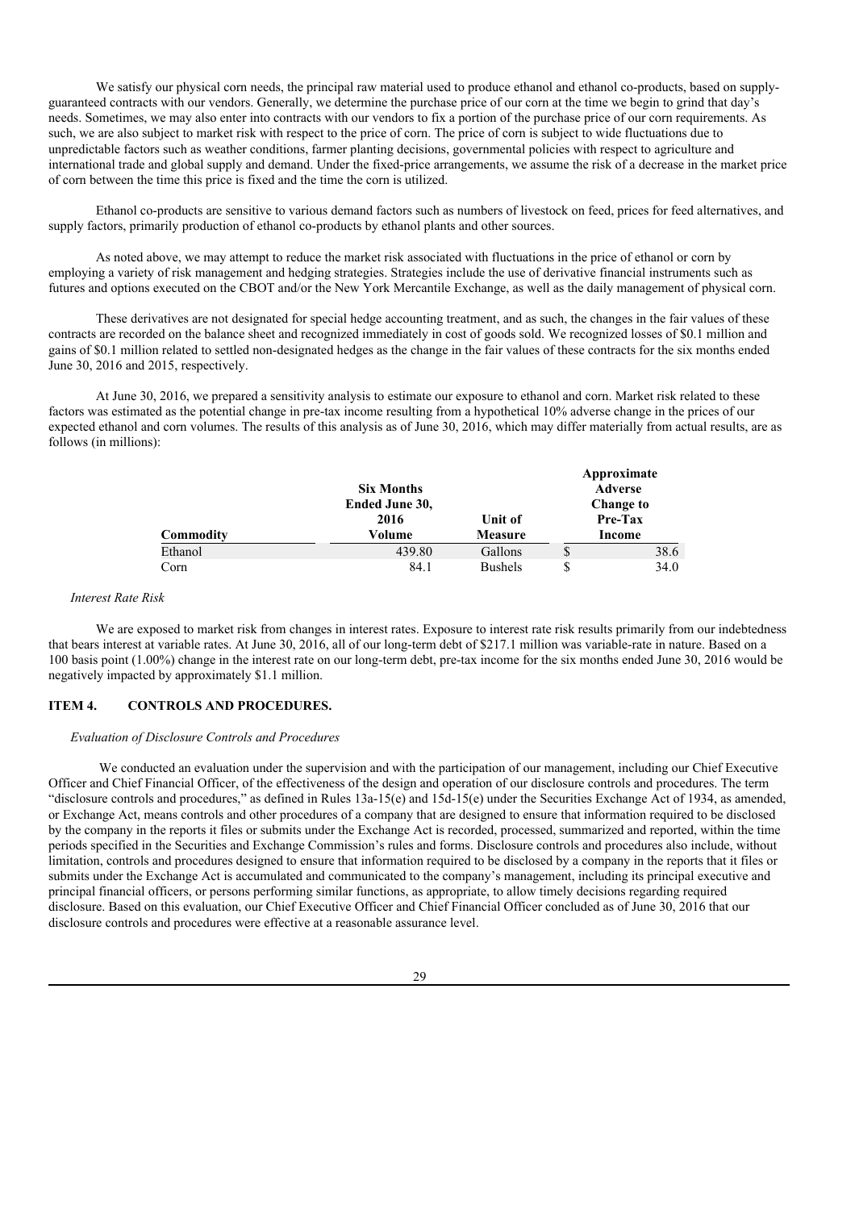We satisfy our physical corn needs, the principal raw material used to produce ethanol and ethanol co-products, based on supply-guaranteed contracts with our vendors. Generally, we determine the purchase price of our corn at the time we begin to grind that day's needs. Sometimes, we may also enter into contracts with our vendors to fix a portion of the purchase price of our corn requirements. As such, we are also subject to market risk with respect to the price of corn. The price of corn is subject to wide fluctuations due to unpredictable factors such as weather conditions, farmer planting decisions, governmental policies with respect to agriculture and international trade and global supply and demand. Under the fixed-price arrangements, we assume the risk of a decrease in the market price of corn between the time this price is fixed and the time the corn is utilized.

Ethanol co-products are sensitive to various demand factors such as numbers of livestock on feed, prices for feed alternatives, and supply factors, primarily production of ethanol co-products by ethanol plants and other sources.

As noted above, we may attempt to reduce the market risk associated with fluctuations in the price of ethanol or corn by employing a variety of risk management and hedging strategies. Strategies include the use of derivative financial instruments such as futures and options executed on the CBOT and/or the New York Mercantile Exchange, as well as the daily management of physical corn.

These derivatives are not designated for special hedge accounting treatment, and as such, the changes in the fair values of these contracts are recorded on the balance sheet and recognized immediately in cost of goods sold. We recognized losses of $0.1 million and gains of $0.1 million related to settled non-designated hedges as the change in the fair values of these contracts for the six months ended June 30, 2016 and 2015, respectively.

At June 30, 2016, we prepared a sensitivity analysis to estimate our exposure to ethanol and corn. Market risk related to these factors was estimated as the potential change in pre-tax income resulting from a hypothetical 10% adverse change in the prices of our expected ethanol and corn volumes. The results of this analysis as of June 30, 2016, which may differ materially from actual results, are as follows (in millions):

| Commodity | Six Months Ended June 30, 2016 Volume | Unit of Measure | Approximate Adverse Change to Pre-Tax Income |
|---|---|---|---|
| Ethanol | 439.80 | Gallons | $ 38.6 |
| Corn | 84.1 | Bushels | $ 34.0 |

*Interest Rate Risk*

We are exposed to market risk from changes in interest rates. Exposure to interest rate risk results primarily from our indebtedness that bears interest at variable rates. At June 30, 2016, all of our long-term debt of $217.1 million was variable-rate in nature. Based on a 100 basis point (1.00%) change in the interest rate on our long-term debt, pre-tax income for the six months ended June 30, 2016 would be negatively impacted by approximately $1.1 million.

## ITEM 4. CONTROLS AND PROCEDURES.

*Evaluation of Disclosure Controls and Procedures*

We conducted an evaluation under the supervision and with the participation of our management, including our Chief Executive Officer and Chief Financial Officer, of the effectiveness of the design and operation of our disclosure controls and procedures. The term "disclosure controls and procedures," as defined in Rules 13a-15(e) and 15d-15(e) under the Securities Exchange Act of 1934, as amended, or Exchange Act, means controls and other procedures of a company that are designed to ensure that information required to be disclosed by the company in the reports it files or submits under the Exchange Act is recorded, processed, summarized and reported, within the time periods specified in the Securities and Exchange Commission's rules and forms. Disclosure controls and procedures also include, without limitation, controls and procedures designed to ensure that information required to be disclosed by a company in the reports that it files or submits under the Exchange Act is accumulated and communicated to the company's management, including its principal executive and principal financial officers, or persons performing similar functions, as appropriate, to allow timely decisions regarding required disclosure. Based on this evaluation, our Chief Executive Officer and Chief Financial Officer concluded as of June 30, 2016 that our disclosure controls and procedures were effective at a reasonable assurance level.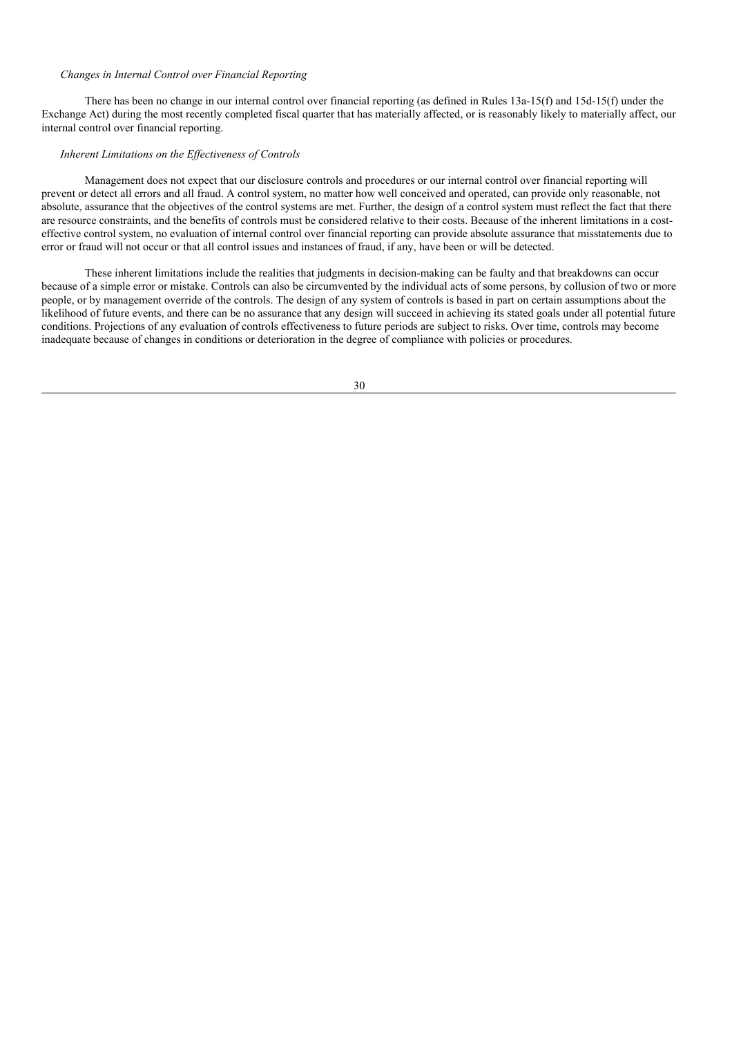*Changes in Internal Control over Financial Reporting*

There has been no change in our internal control over financial reporting (as defined in Rules 13a-15(f) and 15d-15(f) under the Exchange Act) during the most recently completed fiscal quarter that has materially affected, or is reasonably likely to materially affect, our internal control over financial reporting.

*Inherent Limitations on the Effectiveness of Controls*

Management does not expect that our disclosure controls and procedures or our internal control over financial reporting will prevent or detect all errors and all fraud. A control system, no matter how well conceived and operated, can provide only reasonable, not absolute, assurance that the objectives of the control systems are met. Further, the design of a control system must reflect the fact that there are resource constraints, and the benefits of controls must be considered relative to their costs. Because of the inherent limitations in a cost-effective control system, no evaluation of internal control over financial reporting can provide absolute assurance that misstatements due to error or fraud will not occur or that all control issues and instances of fraud, if any, have been or will be detected.

These inherent limitations include the realities that judgments in decision-making can be faulty and that breakdowns can occur because of a simple error or mistake. Controls can also be circumvented by the individual acts of some persons, by collusion of two or more people, or by management override of the controls. The design of any system of controls is based in part on certain assumptions about the likelihood of future events, and there can be no assurance that any design will succeed in achieving its stated goals under all potential future conditions. Projections of any evaluation of controls effectiveness to future periods are subject to risks. Over time, controls may become inadequate because of changes in conditions or deterioration in the degree of compliance with policies or procedures.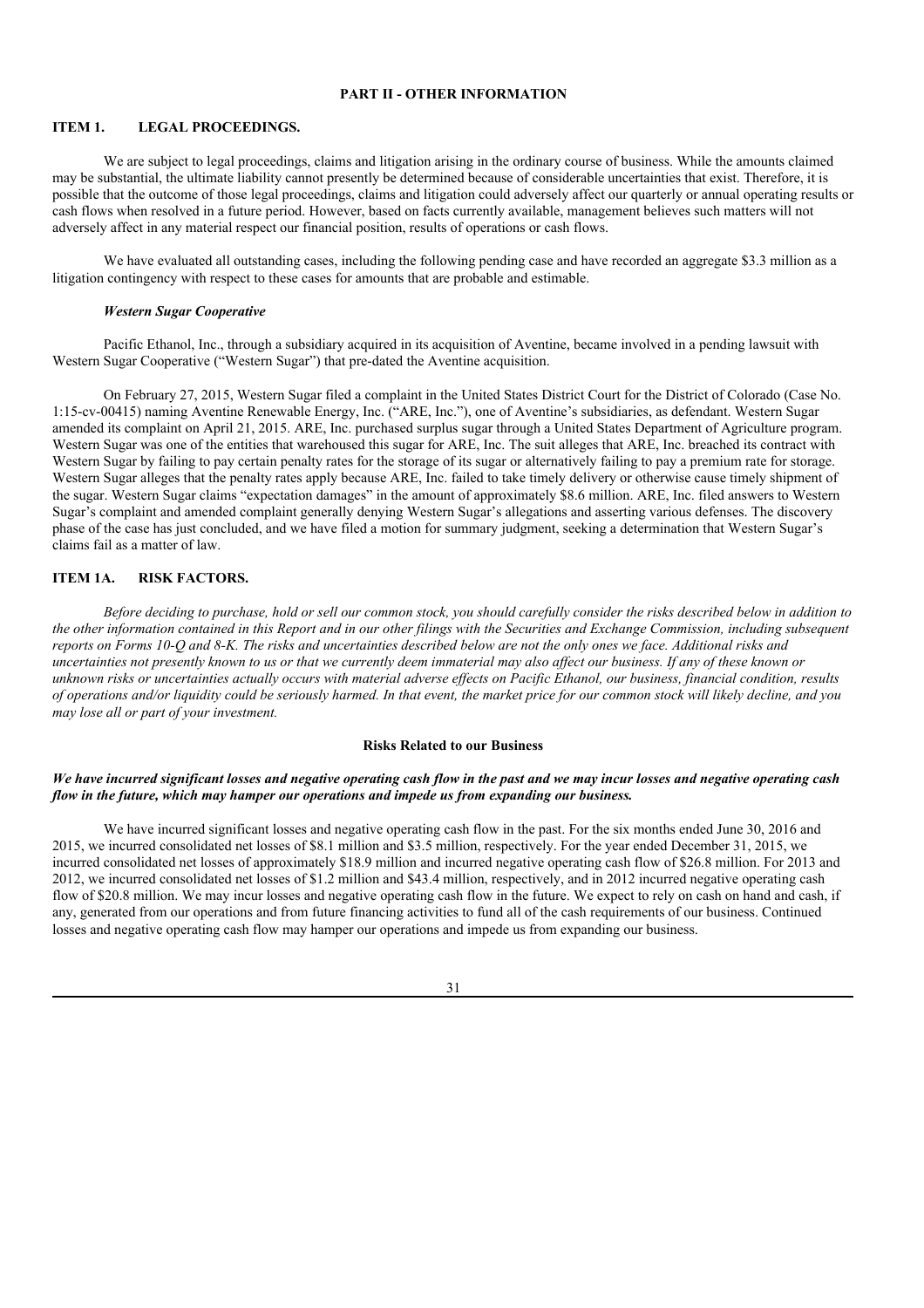## PART II - OTHER INFORMATION

### ITEM 1. LEGAL PROCEEDINGS.

We are subject to legal proceedings, claims and litigation arising in the ordinary course of business. While the amounts claimed may be substantial, the ultimate liability cannot presently be determined because of considerable uncertainties that exist. Therefore, it is possible that the outcome of those legal proceedings, claims and litigation could adversely affect our quarterly or annual operating results or cash flows when resolved in a future period. However, based on facts currently available, management believes such matters will not adversely affect in any material respect our financial position, results of operations or cash flows.

We have evaluated all outstanding cases, including the following pending case and have recorded an aggregate $3.3 million as a litigation contingency with respect to these cases for amounts that are probable and estimable.

***Western Sugar Cooperative***

Pacific Ethanol, Inc., through a subsidiary acquired in its acquisition of Aventine, became involved in a pending lawsuit with Western Sugar Cooperative ("Western Sugar") that pre-dated the Aventine acquisition.

On February 27, 2015, Western Sugar filed a complaint in the United States District Court for the District of Colorado (Case No. 1:15-cv-00415) naming Aventine Renewable Energy, Inc. ("ARE, Inc."), one of Aventine's subsidiaries, as defendant. Western Sugar amended its complaint on April 21, 2015. ARE, Inc. purchased surplus sugar through a United States Department of Agriculture program. Western Sugar was one of the entities that warehoused this sugar for ARE, Inc. The suit alleges that ARE, Inc. breached its contract with Western Sugar by failing to pay certain penalty rates for the storage of its sugar or alternatively failing to pay a premium rate for storage. Western Sugar alleges that the penalty rates apply because ARE, Inc. failed to take timely delivery or otherwise cause timely shipment of the sugar. Western Sugar claims "expectation damages" in the amount of approximately $8.6 million. ARE, Inc. filed answers to Western Sugar's complaint and amended complaint generally denying Western Sugar's allegations and asserting various defenses. The discovery phase of the case has just concluded, and we have filed a motion for summary judgment, seeking a determination that Western Sugar's claims fail as a matter of law.

### ITEM 1A. RISK FACTORS.

*Before deciding to purchase, hold or sell our common stock, you should carefully consider the risks described below in addition to the other information contained in this Report and in our other filings with the Securities and Exchange Commission, including subsequent reports on Forms 10-Q and 8-K. The risks and uncertainties described below are not the only ones we face. Additional risks and uncertainties not presently known to us or that we currently deem immaterial may also affect our business. If any of these known or unknown risks or uncertainties actually occurs with material adverse effects on Pacific Ethanol, our business, financial condition, results of operations and/or liquidity could be seriously harmed. In that event, the market price for our common stock will likely decline, and you may lose all or part of your investment.*

#### Risks Related to our Business

***We have incurred significant losses and negative operating cash flow in the past and we may incur losses and negative operating cash flow in the future, which may hamper our operations and impede us from expanding our business.***

We have incurred significant losses and negative operating cash flow in the past. For the six months ended June 30, 2016 and 2015, we incurred consolidated net losses of $8.1 million and $3.5 million, respectively. For the year ended December 31, 2015, we incurred consolidated net losses of approximately $18.9 million and incurred negative operating cash flow of $26.8 million. For 2013 and 2012, we incurred consolidated net losses of $1.2 million and $43.4 million, respectively, and in 2012 incurred negative operating cash flow of $20.8 million. We may incur losses and negative operating cash flow in the future. We expect to rely on cash on hand and cash, if any, generated from our operations and from future financing activities to fund all of the cash requirements of our business. Continued losses and negative operating cash flow may hamper our operations and impede us from expanding our business.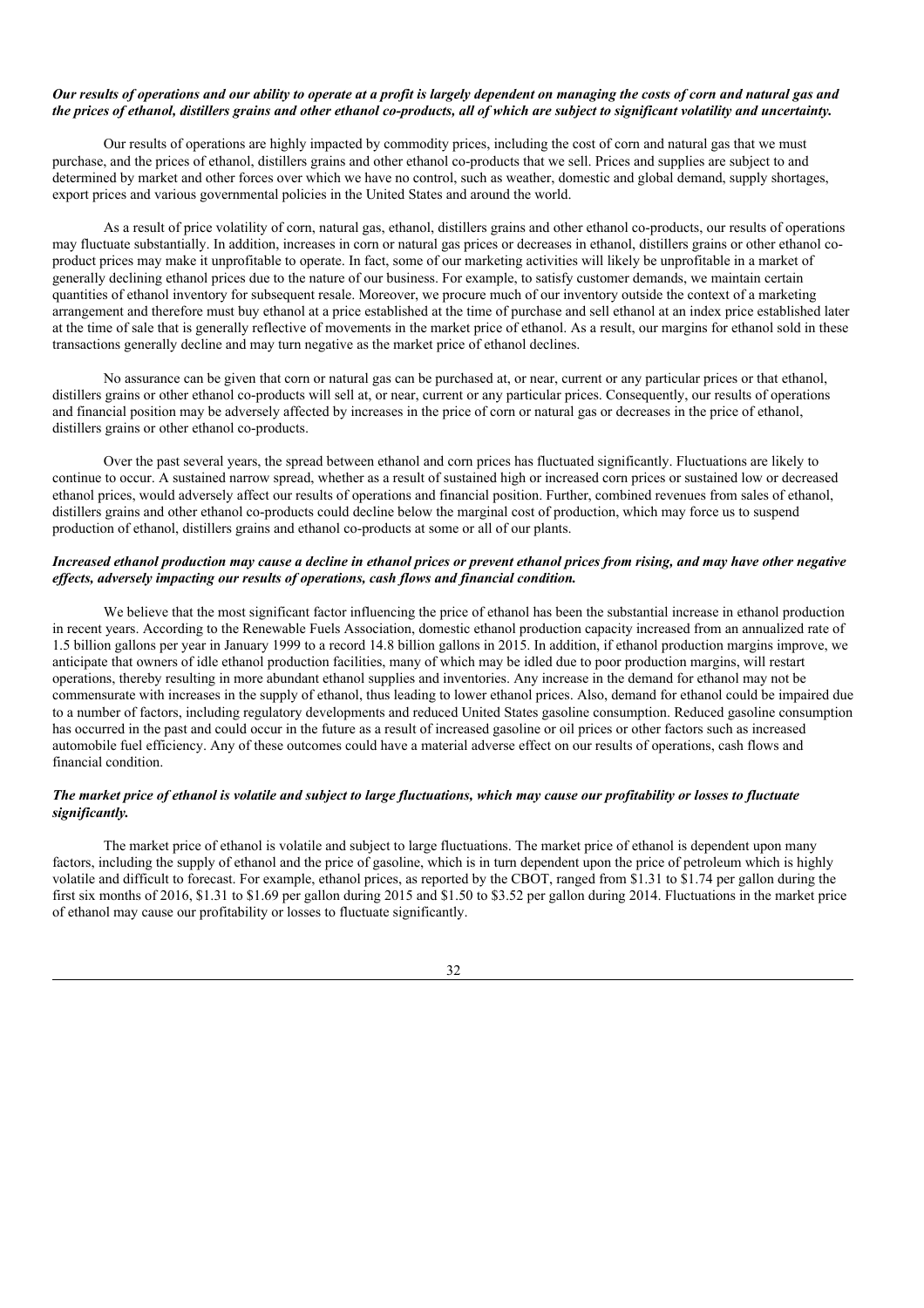***Our results of operations and our ability to operate at a profit is largely dependent on managing the costs of corn and natural gas and the prices of ethanol, distillers grains and other ethanol co-products, all of which are subject to significant volatility and uncertainty.***

Our results of operations are highly impacted by commodity prices, including the cost of corn and natural gas that we must purchase, and the prices of ethanol, distillers grains and other ethanol co-products that we sell. Prices and supplies are subject to and determined by market and other forces over which we have no control, such as weather, domestic and global demand, supply shortages, export prices and various governmental policies in the United States and around the world.

As a result of price volatility of corn, natural gas, ethanol, distillers grains and other ethanol co-products, our results of operations may fluctuate substantially. In addition, increases in corn or natural gas prices or decreases in ethanol, distillers grains or other ethanol co-product prices may make it unprofitable to operate. In fact, some of our marketing activities will likely be unprofitable in a market of generally declining ethanol prices due to the nature of our business. For example, to satisfy customer demands, we maintain certain quantities of ethanol inventory for subsequent resale. Moreover, we procure much of our inventory outside the context of a marketing arrangement and therefore must buy ethanol at a price established at the time of purchase and sell ethanol at an index price established later at the time of sale that is generally reflective of movements in the market price of ethanol. As a result, our margins for ethanol sold in these transactions generally decline and may turn negative as the market price of ethanol declines.

No assurance can be given that corn or natural gas can be purchased at, or near, current or any particular prices or that ethanol, distillers grains or other ethanol co-products will sell at, or near, current or any particular prices. Consequently, our results of operations and financial position may be adversely affected by increases in the price of corn or natural gas or decreases in the price of ethanol, distillers grains or other ethanol co-products.

Over the past several years, the spread between ethanol and corn prices has fluctuated significantly. Fluctuations are likely to continue to occur. A sustained narrow spread, whether as a result of sustained high or increased corn prices or sustained low or decreased ethanol prices, would adversely affect our results of operations and financial position. Further, combined revenues from sales of ethanol, distillers grains and other ethanol co-products could decline below the marginal cost of production, which may force us to suspend production of ethanol, distillers grains and ethanol co-products at some or all of our plants.

***Increased ethanol production may cause a decline in ethanol prices or prevent ethanol prices from rising, and may have other negative effects, adversely impacting our results of operations, cash flows and financial condition.***

We believe that the most significant factor influencing the price of ethanol has been the substantial increase in ethanol production in recent years. According to the Renewable Fuels Association, domestic ethanol production capacity increased from an annualized rate of 1.5 billion gallons per year in January 1999 to a record 14.8 billion gallons in 2015. In addition, if ethanol production margins improve, we anticipate that owners of idle ethanol production facilities, many of which may be idled due to poor production margins, will restart operations, thereby resulting in more abundant ethanol supplies and inventories. Any increase in the demand for ethanol may not be commensurate with increases in the supply of ethanol, thus leading to lower ethanol prices. Also, demand for ethanol could be impaired due to a number of factors, including regulatory developments and reduced United States gasoline consumption. Reduced gasoline consumption has occurred in the past and could occur in the future as a result of increased gasoline or oil prices or other factors such as increased automobile fuel efficiency. Any of these outcomes could have a material adverse effect on our results of operations, cash flows and financial condition.

***The market price of ethanol is volatile and subject to large fluctuations, which may cause our profitability or losses to fluctuate significantly.***

The market price of ethanol is volatile and subject to large fluctuations. The market price of ethanol is dependent upon many factors, including the supply of ethanol and the price of gasoline, which is in turn dependent upon the price of petroleum which is highly volatile and difficult to forecast. For example, ethanol prices, as reported by the CBOT, ranged from $1.31 to $1.74 per gallon during the first six months of 2016, $1.31 to $1.69 per gallon during 2015 and $1.50 to $3.52 per gallon during 2014. Fluctuations in the market price of ethanol may cause our profitability or losses to fluctuate significantly.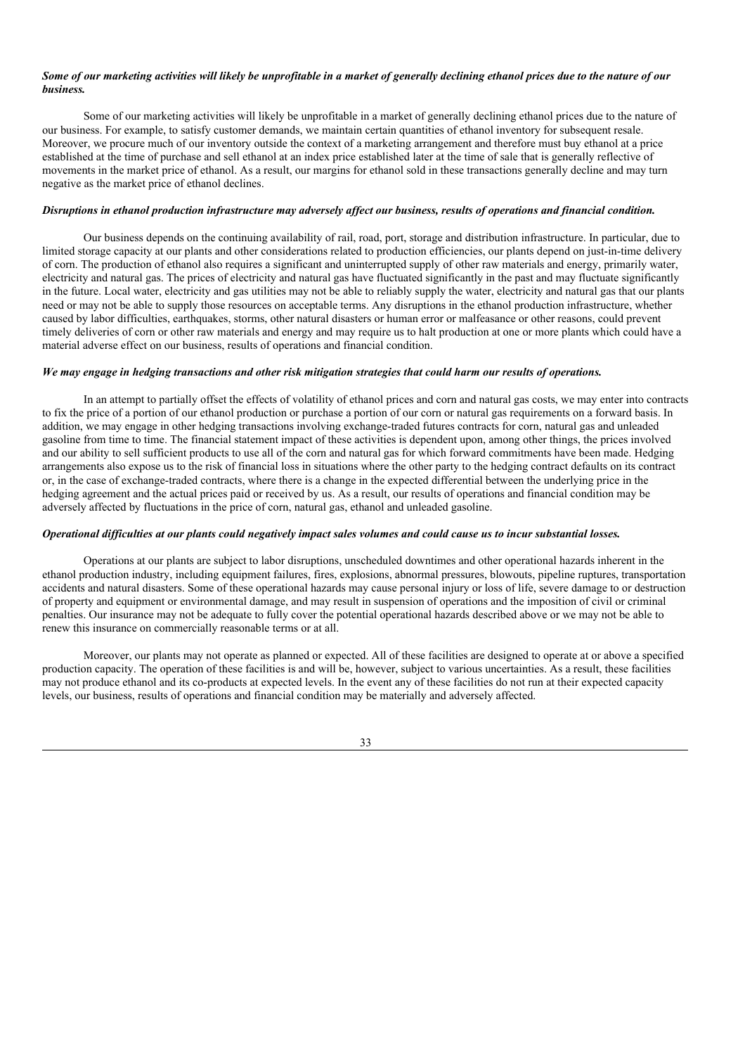***Some of our marketing activities will likely be unprofitable in a market of generally declining ethanol prices due to the nature of our business.***

Some of our marketing activities will likely be unprofitable in a market of generally declining ethanol prices due to the nature of our business. For example, to satisfy customer demands, we maintain certain quantities of ethanol inventory for subsequent resale. Moreover, we procure much of our inventory outside the context of a marketing arrangement and therefore must buy ethanol at a price established at the time of purchase and sell ethanol at an index price established later at the time of sale that is generally reflective of movements in the market price of ethanol. As a result, our margins for ethanol sold in these transactions generally decline and may turn negative as the market price of ethanol declines.

***Disruptions in ethanol production infrastructure may adversely affect our business, results of operations and financial condition.***

Our business depends on the continuing availability of rail, road, port, storage and distribution infrastructure. In particular, due to limited storage capacity at our plants and other considerations related to production efficiencies, our plants depend on just-in-time delivery of corn. The production of ethanol also requires a significant and uninterrupted supply of other raw materials and energy, primarily water, electricity and natural gas. The prices of electricity and natural gas have fluctuated significantly in the past and may fluctuate significantly in the future. Local water, electricity and gas utilities may not be able to reliably supply the water, electricity and natural gas that our plants need or may not be able to supply those resources on acceptable terms. Any disruptions in the ethanol production infrastructure, whether caused by labor difficulties, earthquakes, storms, other natural disasters or human error or malfeasance or other reasons, could prevent timely deliveries of corn or other raw materials and energy and may require us to halt production at one or more plants which could have a material adverse effect on our business, results of operations and financial condition.

***We may engage in hedging transactions and other risk mitigation strategies that could harm our results of operations.***

In an attempt to partially offset the effects of volatility of ethanol prices and corn and natural gas costs, we may enter into contracts to fix the price of a portion of our ethanol production or purchase a portion of our corn or natural gas requirements on a forward basis. In addition, we may engage in other hedging transactions involving exchange-traded futures contracts for corn, natural gas and unleaded gasoline from time to time. The financial statement impact of these activities is dependent upon, among other things, the prices involved and our ability to sell sufficient products to use all of the corn and natural gas for which forward commitments have been made. Hedging arrangements also expose us to the risk of financial loss in situations where the other party to the hedging contract defaults on its contract or, in the case of exchange-traded contracts, where there is a change in the expected differential between the underlying price in the hedging agreement and the actual prices paid or received by us. As a result, our results of operations and financial condition may be adversely affected by fluctuations in the price of corn, natural gas, ethanol and unleaded gasoline.

***Operational difficulties at our plants could negatively impact sales volumes and could cause us to incur substantial losses.***

Operations at our plants are subject to labor disruptions, unscheduled downtimes and other operational hazards inherent in the ethanol production industry, including equipment failures, fires, explosions, abnormal pressures, blowouts, pipeline ruptures, transportation accidents and natural disasters. Some of these operational hazards may cause personal injury or loss of life, severe damage to or destruction of property and equipment or environmental damage, and may result in suspension of operations and the imposition of civil or criminal penalties. Our insurance may not be adequate to fully cover the potential operational hazards described above or we may not be able to renew this insurance on commercially reasonable terms or at all.

Moreover, our plants may not operate as planned or expected. All of these facilities are designed to operate at or above a specified production capacity. The operation of these facilities is and will be, however, subject to various uncertainties. As a result, these facilities may not produce ethanol and its co-products at expected levels. In the event any of these facilities do not run at their expected capacity levels, our business, results of operations and financial condition may be materially and adversely affected.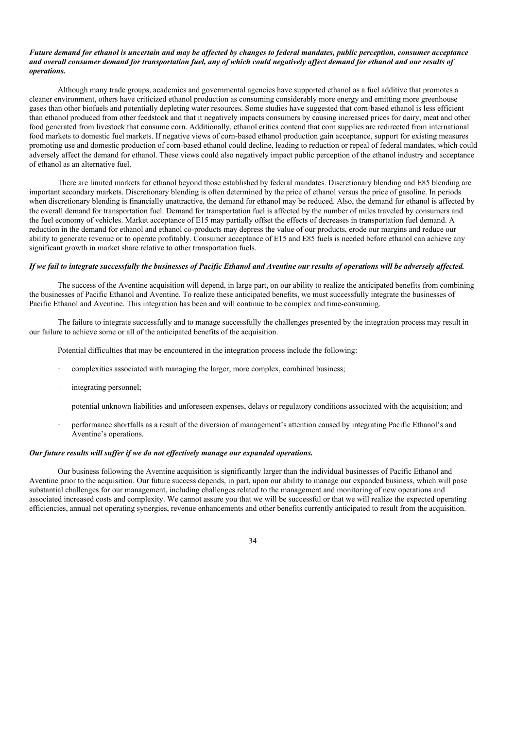***Future demand for ethanol is uncertain and may be affected by changes to federal mandates, public perception, consumer acceptance and overall consumer demand for transportation fuel, any of which could negatively affect demand for ethanol and our results of operations.***

Although many trade groups, academics and governmental agencies have supported ethanol as a fuel additive that promotes a cleaner environment, others have criticized ethanol production as consuming considerably more energy and emitting more greenhouse gases than other biofuels and potentially depleting water resources. Some studies have suggested that corn-based ethanol is less efficient than ethanol produced from other feedstock and that it negatively impacts consumers by causing increased prices for dairy, meat and other food generated from livestock that consume corn. Additionally, ethanol critics contend that corn supplies are redirected from international food markets to domestic fuel markets. If negative views of corn-based ethanol production gain acceptance, support for existing measures promoting use and domestic production of corn-based ethanol could decline, leading to reduction or repeal of federal mandates, which could adversely affect the demand for ethanol. These views could also negatively impact public perception of the ethanol industry and acceptance of ethanol as an alternative fuel.

There are limited markets for ethanol beyond those established by federal mandates. Discretionary blending and E85 blending are important secondary markets. Discretionary blending is often determined by the price of ethanol versus the price of gasoline. In periods when discretionary blending is financially unattractive, the demand for ethanol may be reduced. Also, the demand for ethanol is affected by the overall demand for transportation fuel. Demand for transportation fuel is affected by the number of miles traveled by consumers and the fuel economy of vehicles. Market acceptance of E15 may partially offset the effects of decreases in transportation fuel demand. A reduction in the demand for ethanol and ethanol co-products may depress the value of our products, erode our margins and reduce our ability to generate revenue or to operate profitably. Consumer acceptance of E15 and E85 fuels is needed before ethanol can achieve any significant growth in market share relative to other transportation fuels.

***If we fail to integrate successfully the businesses of Pacific Ethanol and Aventine our results of operations will be adversely affected.***

The success of the Aventine acquisition will depend, in large part, on our ability to realize the anticipated benefits from combining the businesses of Pacific Ethanol and Aventine. To realize these anticipated benefits, we must successfully integrate the businesses of Pacific Ethanol and Aventine. This integration has been and will continue to be complex and time-consuming.

The failure to integrate successfully and to manage successfully the challenges presented by the integration process may result in our failure to achieve some or all of the anticipated benefits of the acquisition.

Potential difficulties that may be encountered in the integration process include the following:

- complexities associated with managing the larger, more complex, combined business;
- integrating personnel;
- potential unknown liabilities and unforeseen expenses, delays or regulatory conditions associated with the acquisition; and
- performance shortfalls as a result of the diversion of management's attention caused by integrating Pacific Ethanol's and Aventine's operations.

***Our future results will suffer if we do not effectively manage our expanded operations.***

Our business following the Aventine acquisition is significantly larger than the individual businesses of Pacific Ethanol and Aventine prior to the acquisition. Our future success depends, in part, upon our ability to manage our expanded business, which will pose substantial challenges for our management, including challenges related to the management and monitoring of new operations and associated increased costs and complexity. We cannot assure you that we will be successful or that we will realize the expected operating efficiencies, annual net operating synergies, revenue enhancements and other benefits currently anticipated to result from the acquisition.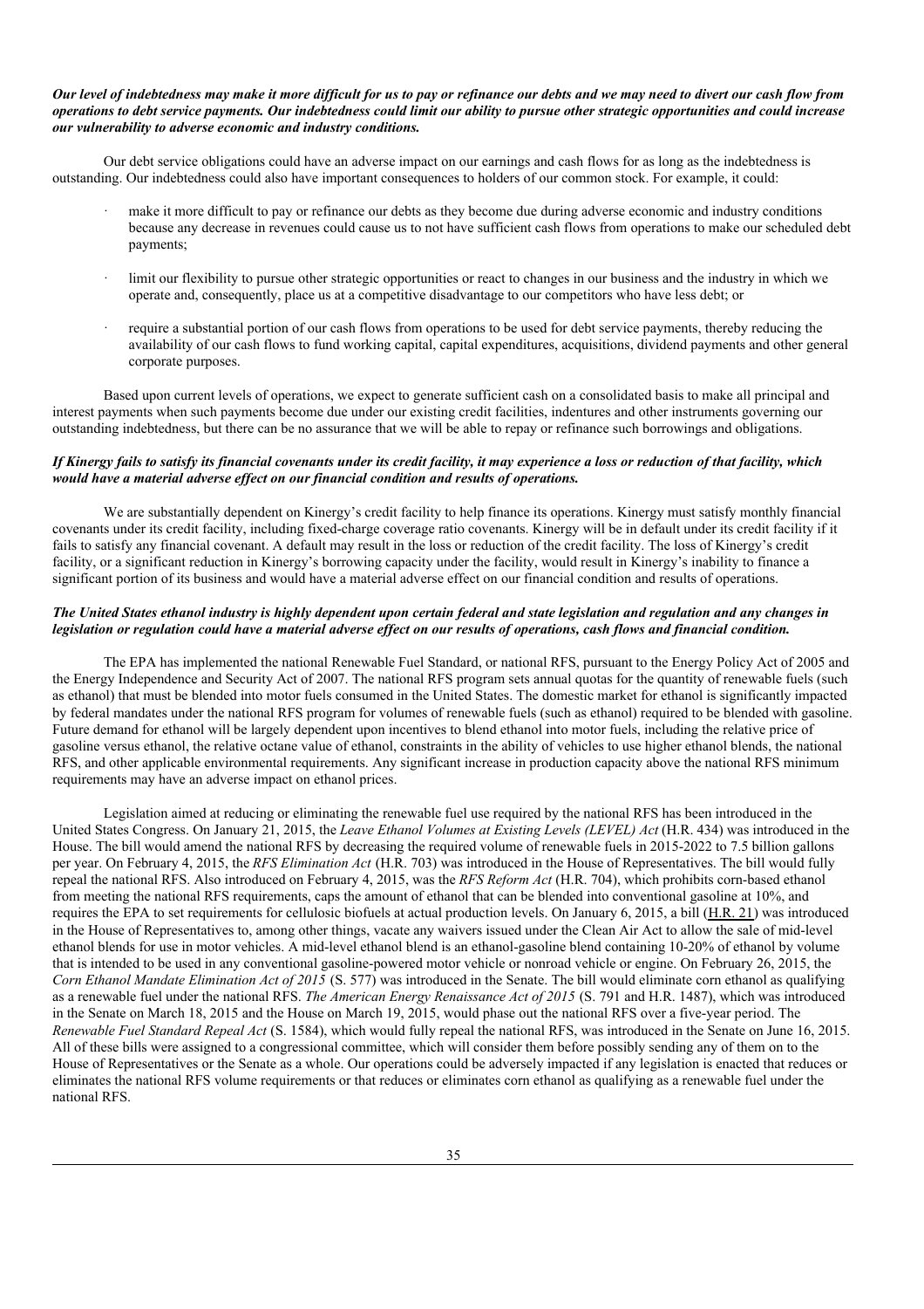***Our level of indebtedness may make it more difficult for us to pay or refinance our debts and we may need to divert our cash flow from operations to debt service payments. Our indebtedness could limit our ability to pursue other strategic opportunities and could increase our vulnerability to adverse economic and industry conditions.***

Our debt service obligations could have an adverse impact on our earnings and cash flows for as long as the indebtedness is outstanding. Our indebtedness could also have important consequences to holders of our common stock. For example, it could:

- make it more difficult to pay or refinance our debts as they become due during adverse economic and industry conditions because any decrease in revenues could cause us to not have sufficient cash flows from operations to make our scheduled debt payments;
- limit our flexibility to pursue other strategic opportunities or react to changes in our business and the industry in which we operate and, consequently, place us at a competitive disadvantage to our competitors who have less debt; or
- require a substantial portion of our cash flows from operations to be used for debt service payments, thereby reducing the availability of our cash flows to fund working capital, capital expenditures, acquisitions, dividend payments and other general corporate purposes.

Based upon current levels of operations, we expect to generate sufficient cash on a consolidated basis to make all principal and interest payments when such payments become due under our existing credit facilities, indentures and other instruments governing our outstanding indebtedness, but there can be no assurance that we will be able to repay or refinance such borrowings and obligations.

***If Kinergy fails to satisfy its financial covenants under its credit facility, it may experience a loss or reduction of that facility, which would have a material adverse effect on our financial condition and results of operations.***

We are substantially dependent on Kinergy's credit facility to help finance its operations. Kinergy must satisfy monthly financial covenants under its credit facility, including fixed-charge coverage ratio covenants. Kinergy will be in default under its credit facility if it fails to satisfy any financial covenant. A default may result in the loss or reduction of the credit facility. The loss of Kinergy's credit facility, or a significant reduction in Kinergy's borrowing capacity under the facility, would result in Kinergy's inability to finance a significant portion of its business and would have a material adverse effect on our financial condition and results of operations.

***The United States ethanol industry is highly dependent upon certain federal and state legislation and regulation and any changes in legislation or regulation could have a material adverse effect on our results of operations, cash flows and financial condition.***

The EPA has implemented the national Renewable Fuel Standard, or national RFS, pursuant to the Energy Policy Act of 2005 and the Energy Independence and Security Act of 2007. The national RFS program sets annual quotas for the quantity of renewable fuels (such as ethanol) that must be blended into motor fuels consumed in the United States. The domestic market for ethanol is significantly impacted by federal mandates under the national RFS program for volumes of renewable fuels (such as ethanol) required to be blended with gasoline. Future demand for ethanol will be largely dependent upon incentives to blend ethanol into motor fuels, including the relative price of gasoline versus ethanol, the relative octane value of ethanol, constraints in the ability of vehicles to use higher ethanol blends, the national RFS, and other applicable environmental requirements. Any significant increase in production capacity above the national RFS minimum requirements may have an adverse impact on ethanol prices.

Legislation aimed at reducing or eliminating the renewable fuel use required by the national RFS has been introduced in the United States Congress. On January 21, 2015, the *Leave Ethanol Volumes at Existing Levels (LEVEL) Act* (H.R. 434) was introduced in the House. The bill would amend the national RFS by decreasing the required volume of renewable fuels in 2015-2022 to 7.5 billion gallons per year. On February 4, 2015, the *RFS Elimination Act* (H.R. 703) was introduced in the House of Representatives. The bill would fully repeal the national RFS. Also introduced on February 4, 2015, was the *RFS Reform Act* (H.R. 704), which prohibits corn-based ethanol from meeting the national RFS requirements, caps the amount of ethanol that can be blended into conventional gasoline at 10%, and requires the EPA to set requirements for cellulosic biofuels at actual production levels. On January 6, 2015, a bill (H.R. 21) was introduced in the House of Representatives to, among other things, vacate any waivers issued under the Clean Air Act to allow the sale of mid-level ethanol blends for use in motor vehicles. A mid-level ethanol blend is an ethanol-gasoline blend containing 10-20% of ethanol by volume that is intended to be used in any conventional gasoline-powered motor vehicle or nonroad vehicle or engine. On February 26, 2015, the *Corn Ethanol Mandate Elimination Act of 2015* (S. 577) was introduced in the Senate. The bill would eliminate corn ethanol as qualifying as a renewable fuel under the national RFS. *The American Energy Renaissance Act of 2015* (S. 791 and H.R. 1487), which was introduced in the Senate on March 18, 2015 and the House on March 19, 2015, would phase out the national RFS over a five-year period. The *Renewable Fuel Standard Repeal Act* (S. 1584), which would fully repeal the national RFS, was introduced in the Senate on June 16, 2015. All of these bills were assigned to a congressional committee, which will consider them before possibly sending any of them on to the House of Representatives or the Senate as a whole. Our operations could be adversely impacted if any legislation is enacted that reduces or eliminates the national RFS volume requirements or that reduces or eliminates corn ethanol as qualifying as a renewable fuel under the national RFS.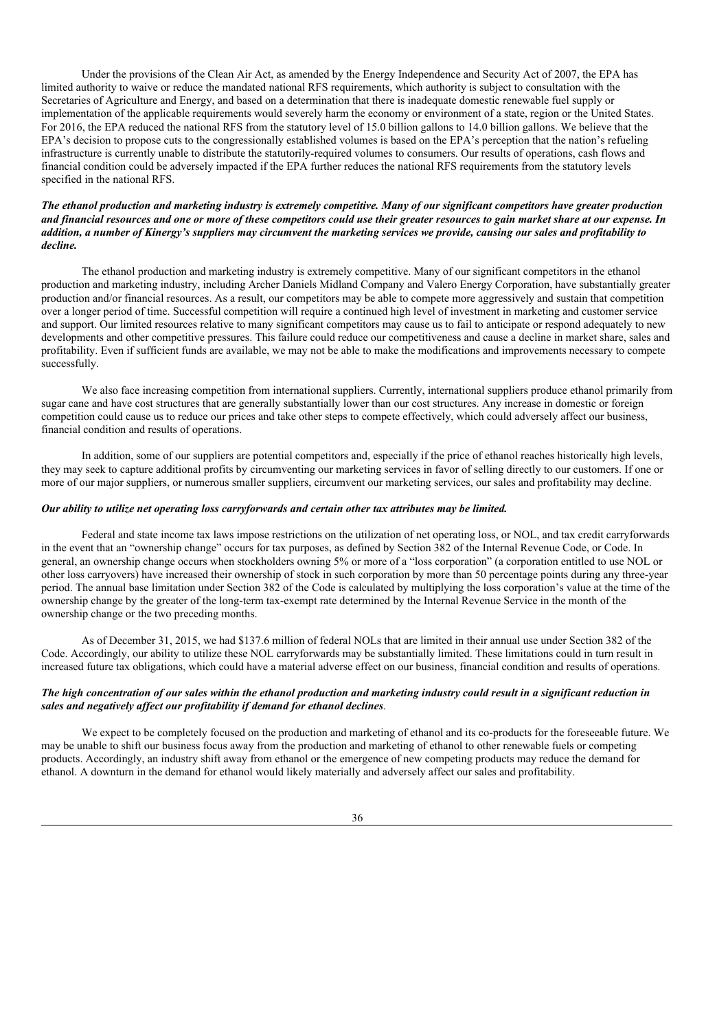Under the provisions of the Clean Air Act, as amended by the Energy Independence and Security Act of 2007, the EPA has limited authority to waive or reduce the mandated national RFS requirements, which authority is subject to consultation with the Secretaries of Agriculture and Energy, and based on a determination that there is inadequate domestic renewable fuel supply or implementation of the applicable requirements would severely harm the economy or environment of a state, region or the United States. For 2016, the EPA reduced the national RFS from the statutory level of 15.0 billion gallons to 14.0 billion gallons. We believe that the EPA's decision to propose cuts to the congressionally established volumes is based on the EPA's perception that the nation's refueling infrastructure is currently unable to distribute the statutorily-required volumes to consumers. Our results of operations, cash flows and financial condition could be adversely impacted if the EPA further reduces the national RFS requirements from the statutory levels specified in the national RFS.

***The ethanol production and marketing industry is extremely competitive. Many of our significant competitors have greater production and financial resources and one or more of these competitors could use their greater resources to gain market share at our expense. In addition, a number of Kinergy's suppliers may circumvent the marketing services we provide, causing our sales and profitability to decline.***

The ethanol production and marketing industry is extremely competitive. Many of our significant competitors in the ethanol production and marketing industry, including Archer Daniels Midland Company and Valero Energy Corporation, have substantially greater production and/or financial resources. As a result, our competitors may be able to compete more aggressively and sustain that competition over a longer period of time. Successful competition will require a continued high level of investment in marketing and customer service and support. Our limited resources relative to many significant competitors may cause us to fail to anticipate or respond adequately to new developments and other competitive pressures. This failure could reduce our competitiveness and cause a decline in market share, sales and profitability. Even if sufficient funds are available, we may not be able to make the modifications and improvements necessary to compete successfully.

We also face increasing competition from international suppliers. Currently, international suppliers produce ethanol primarily from sugar cane and have cost structures that are generally substantially lower than our cost structures. Any increase in domestic or foreign competition could cause us to reduce our prices and take other steps to compete effectively, which could adversely affect our business, financial condition and results of operations.

In addition, some of our suppliers are potential competitors and, especially if the price of ethanol reaches historically high levels, they may seek to capture additional profits by circumventing our marketing services in favor of selling directly to our customers. If one or more of our major suppliers, or numerous smaller suppliers, circumvent our marketing services, our sales and profitability may decline.

***Our ability to utilize net operating loss carryforwards and certain other tax attributes may be limited.***

Federal and state income tax laws impose restrictions on the utilization of net operating loss, or NOL, and tax credit carryforwards in the event that an "ownership change" occurs for tax purposes, as defined by Section 382 of the Internal Revenue Code, or Code. In general, an ownership change occurs when stockholders owning 5% or more of a "loss corporation" (a corporation entitled to use NOL or other loss carryovers) have increased their ownership of stock in such corporation by more than 50 percentage points during any three-year period. The annual base limitation under Section 382 of the Code is calculated by multiplying the loss corporation's value at the time of the ownership change by the greater of the long-term tax-exempt rate determined by the Internal Revenue Service in the month of the ownership change or the two preceding months.

As of December 31, 2015, we had $137.6 million of federal NOLs that are limited in their annual use under Section 382 of the Code. Accordingly, our ability to utilize these NOL carryforwards may be substantially limited. These limitations could in turn result in increased future tax obligations, which could have a material adverse effect on our business, financial condition and results of operations.

***The high concentration of our sales within the ethanol production and marketing industry could result in a significant reduction in sales and negatively affect our profitability if demand for ethanol declines.***

We expect to be completely focused on the production and marketing of ethanol and its co-products for the foreseeable future. We may be unable to shift our business focus away from the production and marketing of ethanol to other renewable fuels or competing products. Accordingly, an industry shift away from ethanol or the emergence of new competing products may reduce the demand for ethanol. A downturn in the demand for ethanol would likely materially and adversely affect our sales and profitability.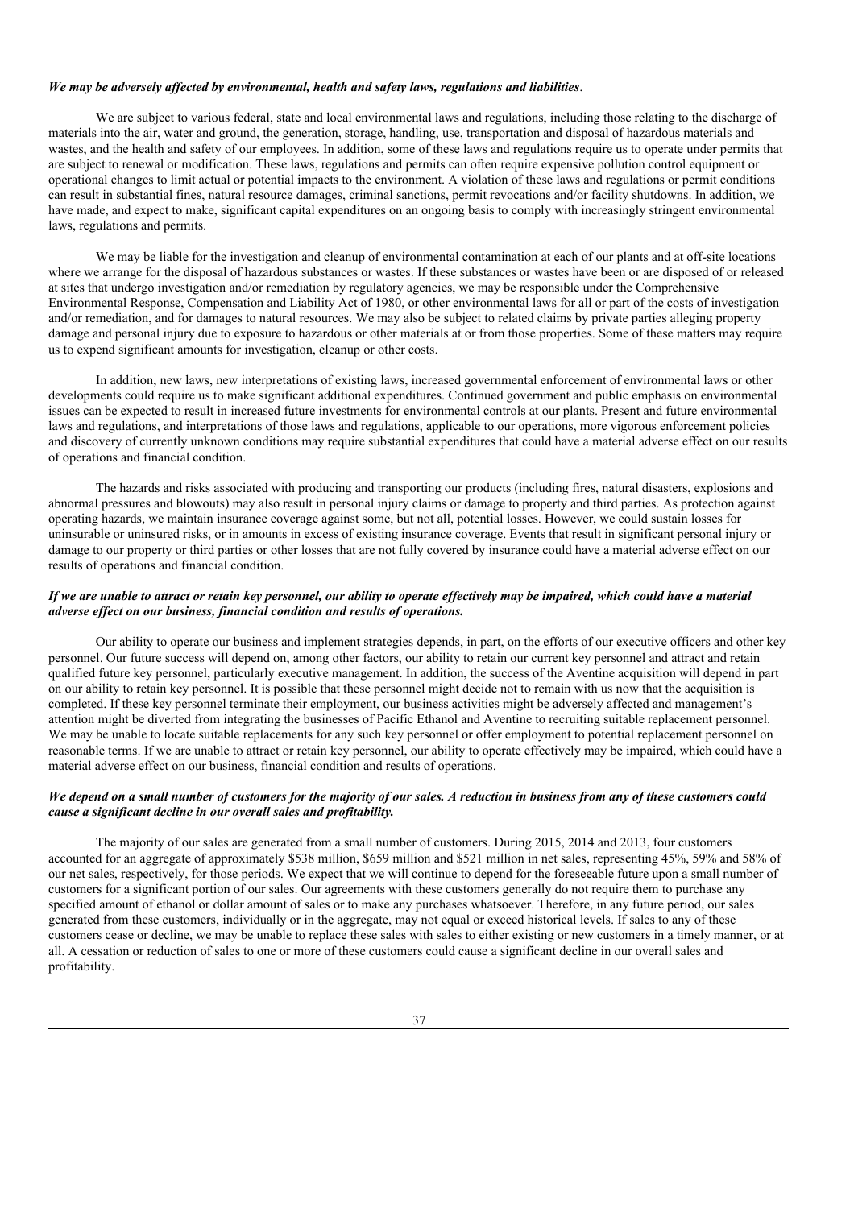***We may be adversely affected by environmental, health and safety laws, regulations and liabilities*.**

We are subject to various federal, state and local environmental laws and regulations, including those relating to the discharge of materials into the air, water and ground, the generation, storage, handling, use, transportation and disposal of hazardous materials and wastes, and the health and safety of our employees. In addition, some of these laws and regulations require us to operate under permits that are subject to renewal or modification. These laws, regulations and permits can often require expensive pollution control equipment or operational changes to limit actual or potential impacts to the environment. A violation of these laws and regulations or permit conditions can result in substantial fines, natural resource damages, criminal sanctions, permit revocations and/or facility shutdowns. In addition, we have made, and expect to make, significant capital expenditures on an ongoing basis to comply with increasingly stringent environmental laws, regulations and permits.

We may be liable for the investigation and cleanup of environmental contamination at each of our plants and at off-site locations where we arrange for the disposal of hazardous substances or wastes. If these substances or wastes have been or are disposed of or released at sites that undergo investigation and/or remediation by regulatory agencies, we may be responsible under the Comprehensive Environmental Response, Compensation and Liability Act of 1980, or other environmental laws for all or part of the costs of investigation and/or remediation, and for damages to natural resources. We may also be subject to related claims by private parties alleging property damage and personal injury due to exposure to hazardous or other materials at or from those properties. Some of these matters may require us to expend significant amounts for investigation, cleanup or other costs.

In addition, new laws, new interpretations of existing laws, increased governmental enforcement of environmental laws or other developments could require us to make significant additional expenditures. Continued government and public emphasis on environmental issues can be expected to result in increased future investments for environmental controls at our plants. Present and future environmental laws and regulations, and interpretations of those laws and regulations, applicable to our operations, more vigorous enforcement policies and discovery of currently unknown conditions may require substantial expenditures that could have a material adverse effect on our results of operations and financial condition.

The hazards and risks associated with producing and transporting our products (including fires, natural disasters, explosions and abnormal pressures and blowouts) may also result in personal injury claims or damage to property and third parties. As protection against operating hazards, we maintain insurance coverage against some, but not all, potential losses. However, we could sustain losses for uninsurable or uninsured risks, or in amounts in excess of existing insurance coverage. Events that result in significant personal injury or damage to our property or third parties or other losses that are not fully covered by insurance could have a material adverse effect on our results of operations and financial condition.

***If we are unable to attract or retain key personnel, our ability to operate effectively may be impaired, which could have a material adverse effect on our business, financial condition and results of operations.***

Our ability to operate our business and implement strategies depends, in part, on the efforts of our executive officers and other key personnel. Our future success will depend on, among other factors, our ability to retain our current key personnel and attract and retain qualified future key personnel, particularly executive management. In addition, the success of the Aventine acquisition will depend in part on our ability to retain key personnel. It is possible that these personnel might decide not to remain with us now that the acquisition is completed. If these key personnel terminate their employment, our business activities might be adversely affected and management's attention might be diverted from integrating the businesses of Pacific Ethanol and Aventine to recruiting suitable replacement personnel. We may be unable to locate suitable replacements for any such key personnel or offer employment to potential replacement personnel on reasonable terms. If we are unable to attract or retain key personnel, our ability to operate effectively may be impaired, which could have a material adverse effect on our business, financial condition and results of operations.

***We depend on a small number of customers for the majority of our sales. A reduction in business from any of these customers could cause a significant decline in our overall sales and profitability.***

The majority of our sales are generated from a small number of customers. During 2015, 2014 and 2013, four customers accounted for an aggregate of approximately \$538 million, \$659 million and \$521 million in net sales, representing 45%, 59% and 58% of our net sales, respectively, for those periods. We expect that we will continue to depend for the foreseeable future upon a small number of customers for a significant portion of our sales. Our agreements with these customers generally do not require them to purchase any specified amount of ethanol or dollar amount of sales or to make any purchases whatsoever. Therefore, in any future period, our sales generated from these customers, individually or in the aggregate, may not equal or exceed historical levels. If sales to any of these customers cease or decline, we may be unable to replace these sales with sales to either existing or new customers in a timely manner, or at all. A cessation or reduction of sales to one or more of these customers could cause a significant decline in our overall sales and profitability.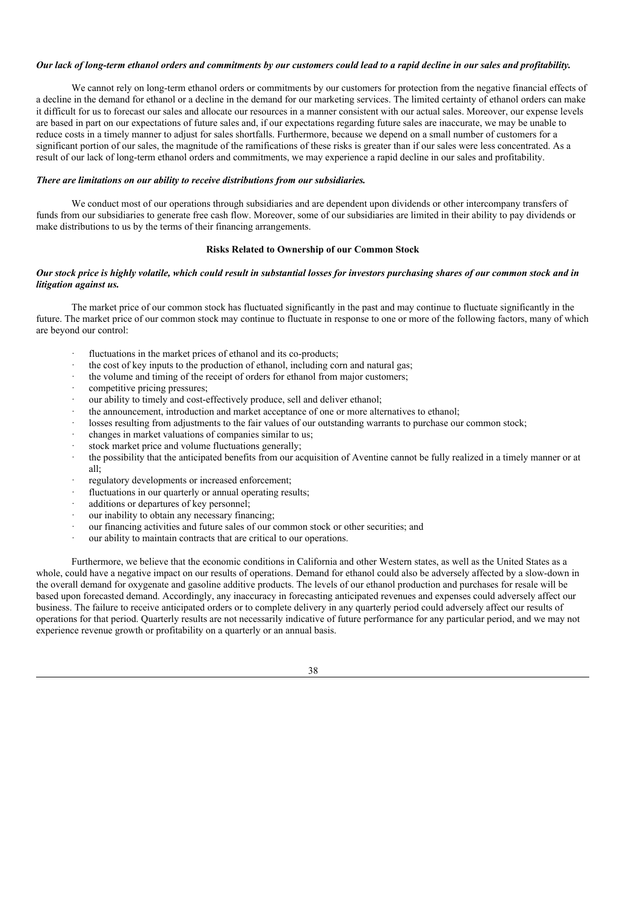***Our lack of long-term ethanol orders and commitments by our customers could lead to a rapid decline in our sales and profitability.***

We cannot rely on long-term ethanol orders or commitments by our customers for protection from the negative financial effects of a decline in the demand for ethanol or a decline in the demand for our marketing services. The limited certainty of ethanol orders can make it difficult for us to forecast our sales and allocate our resources in a manner consistent with our actual sales. Moreover, our expense levels are based in part on our expectations of future sales and, if our expectations regarding future sales are inaccurate, we may be unable to reduce costs in a timely manner to adjust for sales shortfalls. Furthermore, because we depend on a small number of customers for a significant portion of our sales, the magnitude of the ramifications of these risks is greater than if our sales were less concentrated. As a result of our lack of long-term ethanol orders and commitments, we may experience a rapid decline in our sales and profitability.

***There are limitations on our ability to receive distributions from our subsidiaries.***

We conduct most of our operations through subsidiaries and are dependent upon dividends or other intercompany transfers of funds from our subsidiaries to generate free cash flow. Moreover, some of our subsidiaries are limited in their ability to pay dividends or make distributions to us by the terms of their financing arrangements.

**Risks Related to Ownership of our Common Stock**

***Our stock price is highly volatile, which could result in substantial losses for investors purchasing shares of our common stock and in litigation against us.***

The market price of our common stock has fluctuated significantly in the past and may continue to fluctuate significantly in the future. The market price of our common stock may continue to fluctuate in response to one or more of the following factors, many of which are beyond our control:

- fluctuations in the market prices of ethanol and its co-products;
- the cost of key inputs to the production of ethanol, including corn and natural gas;
- the volume and timing of the receipt of orders for ethanol from major customers;
- competitive pricing pressures;
- our ability to timely and cost-effectively produce, sell and deliver ethanol;
- the announcement, introduction and market acceptance of one or more alternatives to ethanol;
- losses resulting from adjustments to the fair values of our outstanding warrants to purchase our common stock;
- changes in market valuations of companies similar to us;
- stock market price and volume fluctuations generally;
- the possibility that the anticipated benefits from our acquisition of Aventine cannot be fully realized in a timely manner or at all;
- regulatory developments or increased enforcement;
- fluctuations in our quarterly or annual operating results;
- additions or departures of key personnel;
- our inability to obtain any necessary financing;
- our financing activities and future sales of our common stock or other securities; and
- our ability to maintain contracts that are critical to our operations.

Furthermore, we believe that the economic conditions in California and other Western states, as well as the United States as a whole, could have a negative impact on our results of operations. Demand for ethanol could also be adversely affected by a slow-down in the overall demand for oxygenate and gasoline additive products. The levels of our ethanol production and purchases for resale will be based upon forecasted demand. Accordingly, any inaccuracy in forecasting anticipated revenues and expenses could adversely affect our business. The failure to receive anticipated orders or to complete delivery in any quarterly period could adversely affect our results of operations for that period. Quarterly results are not necessarily indicative of future performance for any particular period, and we may not experience revenue growth or profitability on a quarterly or an annual basis.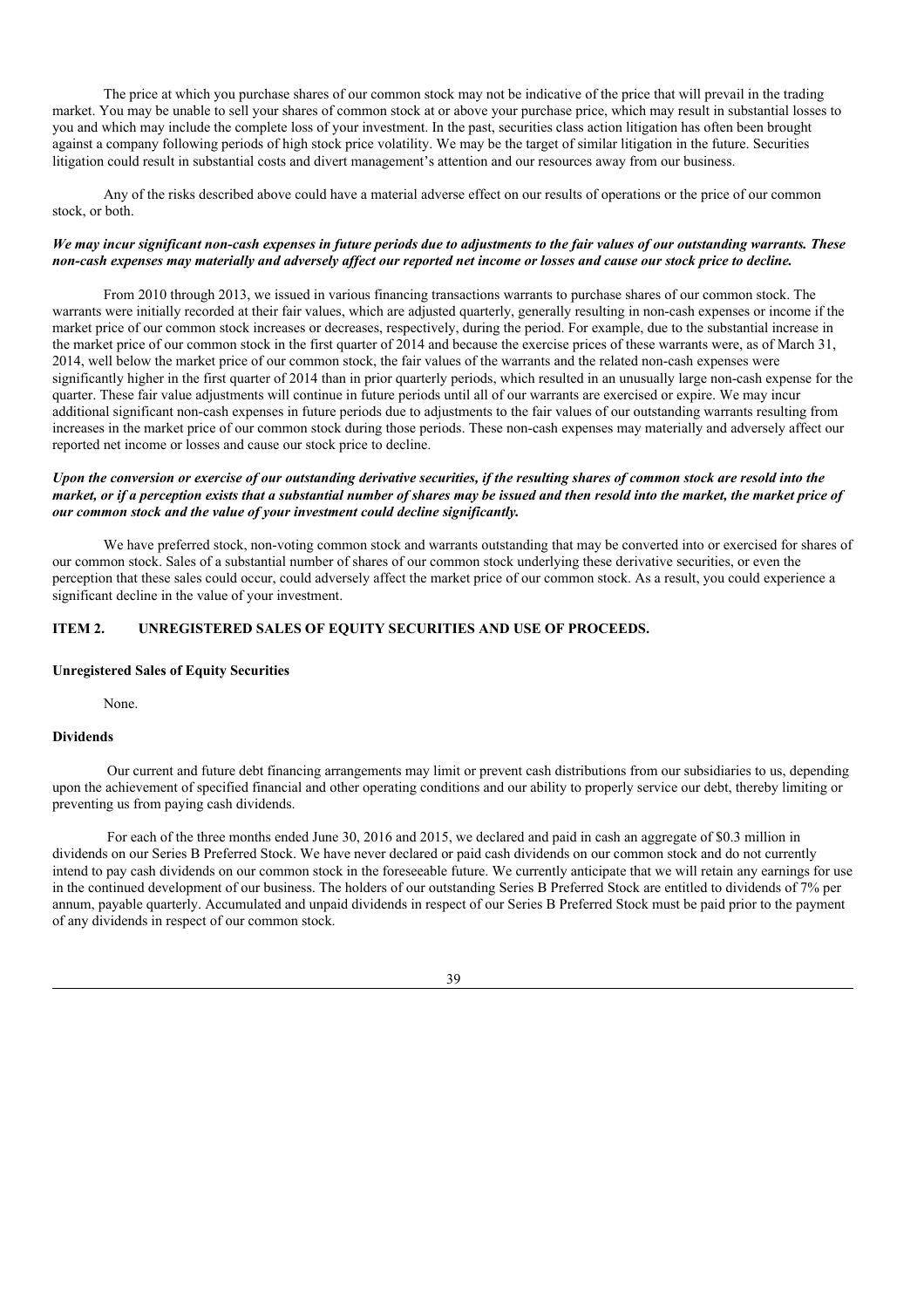The price at which you purchase shares of our common stock may not be indicative of the price that will prevail in the trading market. You may be unable to sell your shares of common stock at or above your purchase price, which may result in substantial losses to you and which may include the complete loss of your investment. In the past, securities class action litigation has often been brought against a company following periods of high stock price volatility. We may be the target of similar litigation in the future. Securities litigation could result in substantial costs and divert management's attention and our resources away from our business.

Any of the risks described above could have a material adverse effect on our results of operations or the price of our common stock, or both.

***We may incur significant non-cash expenses in future periods due to adjustments to the fair values of our outstanding warrants. These non-cash expenses may materially and adversely affect our reported net income or losses and cause our stock price to decline.***

From 2010 through 2013, we issued in various financing transactions warrants to purchase shares of our common stock. The warrants were initially recorded at their fair values, which are adjusted quarterly, generally resulting in non-cash expenses or income if the market price of our common stock increases or decreases, respectively, during the period. For example, due to the substantial increase in the market price of our common stock in the first quarter of 2014 and because the exercise prices of these warrants were, as of March 31, 2014, well below the market price of our common stock, the fair values of the warrants and the related non-cash expenses were significantly higher in the first quarter of 2014 than in prior quarterly periods, which resulted in an unusually large non-cash expense for the quarter. These fair value adjustments will continue in future periods until all of our warrants are exercised or expire. We may incur additional significant non-cash expenses in future periods due to adjustments to the fair values of our outstanding warrants resulting from increases in the market price of our common stock during those periods. These non-cash expenses may materially and adversely affect our reported net income or losses and cause our stock price to decline.

***Upon the conversion or exercise of our outstanding derivative securities, if the resulting shares of common stock are resold into the market, or if a perception exists that a substantial number of shares may be issued and then resold into the market, the market price of our common stock and the value of your investment could decline significantly.***

We have preferred stock, non-voting common stock and warrants outstanding that may be converted into or exercised for shares of our common stock. Sales of a substantial number of shares of our common stock underlying these derivative securities, or even the perception that these sales could occur, could adversely affect the market price of our common stock. As a result, you could experience a significant decline in the value of your investment.

## ITEM 2. UNREGISTERED SALES OF EQUITY SECURITIES AND USE OF PROCEEDS.

**Unregistered Sales of Equity Securities**

None.

**Dividends**

Our current and future debt financing arrangements may limit or prevent cash distributions from our subsidiaries to us, depending upon the achievement of specified financial and other operating conditions and our ability to properly service our debt, thereby limiting or preventing us from paying cash dividends.

For each of the three months ended June 30, 2016 and 2015, we declared and paid in cash an aggregate of \$0.3 million in dividends on our Series B Preferred Stock. We have never declared or paid cash dividends on our common stock and do not currently intend to pay cash dividends on our common stock in the foreseeable future. We currently anticipate that we will retain any earnings for use in the continued development of our business. The holders of our outstanding Series B Preferred Stock are entitled to dividends of 7% per annum, payable quarterly. Accumulated and unpaid dividends in respect of our Series B Preferred Stock must be paid prior to the payment of any dividends in respect of our common stock.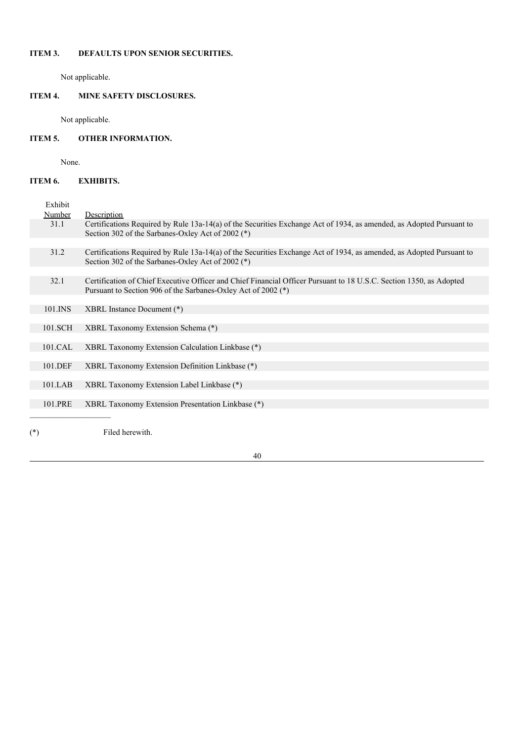### ITEM 3. DEFAULTS UPON SENIOR SECURITIES.

Not applicable.

### ITEM 4. MINE SAFETY DISCLOSURES.

Not applicable.

### ITEM 5. OTHER INFORMATION.

None.

### ITEM 6. EXHIBITS.

| Exhibit Number | Description |
|---|---|
| 31.1 | Certifications Required by Rule 13a-14(a) of the Securities Exchange Act of 1934, as amended, as Adopted Pursuant to Section 302 of the Sarbanes-Oxley Act of 2002 (*) |
| 31.2 | Certifications Required by Rule 13a-14(a) of the Securities Exchange Act of 1934, as amended, as Adopted Pursuant to Section 302 of the Sarbanes-Oxley Act of 2002 (*) |
| 32.1 | Certification of Chief Executive Officer and Chief Financial Officer Pursuant to 18 U.S.C. Section 1350, as Adopted Pursuant to Section 906 of the Sarbanes-Oxley Act of 2002 (*) |
| 101.INS | XBRL Instance Document (*) |
| 101.SCH | XBRL Taxonomy Extension Schema (*) |
| 101.CAL | XBRL Taxonomy Extension Calculation Linkbase (*) |
| 101.DEF | XBRL Taxonomy Extension Definition Linkbase (*) |
| 101.LAB | XBRL Taxonomy Extension Label Linkbase (*) |
| 101.PRE | XBRL Taxonomy Extension Presentation Linkbase (*) |

(*) Filed herewith.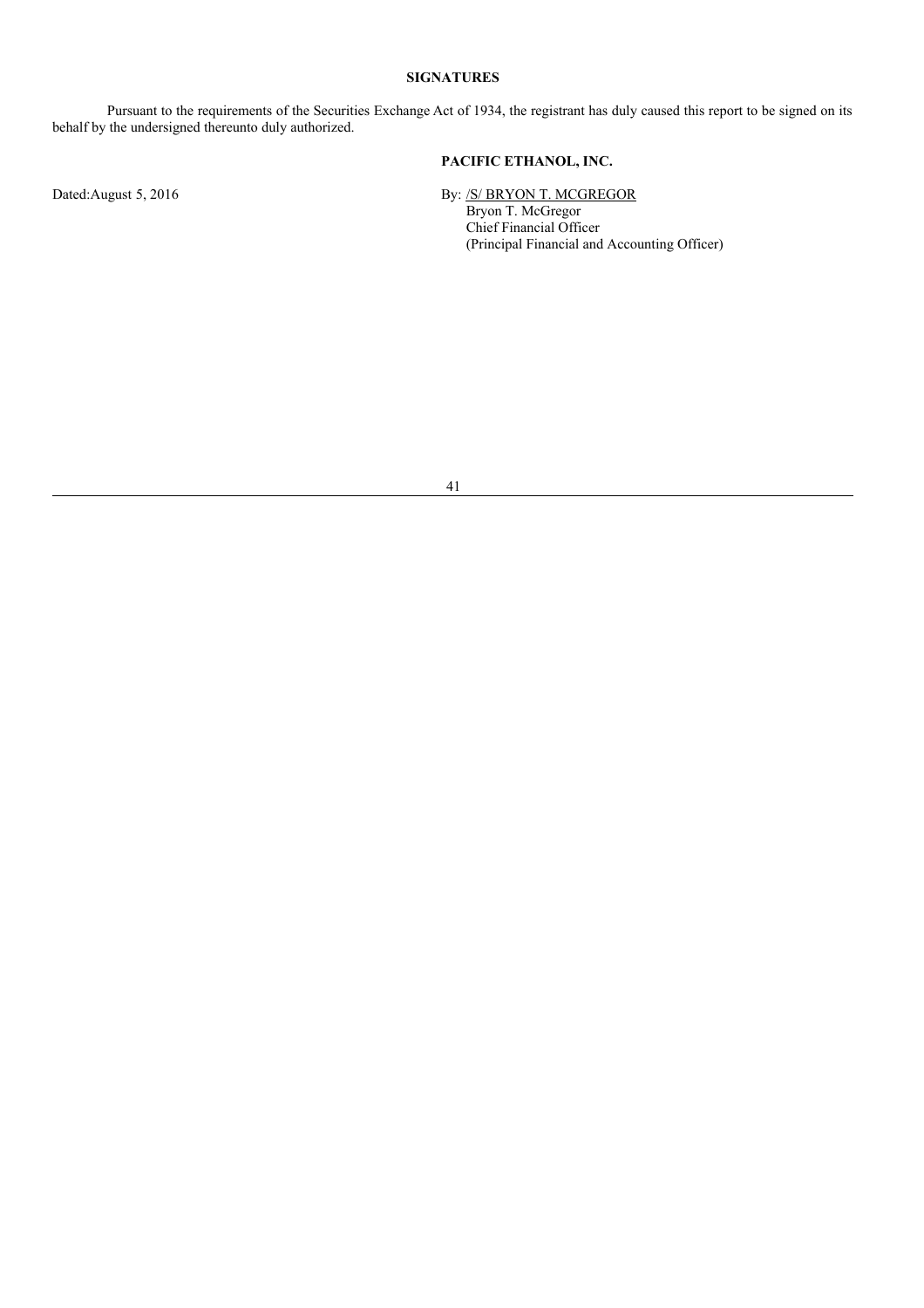## SIGNATURES

Pursuant to the requirements of the Securities Exchange Act of 1934, the registrant has duly caused this report to be signed on its behalf by the undersigned thereunto duly authorized.

**PACIFIC ETHANOL, INC.**

Dated:August 5, 2016

By: /S/ BRYON T. MCGREGOR
Bryon T. McGregor
Chief Financial Officer
(Principal Financial and Accounting Officer)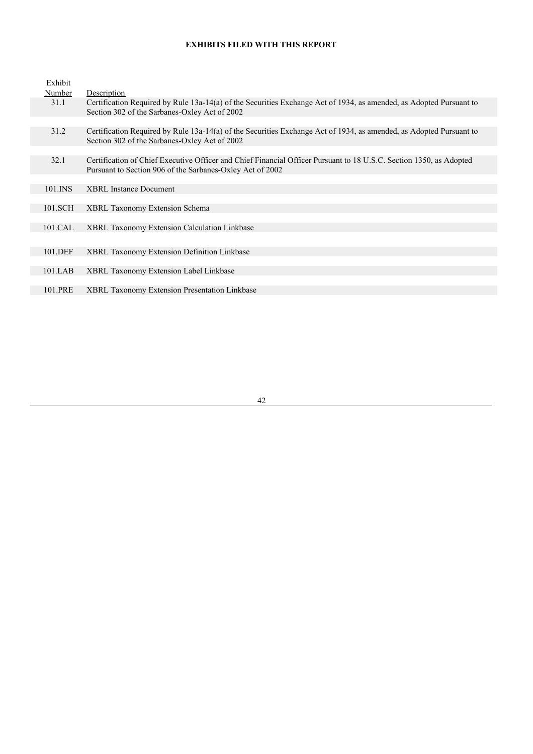**EXHIBITS FILED WITH THIS REPORT**

| Exhibit Number | Description |
| --- | --- |
| 31.1 | Certification Required by Rule 13a-14(a) of the Securities Exchange Act of 1934, as amended, as Adopted Pursuant to Section 302 of the Sarbanes-Oxley Act of 2002 |
| 31.2 | Certification Required by Rule 13a-14(a) of the Securities Exchange Act of 1934, as amended, as Adopted Pursuant to Section 302 of the Sarbanes-Oxley Act of 2002 |
| 32.1 | Certification of Chief Executive Officer and Chief Financial Officer Pursuant to 18 U.S.C. Section 1350, as Adopted Pursuant to Section 906 of the Sarbanes-Oxley Act of 2002 |
| 101.INS | XBRL Instance Document |
| 101.SCH | XBRL Taxonomy Extension Schema |
| 101.CAL | XBRL Taxonomy Extension Calculation Linkbase |
| 101.DEF | XBRL Taxonomy Extension Definition Linkbase |
| 101.LAB | XBRL Taxonomy Extension Label Linkbase |
| 101.PRE | XBRL Taxonomy Extension Presentation Linkbase |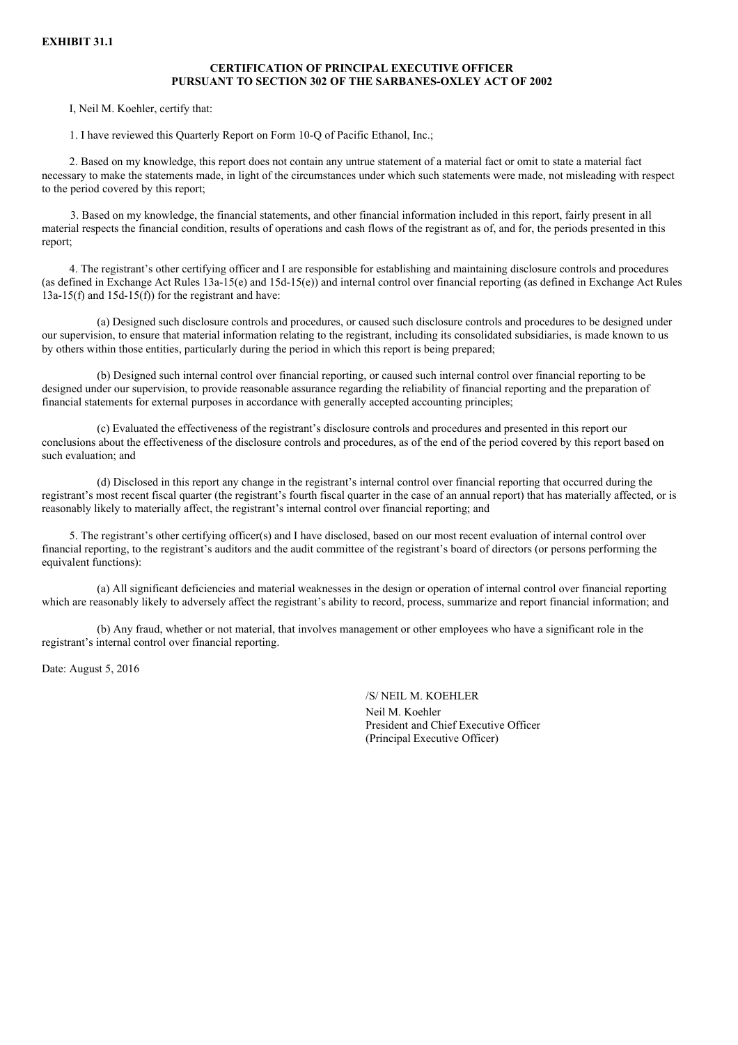**EXHIBIT 31.1**

**CERTIFICATION OF PRINCIPAL EXECUTIVE OFFICER**
**PURSUANT TO SECTION 302 OF THE SARBANES-OXLEY ACT OF 2002**

I, Neil M. Koehler, certify that:

1. I have reviewed this Quarterly Report on Form 10-Q of Pacific Ethanol, Inc.;

2. Based on my knowledge, this report does not contain any untrue statement of a material fact or omit to state a material fact necessary to make the statements made, in light of the circumstances under which such statements were made, not misleading with respect to the period covered by this report;

3. Based on my knowledge, the financial statements, and other financial information included in this report, fairly present in all material respects the financial condition, results of operations and cash flows of the registrant as of, and for, the periods presented in this report;

4. The registrant's other certifying officer and I are responsible for establishing and maintaining disclosure controls and procedures (as defined in Exchange Act Rules 13a-15(e) and 15d-15(e)) and internal control over financial reporting (as defined in Exchange Act Rules 13a-15(f) and 15d-15(f)) for the registrant and have:

(a) Designed such disclosure controls and procedures, or caused such disclosure controls and procedures to be designed under our supervision, to ensure that material information relating to the registrant, including its consolidated subsidiaries, is made known to us by others within those entities, particularly during the period in which this report is being prepared;

(b) Designed such internal control over financial reporting, or caused such internal control over financial reporting to be designed under our supervision, to provide reasonable assurance regarding the reliability of financial reporting and the preparation of financial statements for external purposes in accordance with generally accepted accounting principles;

(c) Evaluated the effectiveness of the registrant's disclosure controls and procedures and presented in this report our conclusions about the effectiveness of the disclosure controls and procedures, as of the end of the period covered by this report based on such evaluation; and

(d) Disclosed in this report any change in the registrant's internal control over financial reporting that occurred during the registrant's most recent fiscal quarter (the registrant's fourth fiscal quarter in the case of an annual report) that has materially affected, or is reasonably likely to materially affect, the registrant's internal control over financial reporting; and

5. The registrant's other certifying officer(s) and I have disclosed, based on our most recent evaluation of internal control over financial reporting, to the registrant's auditors and the audit committee of the registrant's board of directors (or persons performing the equivalent functions):

(a) All significant deficiencies and material weaknesses in the design or operation of internal control over financial reporting which are reasonably likely to adversely affect the registrant's ability to record, process, summarize and report financial information; and

(b) Any fraud, whether or not material, that involves management or other employees who have a significant role in the registrant's internal control over financial reporting.

Date: August 5, 2016

/S/ NEIL M. KOEHLER
Neil M. Koehler
President and Chief Executive Officer
(Principal Executive Officer)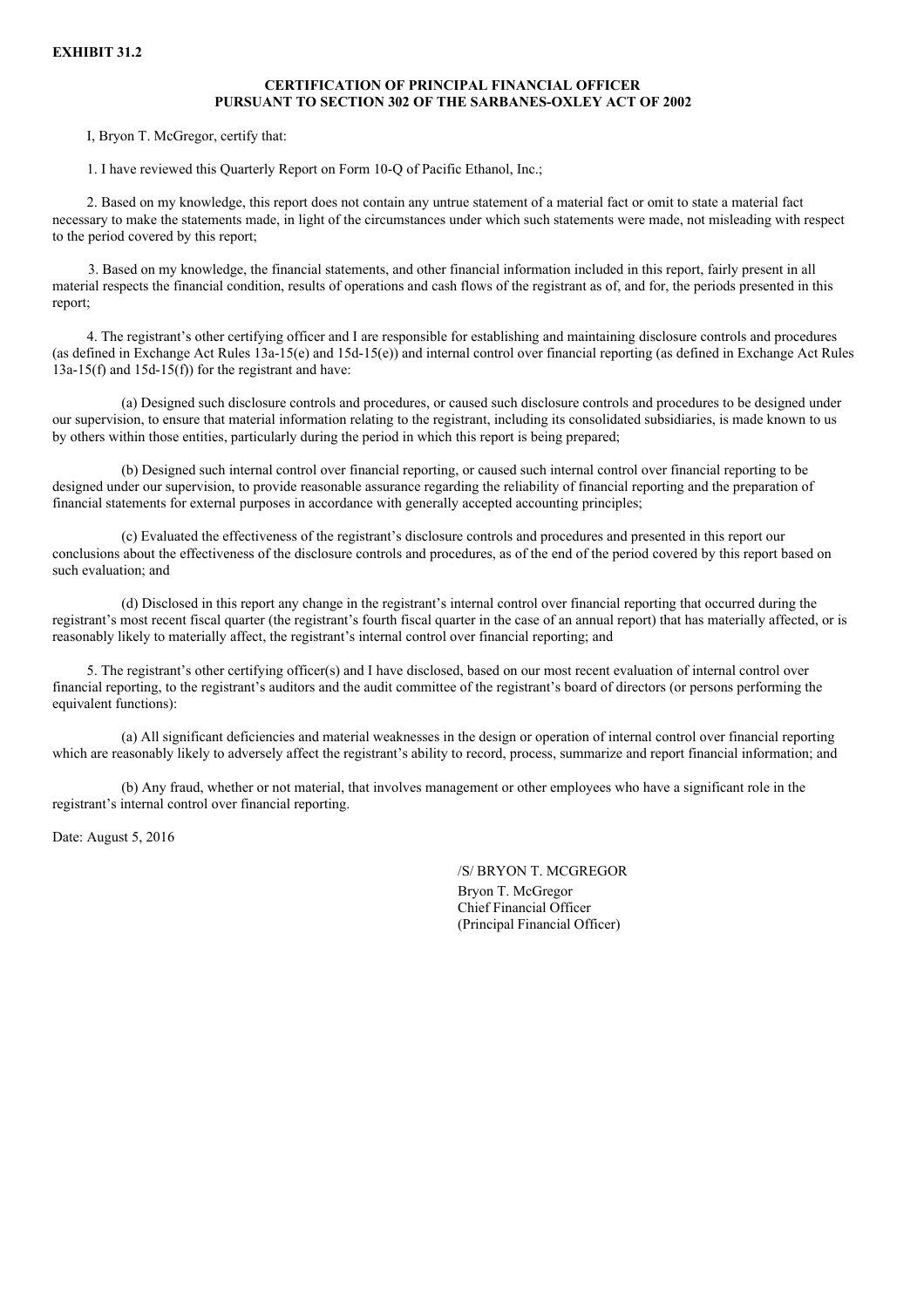**EXHIBIT 31.2**

**CERTIFICATION OF PRINCIPAL FINANCIAL OFFICER
PURSUANT TO SECTION 302 OF THE SARBANES-OXLEY ACT OF 2002**

I, Bryon T. McGregor, certify that:

1. I have reviewed this Quarterly Report on Form 10-Q of Pacific Ethanol, Inc.;

2. Based on my knowledge, this report does not contain any untrue statement of a material fact or omit to state a material fact necessary to make the statements made, in light of the circumstances under which such statements were made, not misleading with respect to the period covered by this report;

3. Based on my knowledge, the financial statements, and other financial information included in this report, fairly present in all material respects the financial condition, results of operations and cash flows of the registrant as of, and for, the periods presented in this report;

4. The registrant's other certifying officer and I are responsible for establishing and maintaining disclosure controls and procedures (as defined in Exchange Act Rules 13a-15(e) and 15d-15(e)) and internal control over financial reporting (as defined in Exchange Act Rules 13a-15(f) and 15d-15(f)) for the registrant and have:

(a) Designed such disclosure controls and procedures, or caused such disclosure controls and procedures to be designed under our supervision, to ensure that material information relating to the registrant, including its consolidated subsidiaries, is made known to us by others within those entities, particularly during the period in which this report is being prepared;

(b) Designed such internal control over financial reporting, or caused such internal control over financial reporting to be designed under our supervision, to provide reasonable assurance regarding the reliability of financial reporting and the preparation of financial statements for external purposes in accordance with generally accepted accounting principles;

(c) Evaluated the effectiveness of the registrant's disclosure controls and procedures and presented in this report our conclusions about the effectiveness of the disclosure controls and procedures, as of the end of the period covered by this report based on such evaluation; and

(d) Disclosed in this report any change in the registrant's internal control over financial reporting that occurred during the registrant's most recent fiscal quarter (the registrant's fourth fiscal quarter in the case of an annual report) that has materially affected, or is reasonably likely to materially affect, the registrant's internal control over financial reporting; and

5. The registrant's other certifying officer(s) and I have disclosed, based on our most recent evaluation of internal control over financial reporting, to the registrant's auditors and the audit committee of the registrant's board of directors (or persons performing the equivalent functions):

(a) All significant deficiencies and material weaknesses in the design or operation of internal control over financial reporting which are reasonably likely to adversely affect the registrant's ability to record, process, summarize and report financial information; and

(b) Any fraud, whether or not material, that involves management or other employees who have a significant role in the registrant's internal control over financial reporting.

Date: August 5, 2016

/S/ BRYON T. MCGREGOR
Bryon T. McGregor
Chief Financial Officer
(Principal Financial Officer)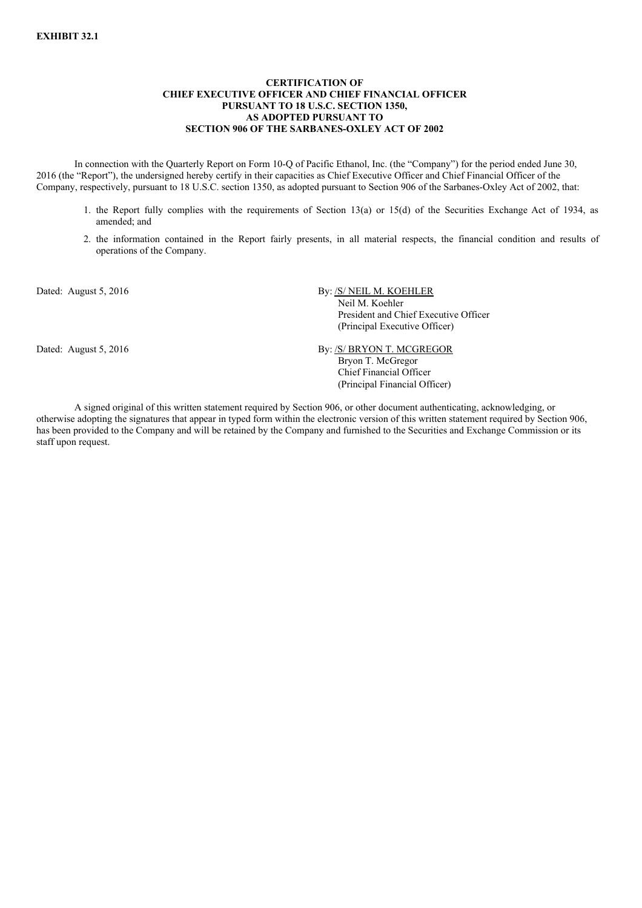**EXHIBIT 32.1**

**CERTIFICATION OF**
**CHIEF EXECUTIVE OFFICER AND CHIEF FINANCIAL OFFICER**
**PURSUANT TO 18 U.S.C. SECTION 1350,**
**AS ADOPTED PURSUANT TO**
**SECTION 906 OF THE SARBANES-OXLEY ACT OF 2002**

In connection with the Quarterly Report on Form 10-Q of Pacific Ethanol, Inc. (the "Company") for the period ended June 30, 2016 (the "Report"), the undersigned hereby certify in their capacities as Chief Executive Officer and Chief Financial Officer of the Company, respectively, pursuant to 18 U.S.C. section 1350, as adopted pursuant to Section 906 of the Sarbanes-Oxley Act of 2002, that:

1. the Report fully complies with the requirements of Section 13(a) or 15(d) of the Securities Exchange Act of 1934, as amended; and
2. the information contained in the Report fairly presents, in all material respects, the financial condition and results of operations of the Company.

Dated: August 5, 2016

By: /S/ NEIL M. KOEHLER
Neil M. Koehler
President and Chief Executive Officer
(Principal Executive Officer)

Dated: August 5, 2016

By: /S/ BRYON T. MCGREGOR
Bryon T. McGregor
Chief Financial Officer
(Principal Financial Officer)

A signed original of this written statement required by Section 906, or other document authenticating, acknowledging, or otherwise adopting the signatures that appear in typed form within the electronic version of this written statement required by Section 906, has been provided to the Company and will be retained by the Company and furnished to the Securities and Exchange Commission or its staff upon request.